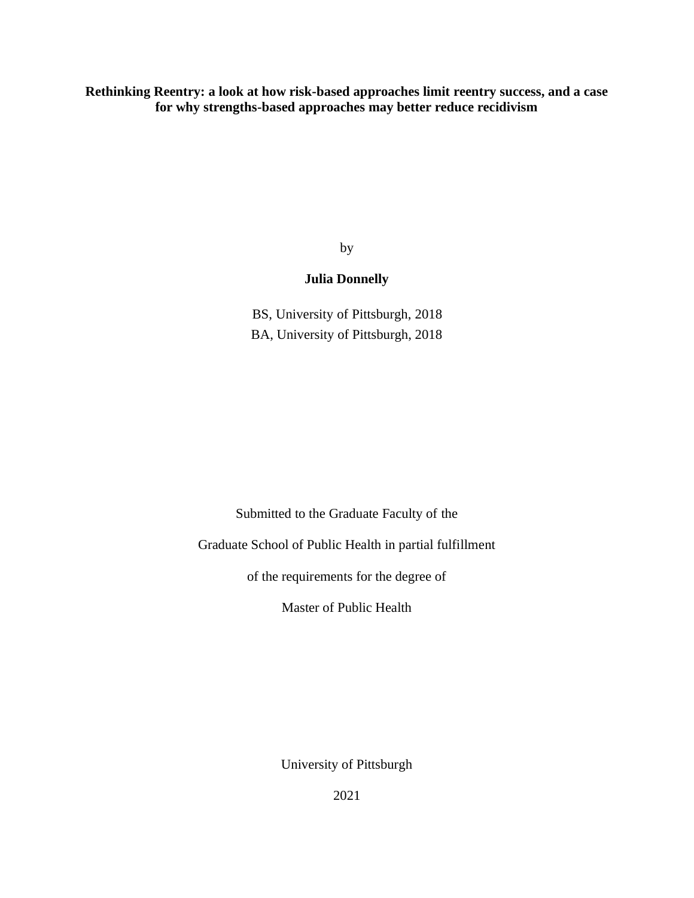# Rethinking Reentry: a look at how risk-based approaches limit reentry success, and a case for why strengths-based approaches may better reduce recidivism

by

**Julia Donnelly**

BS, University of Pittsburgh, 2018

BA, University of Pittsburgh, 2018

Submitted to the Graduate Faculty of the

Graduate School of Public Health in partial fulfillment

of the requirements for the degree of

Master of Public Health

University of Pittsburgh

2021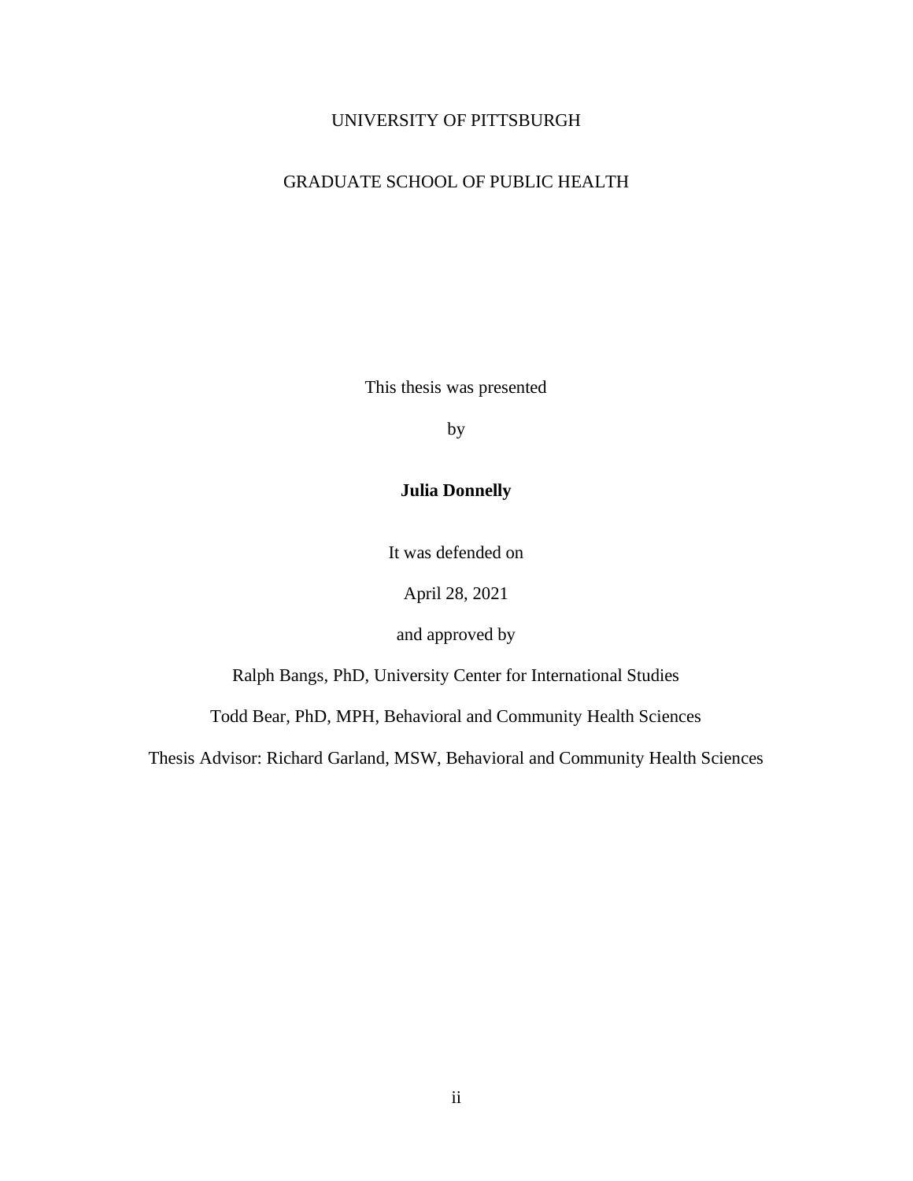UNIVERSITY OF PITTSBURGH

GRADUATE SCHOOL OF PUBLIC HEALTH

This thesis was presented

by

**Julia Donnelly**

It was defended on

April 28, 2021

and approved by

Ralph Bangs, PhD, University Center for International Studies

Todd Bear, PhD, MPH, Behavioral and Community Health Sciences

Thesis Advisor: Richard Garland, MSW, Behavioral and Community Health Sciences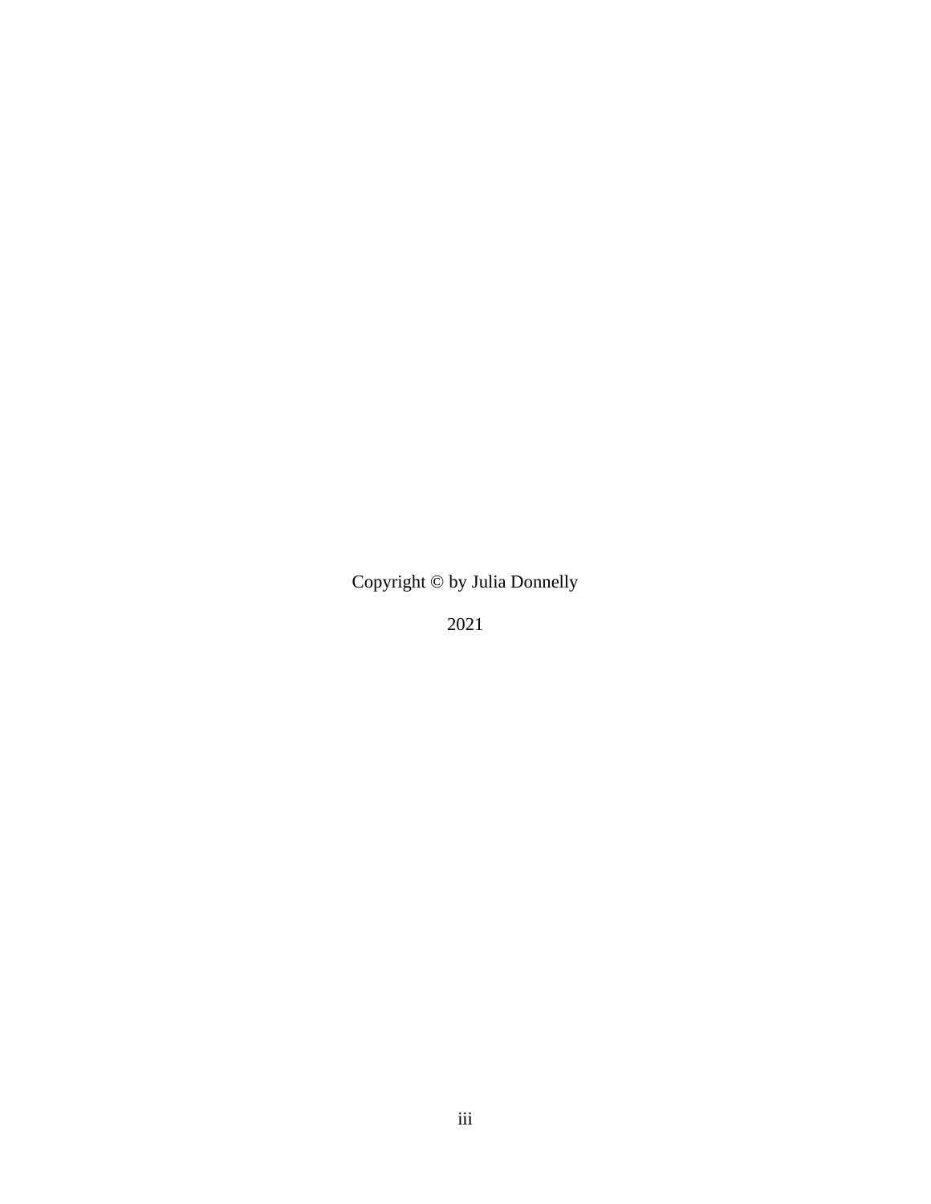Copyright © by Julia Donnelly

2021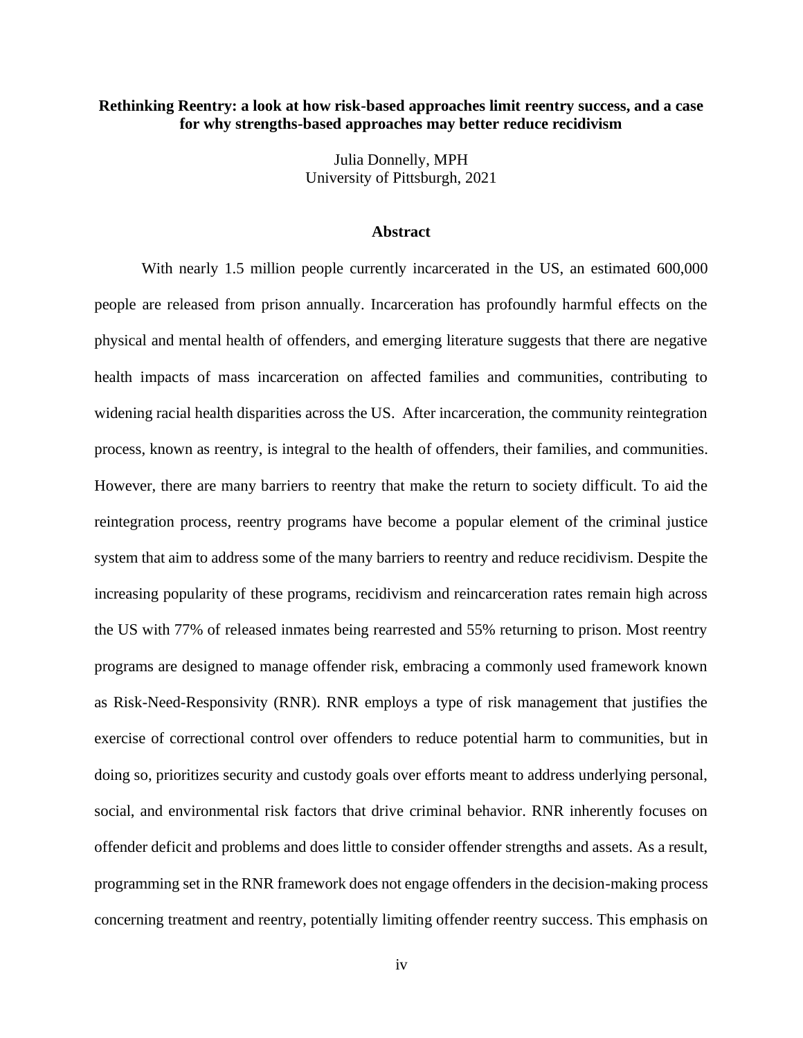**Rethinking Reentry: a look at how risk-based approaches limit reentry success, and a case for why strengths-based approaches may better reduce recidivism**

Julia Donnelly, MPH
University of Pittsburgh, 2021

## Abstract

With nearly 1.5 million people currently incarcerated in the US, an estimated 600,000 people are released from prison annually. Incarceration has profoundly harmful effects on the physical and mental health of offenders, and emerging literature suggests that there are negative health impacts of mass incarceration on affected families and communities, contributing to widening racial health disparities across the US. After incarceration, the community reintegration process, known as reentry, is integral to the health of offenders, their families, and communities. However, there are many barriers to reentry that make the return to society difficult. To aid the reintegration process, reentry programs have become a popular element of the criminal justice system that aim to address some of the many barriers to reentry and reduce recidivism. Despite the increasing popularity of these programs, recidivism and reincarceration rates remain high across the US with 77% of released inmates being rearrested and 55% returning to prison. Most reentry programs are designed to manage offender risk, embracing a commonly used framework known as Risk-Need-Responsivity (RNR). RNR employs a type of risk management that justifies the exercise of correctional control over offenders to reduce potential harm to communities, but in doing so, prioritizes security and custody goals over efforts meant to address underlying personal, social, and environmental risk factors that drive criminal behavior. RNR inherently focuses on offender deficit and problems and does little to consider offender strengths and assets. As a result, programming set in the RNR framework does not engage offenders in the decision-making process concerning treatment and reentry, potentially limiting offender reentry success. This emphasis on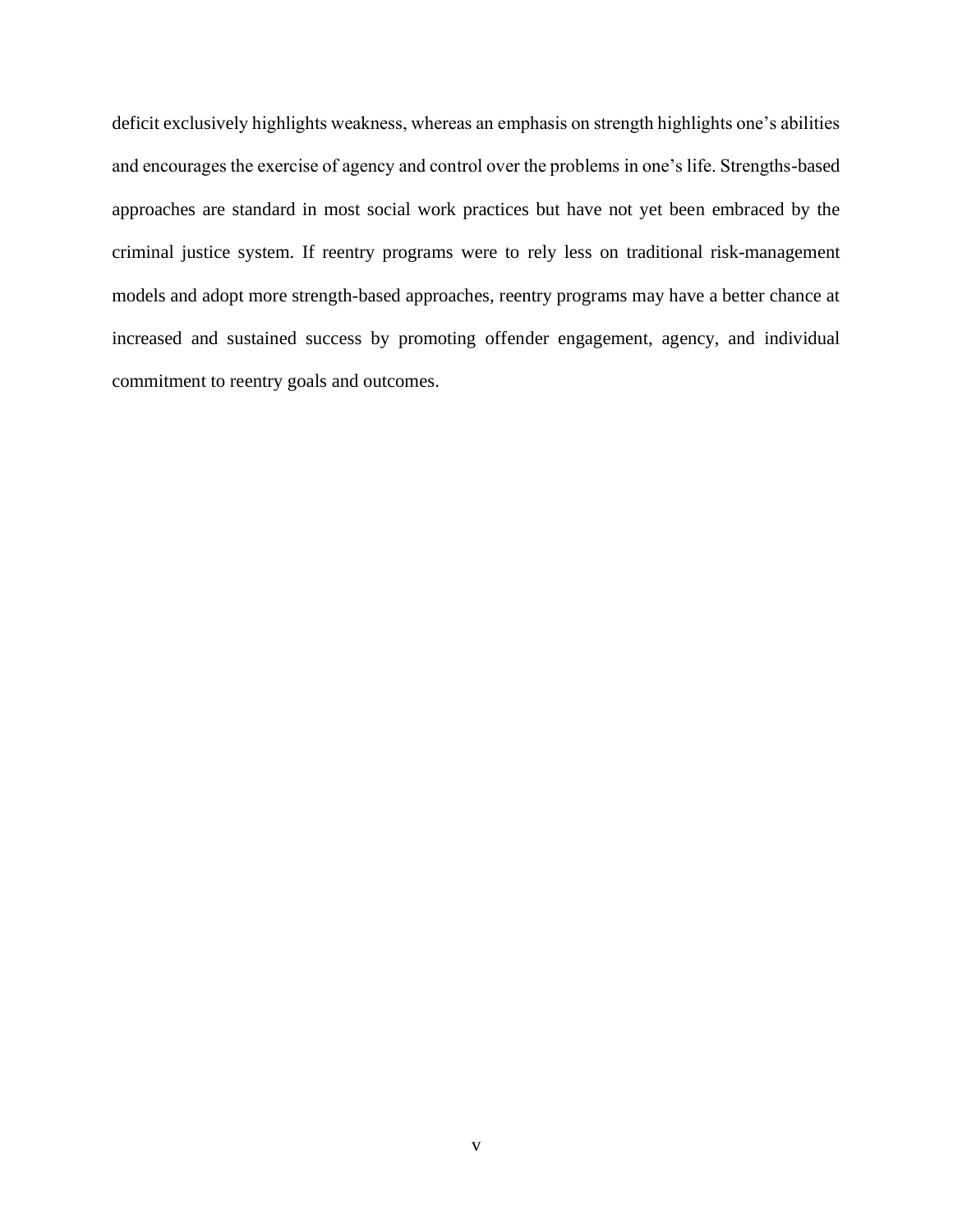deficit exclusively highlights weakness, whereas an emphasis on strength highlights one's abilities and encourages the exercise of agency and control over the problems in one's life. Strengths-based approaches are standard in most social work practices but have not yet been embraced by the criminal justice system. If reentry programs were to rely less on traditional risk-management models and adopt more strength-based approaches, reentry programs may have a better chance at increased and sustained success by promoting offender engagement, agency, and individual commitment to reentry goals and outcomes.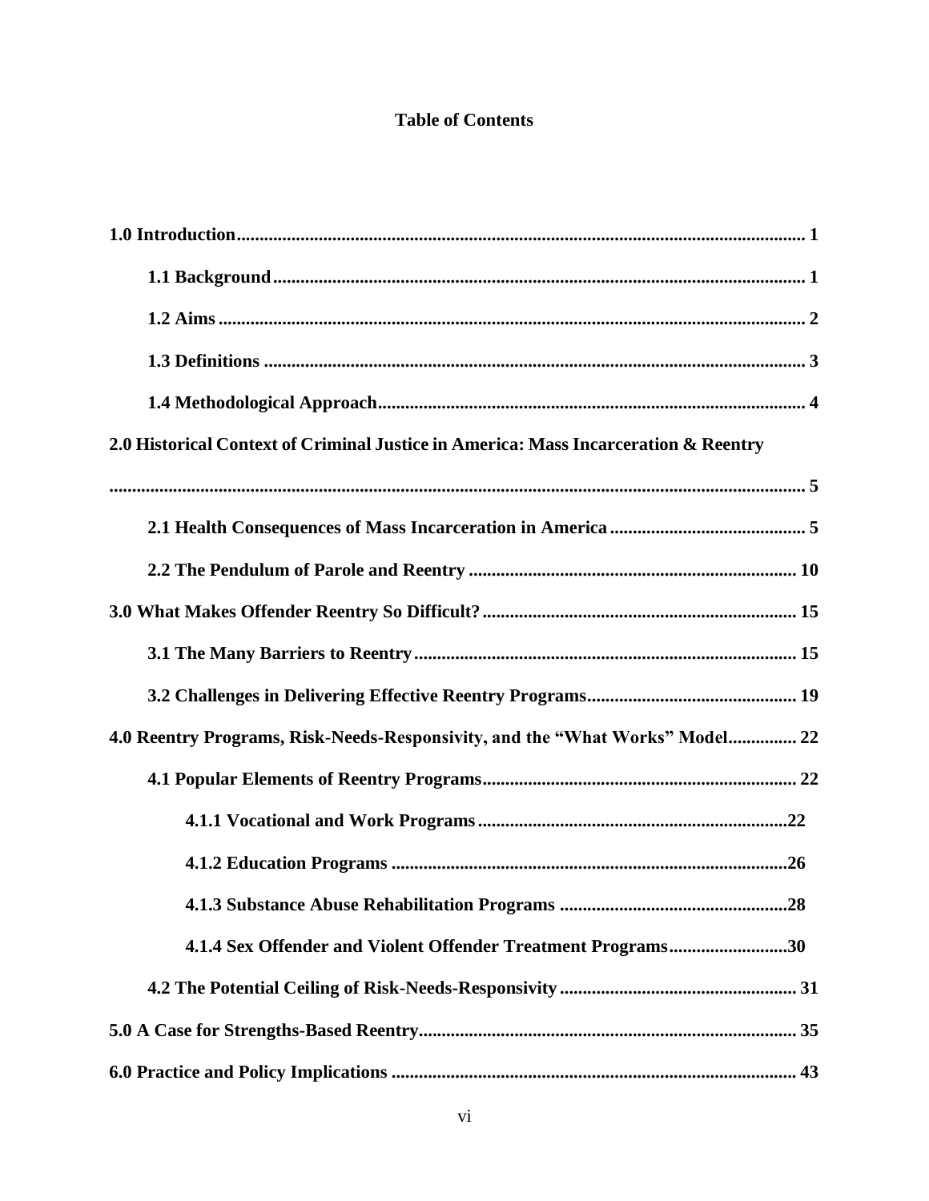# Table of Contents

**1.0 Introduction** ... 1

**1.1 Background** ... 1

**1.2 Aims** ... 2

**1.3 Definitions** ... 3

**1.4 Methodological Approach** ... 4

**2.0 Historical Context of Criminal Justice in America: Mass Incarceration & Reentry** ... 5

**2.1 Health Consequences of Mass Incarceration in America** ... 5

**2.2 The Pendulum of Parole and Reentry** ... 10

**3.0 What Makes Offender Reentry So Difficult?** ... 15

**3.1 The Many Barriers to Reentry** ... 15

**3.2 Challenges in Delivering Effective Reentry Programs** ... 19

**4.0 Reentry Programs, Risk-Needs-Responsivity, and the "What Works" Model** ... 22

**4.1 Popular Elements of Reentry Programs** ... 22

**4.1.1 Vocational and Work Programs** ... 22

**4.1.2 Education Programs** ... 26

**4.1.3 Substance Abuse Rehabilitation Programs** ... 28

**4.1.4 Sex Offender and Violent Offender Treatment Programs** ... 30

**4.2 The Potential Ceiling of Risk-Needs-Responsivity** ... 31

**5.0 A Case for Strengths-Based Reentry** ... 35

**6.0 Practice and Policy Implications** ... 43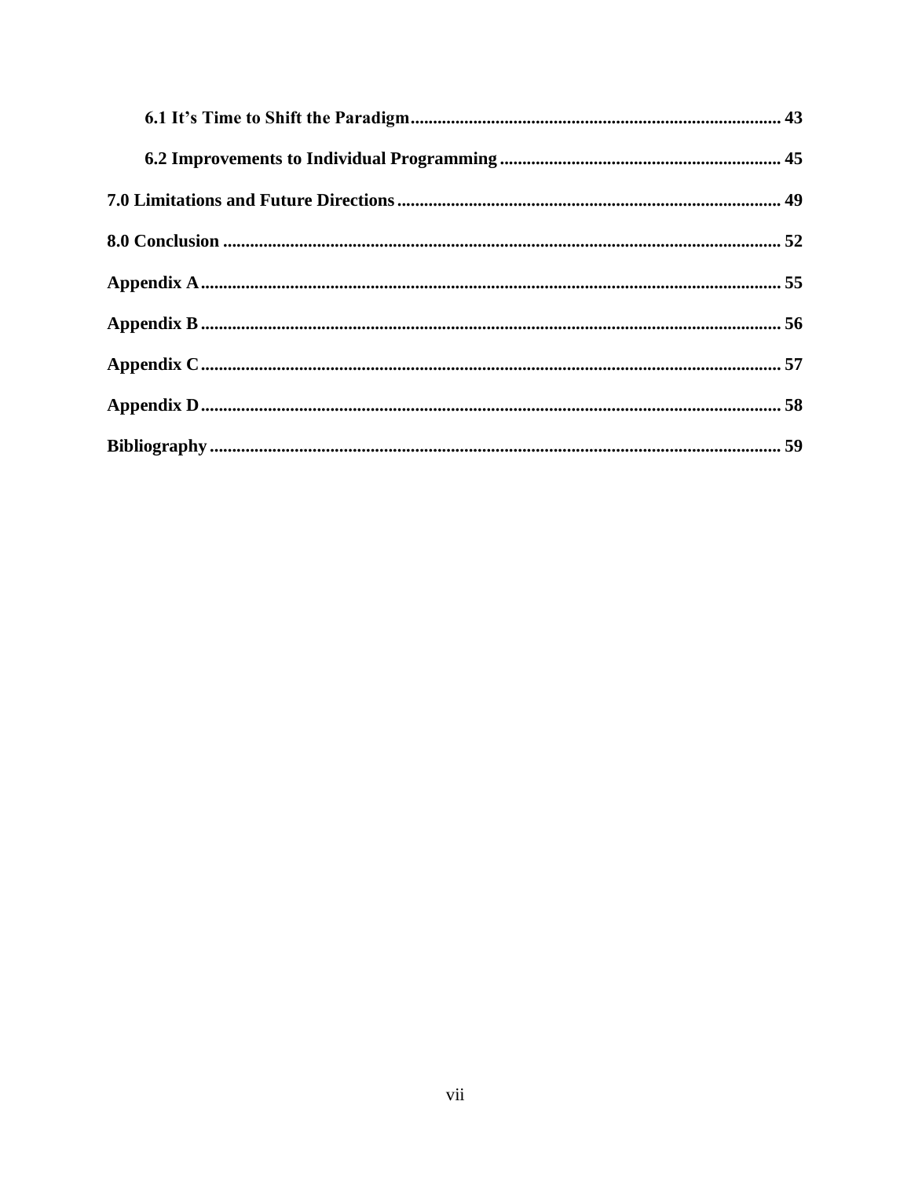**6.1 It's Time to Shift the Paradigm** .......... 43

**6.2 Improvements to Individual Programming** .......... 45

**7.0 Limitations and Future Directions** .......... 49

**8.0 Conclusion** .......... 52

**Appendix A** .......... 55

**Appendix B** .......... 56

**Appendix C** .......... 57

**Appendix D** .......... 58

**Bibliography** .......... 59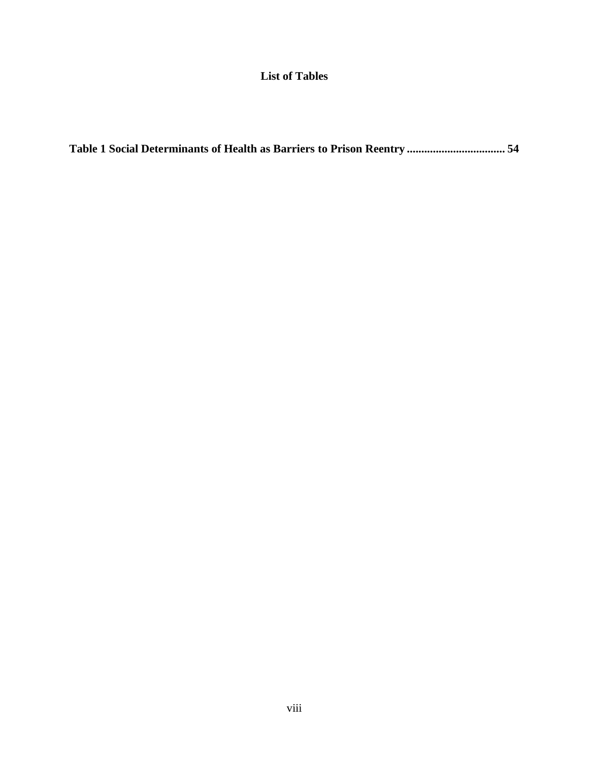# List of Tables

**Table 1 Social Determinants of Health as Barriers to Prison Reentry ................................. 54**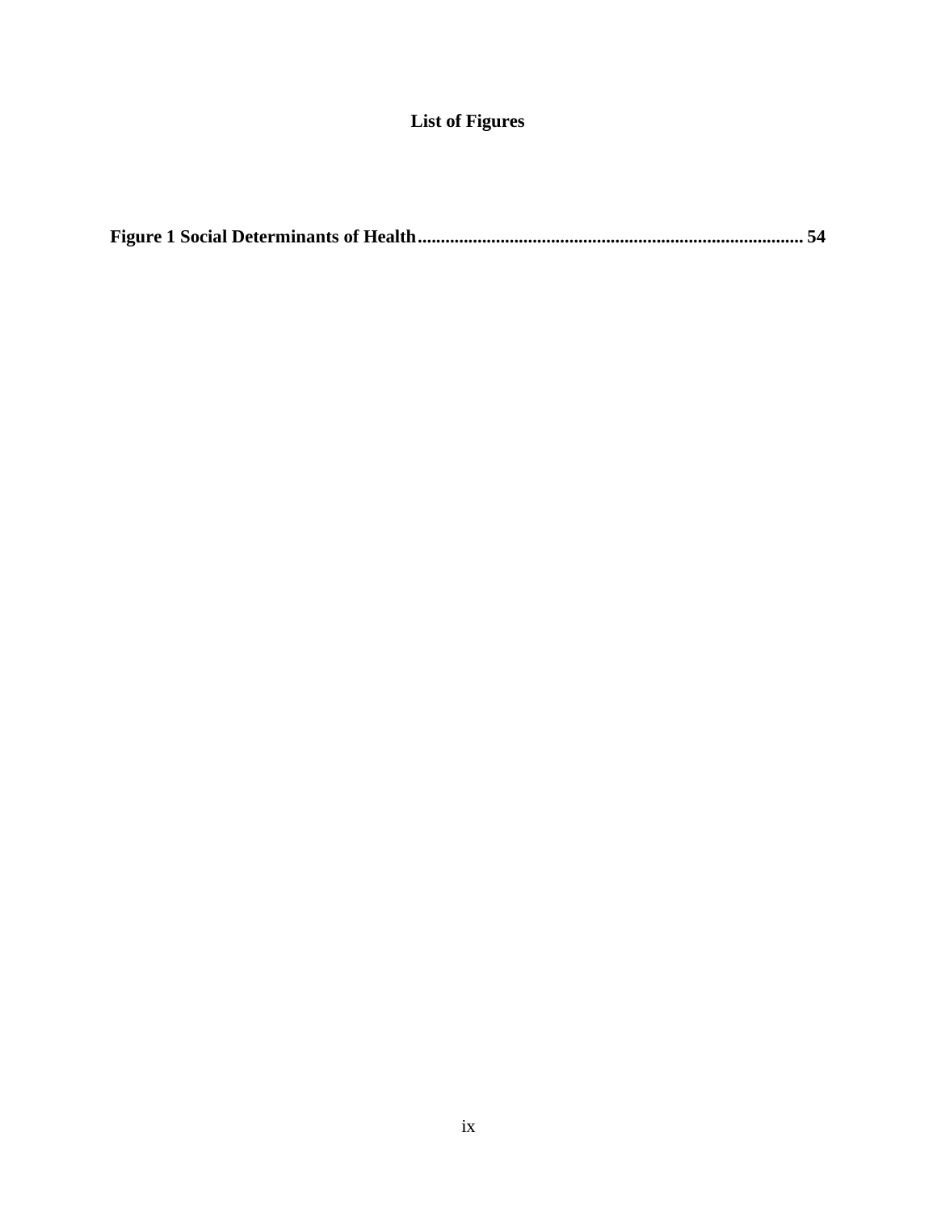# List of Figures

**Figure 1 Social Determinants of Health .................................................................................... 54**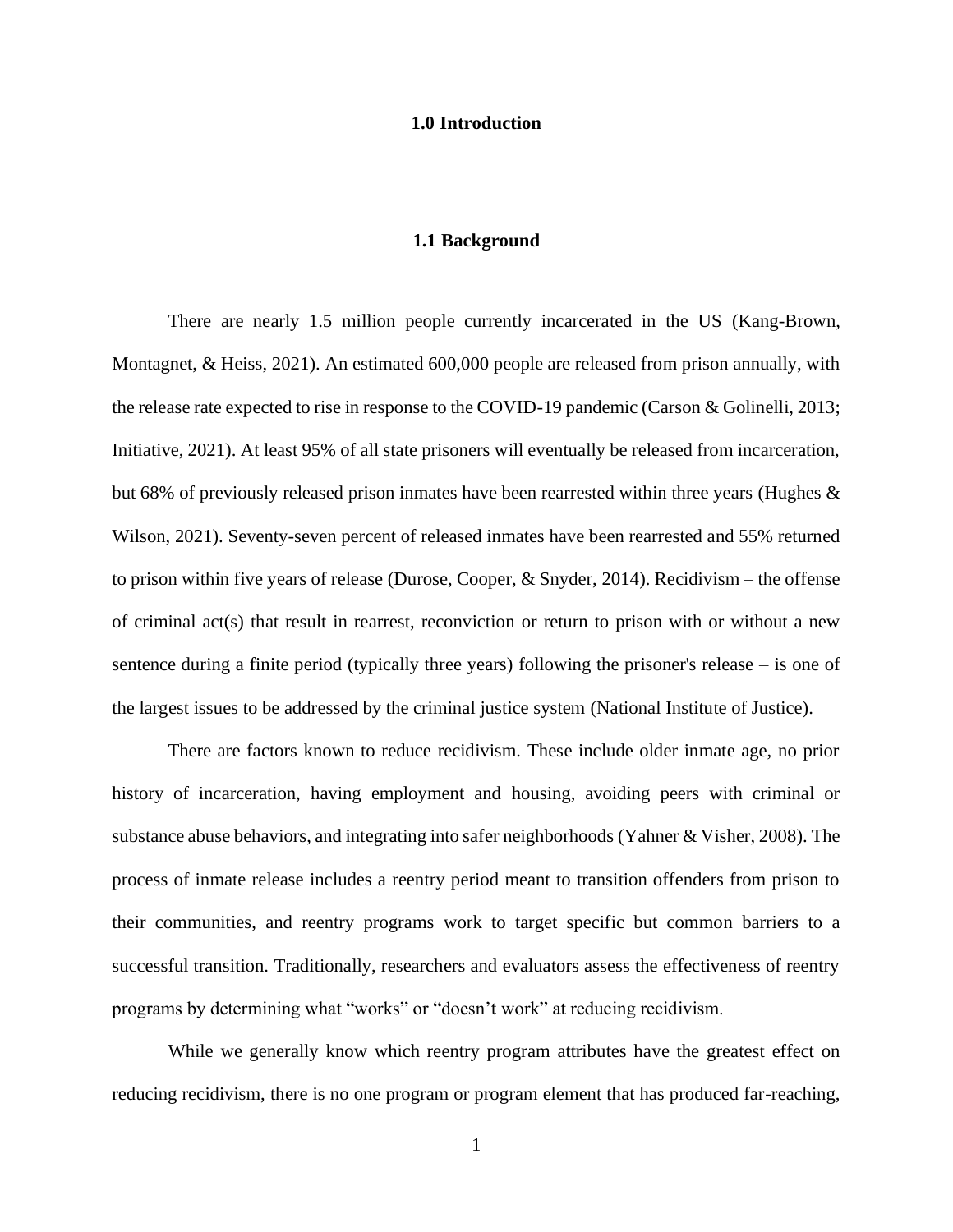# 1.0 Introduction

## 1.1 Background

There are nearly 1.5 million people currently incarcerated in the US (Kang-Brown, Montagnet, & Heiss, 2021). An estimated 600,000 people are released from prison annually, with the release rate expected to rise in response to the COVID-19 pandemic (Carson & Golinelli, 2013; Initiative, 2021). At least 95% of all state prisoners will eventually be released from incarceration, but 68% of previously released prison inmates have been rearrested within three years (Hughes & Wilson, 2021). Seventy-seven percent of released inmates have been rearrested and 55% returned to prison within five years of release (Durose, Cooper, & Snyder, 2014). Recidivism – the offense of criminal act(s) that result in rearrest, reconviction or return to prison with or without a new sentence during a finite period (typically three years) following the prisoner's release – is one of the largest issues to be addressed by the criminal justice system (National Institute of Justice).

There are factors known to reduce recidivism. These include older inmate age, no prior history of incarceration, having employment and housing, avoiding peers with criminal or substance abuse behaviors, and integrating into safer neighborhoods (Yahner & Visher, 2008). The process of inmate release includes a reentry period meant to transition offenders from prison to their communities, and reentry programs work to target specific but common barriers to a successful transition. Traditionally, researchers and evaluators assess the effectiveness of reentry programs by determining what "works" or "doesn't work" at reducing recidivism.

While we generally know which reentry program attributes have the greatest effect on reducing recidivism, there is no one program or program element that has produced far-reaching,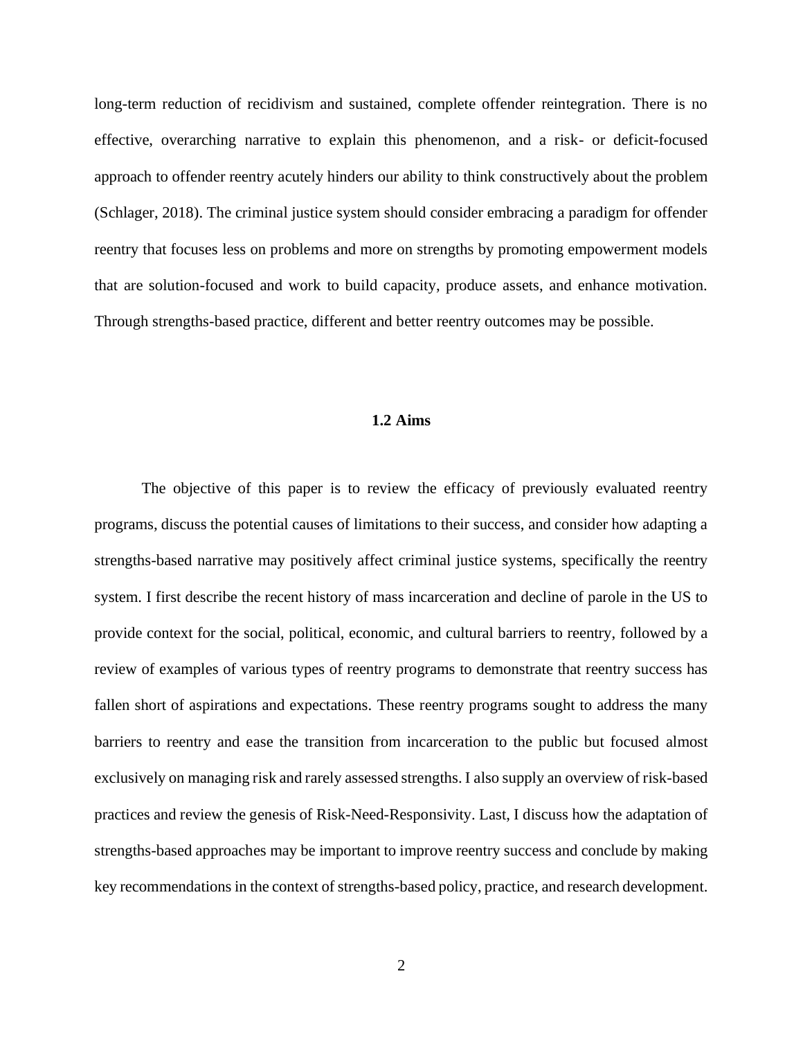long-term reduction of recidivism and sustained, complete offender reintegration. There is no effective, overarching narrative to explain this phenomenon, and a risk- or deficit-focused approach to offender reentry acutely hinders our ability to think constructively about the problem (Schlager, 2018). The criminal justice system should consider embracing a paradigm for offender reentry that focuses less on problems and more on strengths by promoting empowerment models that are solution-focused and work to build capacity, produce assets, and enhance motivation. Through strengths-based practice, different and better reentry outcomes may be possible.

## 1.2 Aims

The objective of this paper is to review the efficacy of previously evaluated reentry programs, discuss the potential causes of limitations to their success, and consider how adapting a strengths-based narrative may positively affect criminal justice systems, specifically the reentry system. I first describe the recent history of mass incarceration and decline of parole in the US to provide context for the social, political, economic, and cultural barriers to reentry, followed by a review of examples of various types of reentry programs to demonstrate that reentry success has fallen short of aspirations and expectations. These reentry programs sought to address the many barriers to reentry and ease the transition from incarceration to the public but focused almost exclusively on managing risk and rarely assessed strengths. I also supply an overview of risk-based practices and review the genesis of Risk-Need-Responsivity. Last, I discuss how the adaptation of strengths-based approaches may be important to improve reentry success and conclude by making key recommendations in the context of strengths-based policy, practice, and research development.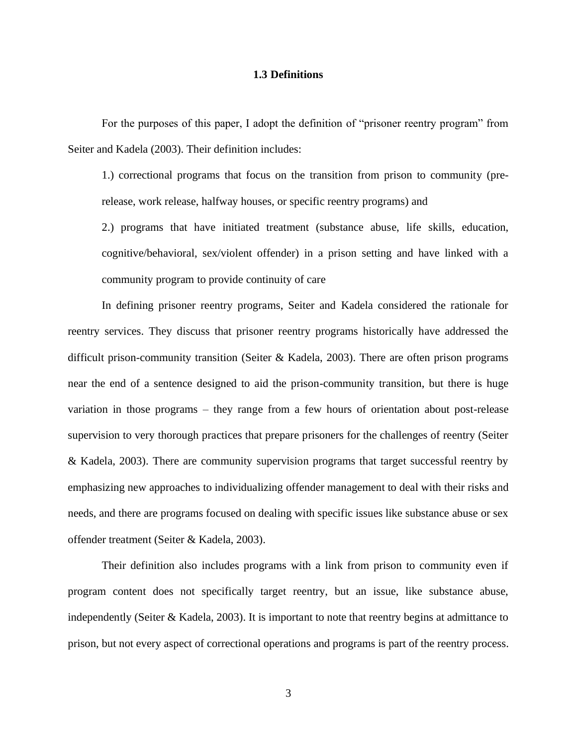### 1.3 Definitions

For the purposes of this paper, I adopt the definition of "prisoner reentry program" from Seiter and Kadela (2003). Their definition includes:

> 1.) correctional programs that focus on the transition from prison to community (pre-release, work release, halfway houses, or specific reentry programs) and
>
> 2.) programs that have initiated treatment (substance abuse, life skills, education, cognitive/behavioral, sex/violent offender) in a prison setting and have linked with a community program to provide continuity of care

In defining prisoner reentry programs, Seiter and Kadela considered the rationale for reentry services. They discuss that prisoner reentry programs historically have addressed the difficult prison-community transition (Seiter & Kadela, 2003). There are often prison programs near the end of a sentence designed to aid the prison-community transition, but there is huge variation in those programs – they range from a few hours of orientation about post-release supervision to very thorough practices that prepare prisoners for the challenges of reentry (Seiter & Kadela, 2003). There are community supervision programs that target successful reentry by emphasizing new approaches to individualizing offender management to deal with their risks and needs, and there are programs focused on dealing with specific issues like substance abuse or sex offender treatment (Seiter & Kadela, 2003).

Their definition also includes programs with a link from prison to community even if program content does not specifically target reentry, but an issue, like substance abuse, independently (Seiter & Kadela, 2003). It is important to note that reentry begins at admittance to prison, but not every aspect of correctional operations and programs is part of the reentry process.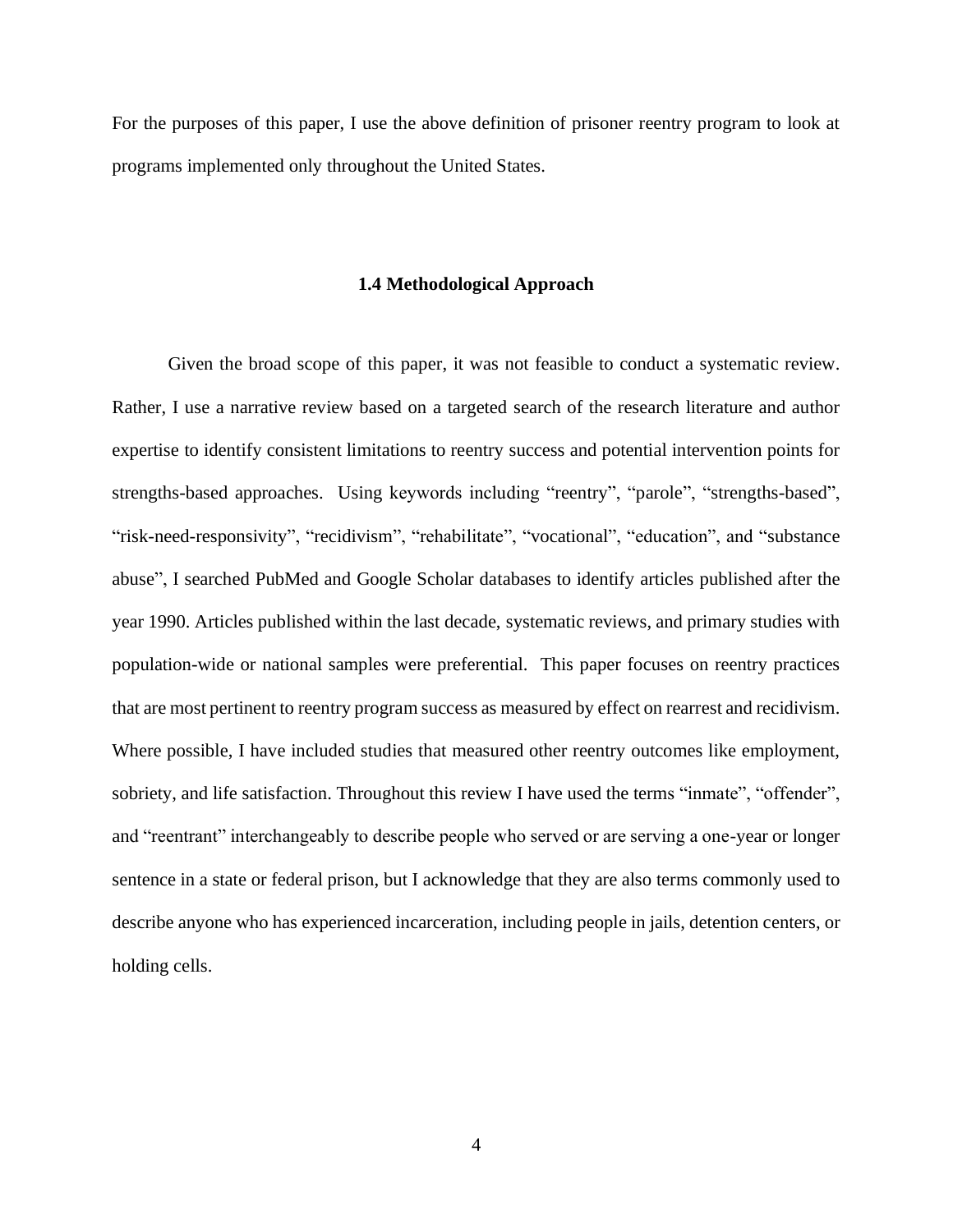For the purposes of this paper, I use the above definition of prisoner reentry program to look at programs implemented only throughout the United States.

### 1.4 Methodological Approach

Given the broad scope of this paper, it was not feasible to conduct a systematic review. Rather, I use a narrative review based on a targeted search of the research literature and author expertise to identify consistent limitations to reentry success and potential intervention points for strengths-based approaches. Using keywords including "reentry", "parole", "strengths-based", "risk-need-responsivity", "recidivism", "rehabilitate", "vocational", "education", and "substance abuse", I searched PubMed and Google Scholar databases to identify articles published after the year 1990. Articles published within the last decade, systematic reviews, and primary studies with population-wide or national samples were preferential. This paper focuses on reentry practices that are most pertinent to reentry program success as measured by effect on rearrest and recidivism. Where possible, I have included studies that measured other reentry outcomes like employment, sobriety, and life satisfaction. Throughout this review I have used the terms "inmate", "offender", and "reentrant" interchangeably to describe people who served or are serving a one-year or longer sentence in a state or federal prison, but I acknowledge that they are also terms commonly used to describe anyone who has experienced incarceration, including people in jails, detention centers, or holding cells.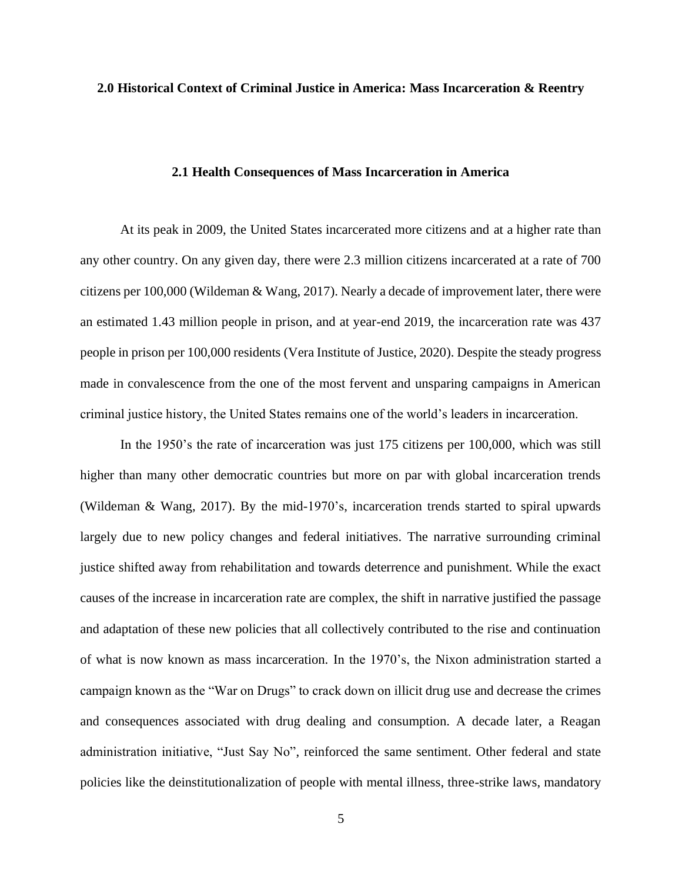## 2.0 Historical Context of Criminal Justice in America: Mass Incarceration & Reentry

### 2.1 Health Consequences of Mass Incarceration in America

At its peak in 2009, the United States incarcerated more citizens and at a higher rate than any other country. On any given day, there were 2.3 million citizens incarcerated at a rate of 700 citizens per 100,000 (Wildeman & Wang, 2017). Nearly a decade of improvement later, there were an estimated 1.43 million people in prison, and at year-end 2019, the incarceration rate was 437 people in prison per 100,000 residents (Vera Institute of Justice, 2020). Despite the steady progress made in convalescence from the one of the most fervent and unsparing campaigns in American criminal justice history, the United States remains one of the world's leaders in incarceration.

In the 1950's the rate of incarceration was just 175 citizens per 100,000, which was still higher than many other democratic countries but more on par with global incarceration trends (Wildeman & Wang, 2017). By the mid-1970's, incarceration trends started to spiral upwards largely due to new policy changes and federal initiatives. The narrative surrounding criminal justice shifted away from rehabilitation and towards deterrence and punishment. While the exact causes of the increase in incarceration rate are complex, the shift in narrative justified the passage and adaptation of these new policies that all collectively contributed to the rise and continuation of what is now known as mass incarceration. In the 1970's, the Nixon administration started a campaign known as the "War on Drugs" to crack down on illicit drug use and decrease the crimes and consequences associated with drug dealing and consumption. A decade later, a Reagan administration initiative, "Just Say No", reinforced the same sentiment. Other federal and state policies like the deinstitutionalization of people with mental illness, three-strike laws, mandatory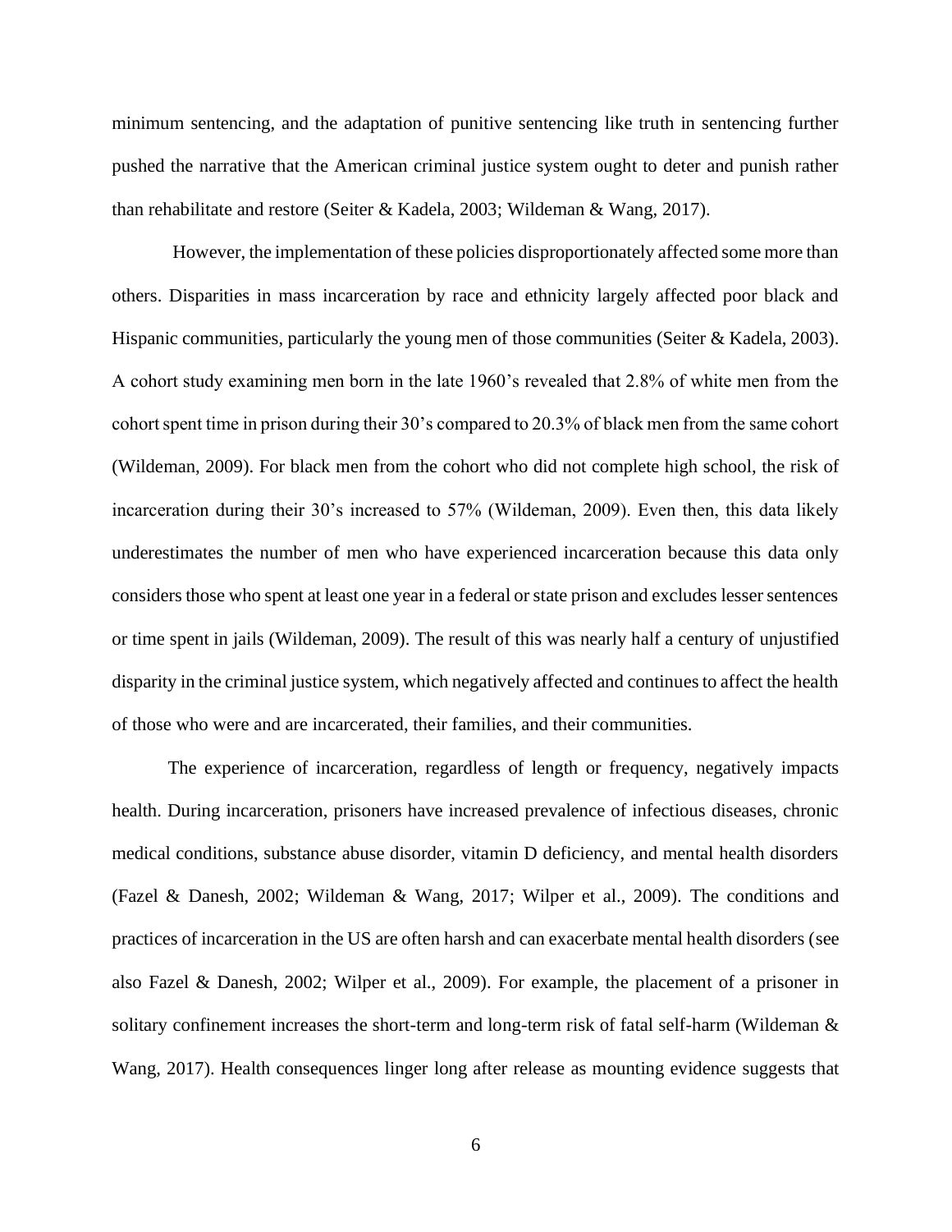minimum sentencing, and the adaptation of punitive sentencing like truth in sentencing further pushed the narrative that the American criminal justice system ought to deter and punish rather than rehabilitate and restore (Seiter & Kadela, 2003; Wildeman & Wang, 2017).

However, the implementation of these policies disproportionately affected some more than others. Disparities in mass incarceration by race and ethnicity largely affected poor black and Hispanic communities, particularly the young men of those communities (Seiter & Kadela, 2003). A cohort study examining men born in the late 1960's revealed that 2.8% of white men from the cohort spent time in prison during their 30's compared to 20.3% of black men from the same cohort (Wildeman, 2009). For black men from the cohort who did not complete high school, the risk of incarceration during their 30's increased to 57% (Wildeman, 2009). Even then, this data likely underestimates the number of men who have experienced incarceration because this data only considers those who spent at least one year in a federal or state prison and excludes lesser sentences or time spent in jails (Wildeman, 2009). The result of this was nearly half a century of unjustified disparity in the criminal justice system, which negatively affected and continues to affect the health of those who were and are incarcerated, their families, and their communities.

The experience of incarceration, regardless of length or frequency, negatively impacts health. During incarceration, prisoners have increased prevalence of infectious diseases, chronic medical conditions, substance abuse disorder, vitamin D deficiency, and mental health disorders (Fazel & Danesh, 2002; Wildeman & Wang, 2017; Wilper et al., 2009). The conditions and practices of incarceration in the US are often harsh and can exacerbate mental health disorders (see also Fazel & Danesh, 2002; Wilper et al., 2009). For example, the placement of a prisoner in solitary confinement increases the short-term and long-term risk of fatal self-harm (Wildeman & Wang, 2017). Health consequences linger long after release as mounting evidence suggests that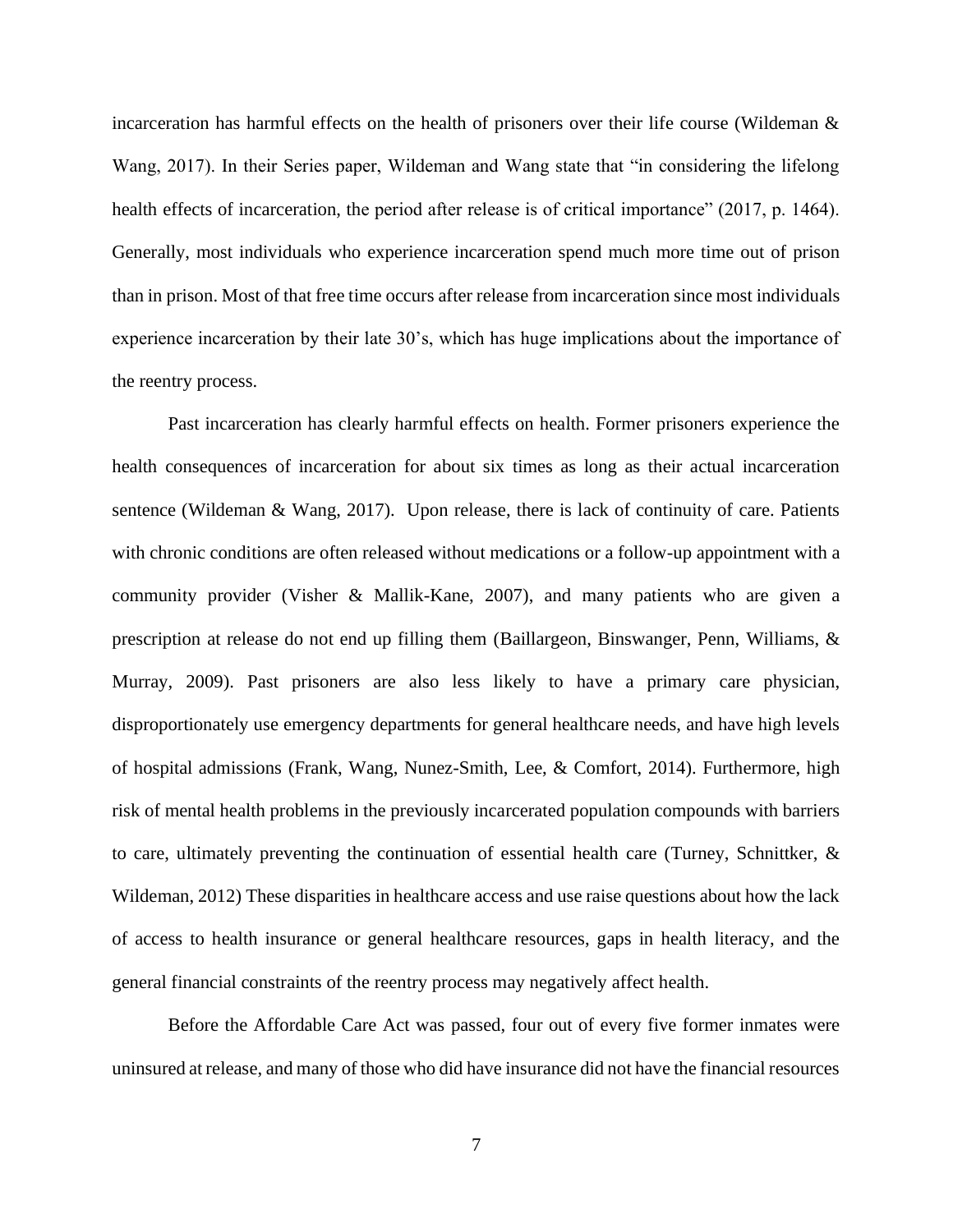incarceration has harmful effects on the health of prisoners over their life course (Wildeman & Wang, 2017). In their Series paper, Wildeman and Wang state that "in considering the lifelong health effects of incarceration, the period after release is of critical importance" (2017, p. 1464). Generally, most individuals who experience incarceration spend much more time out of prison than in prison. Most of that free time occurs after release from incarceration since most individuals experience incarceration by their late 30's, which has huge implications about the importance of the reentry process.

Past incarceration has clearly harmful effects on health. Former prisoners experience the health consequences of incarceration for about six times as long as their actual incarceration sentence (Wildeman & Wang, 2017). Upon release, there is lack of continuity of care. Patients with chronic conditions are often released without medications or a follow-up appointment with a community provider (Visher & Mallik-Kane, 2007), and many patients who are given a prescription at release do not end up filling them (Baillargeon, Binswanger, Penn, Williams, & Murray, 2009). Past prisoners are also less likely to have a primary care physician, disproportionately use emergency departments for general healthcare needs, and have high levels of hospital admissions (Frank, Wang, Nunez-Smith, Lee, & Comfort, 2014). Furthermore, high risk of mental health problems in the previously incarcerated population compounds with barriers to care, ultimately preventing the continuation of essential health care (Turney, Schnittker, & Wildeman, 2012) These disparities in healthcare access and use raise questions about how the lack of access to health insurance or general healthcare resources, gaps in health literacy, and the general financial constraints of the reentry process may negatively affect health.

Before the Affordable Care Act was passed, four out of every five former inmates were uninsured at release, and many of those who did have insurance did not have the financial resources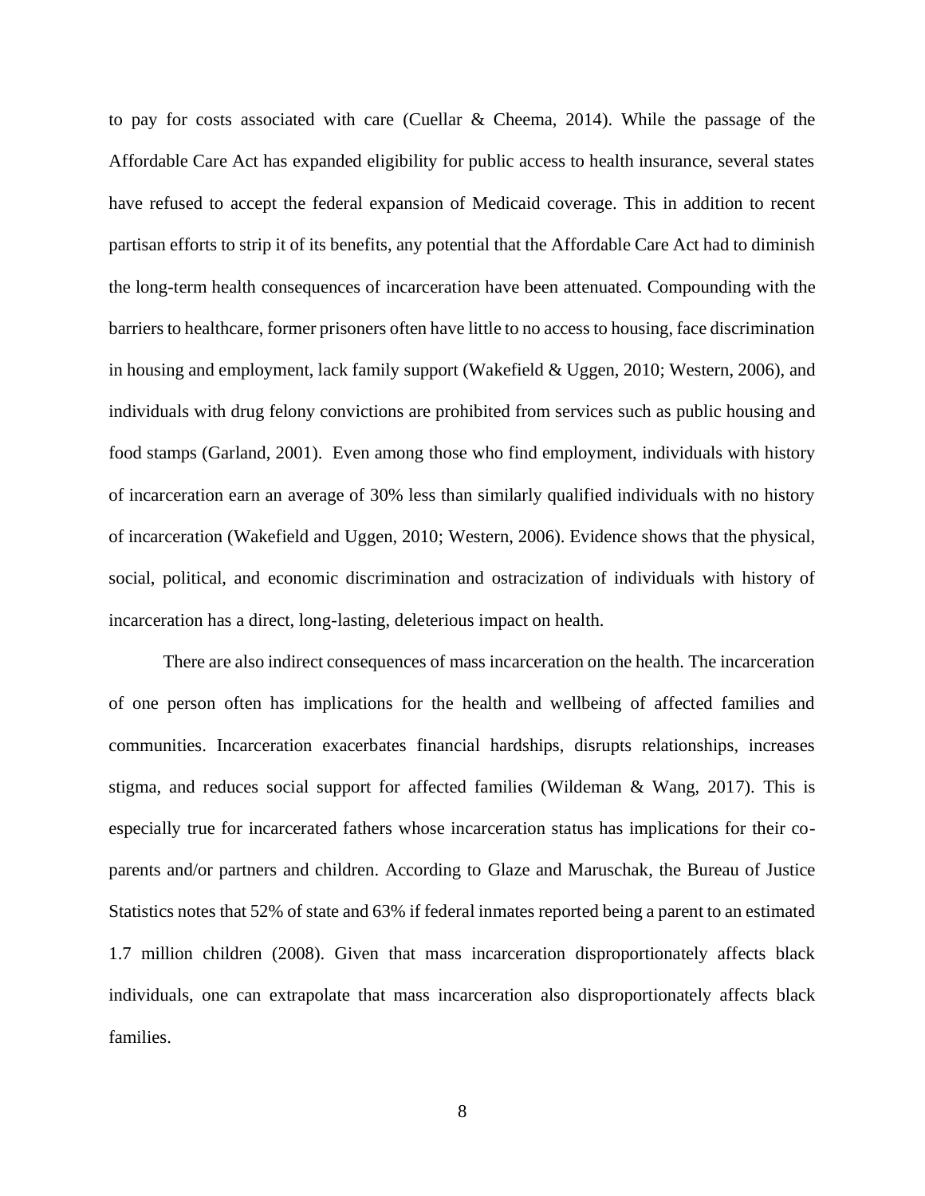to pay for costs associated with care (Cuellar & Cheema, 2014). While the passage of the Affordable Care Act has expanded eligibility for public access to health insurance, several states have refused to accept the federal expansion of Medicaid coverage. This in addition to recent partisan efforts to strip it of its benefits, any potential that the Affordable Care Act had to diminish the long-term health consequences of incarceration have been attenuated. Compounding with the barriers to healthcare, former prisoners often have little to no access to housing, face discrimination in housing and employment, lack family support (Wakefield & Uggen, 2010; Western, 2006), and individuals with drug felony convictions are prohibited from services such as public housing and food stamps (Garland, 2001). Even among those who find employment, individuals with history of incarceration earn an average of 30% less than similarly qualified individuals with no history of incarceration (Wakefield and Uggen, 2010; Western, 2006). Evidence shows that the physical, social, political, and economic discrimination and ostracization of individuals with history of incarceration has a direct, long-lasting, deleterious impact on health.

There are also indirect consequences of mass incarceration on the health. The incarceration of one person often has implications for the health and wellbeing of affected families and communities. Incarceration exacerbates financial hardships, disrupts relationships, increases stigma, and reduces social support for affected families (Wildeman & Wang, 2017). This is especially true for incarcerated fathers whose incarceration status has implications for their co-parents and/or partners and children. According to Glaze and Maruschak, the Bureau of Justice Statistics notes that 52% of state and 63% if federal inmates reported being a parent to an estimated 1.7 million children (2008). Given that mass incarceration disproportionately affects black individuals, one can extrapolate that mass incarceration also disproportionately affects black families.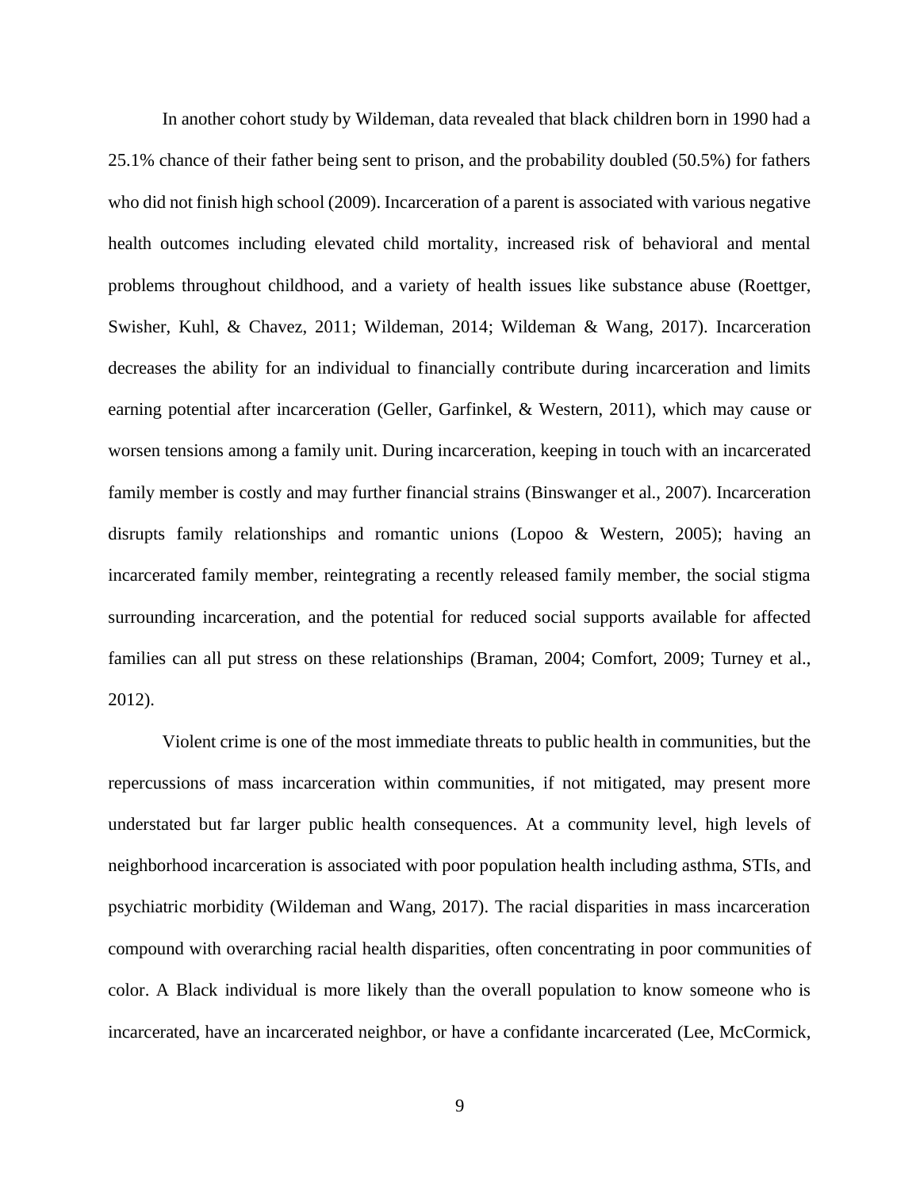In another cohort study by Wildeman, data revealed that black children born in 1990 had a 25.1% chance of their father being sent to prison, and the probability doubled (50.5%) for fathers who did not finish high school (2009). Incarceration of a parent is associated with various negative health outcomes including elevated child mortality, increased risk of behavioral and mental problems throughout childhood, and a variety of health issues like substance abuse (Roettger, Swisher, Kuhl, & Chavez, 2011; Wildeman, 2014; Wildeman & Wang, 2017). Incarceration decreases the ability for an individual to financially contribute during incarceration and limits earning potential after incarceration (Geller, Garfinkel, & Western, 2011), which may cause or worsen tensions among a family unit. During incarceration, keeping in touch with an incarcerated family member is costly and may further financial strains (Binswanger et al., 2007). Incarceration disrupts family relationships and romantic unions (Lopoo & Western, 2005); having an incarcerated family member, reintegrating a recently released family member, the social stigma surrounding incarceration, and the potential for reduced social supports available for affected families can all put stress on these relationships (Braman, 2004; Comfort, 2009; Turney et al., 2012).

Violent crime is one of the most immediate threats to public health in communities, but the repercussions of mass incarceration within communities, if not mitigated, may present more understated but far larger public health consequences. At a community level, high levels of neighborhood incarceration is associated with poor population health including asthma, STIs, and psychiatric morbidity (Wildeman and Wang, 2017). The racial disparities in mass incarceration compound with overarching racial health disparities, often concentrating in poor communities of color. A Black individual is more likely than the overall population to know someone who is incarcerated, have an incarcerated neighbor, or have a confidante incarcerated (Lee, McCormick,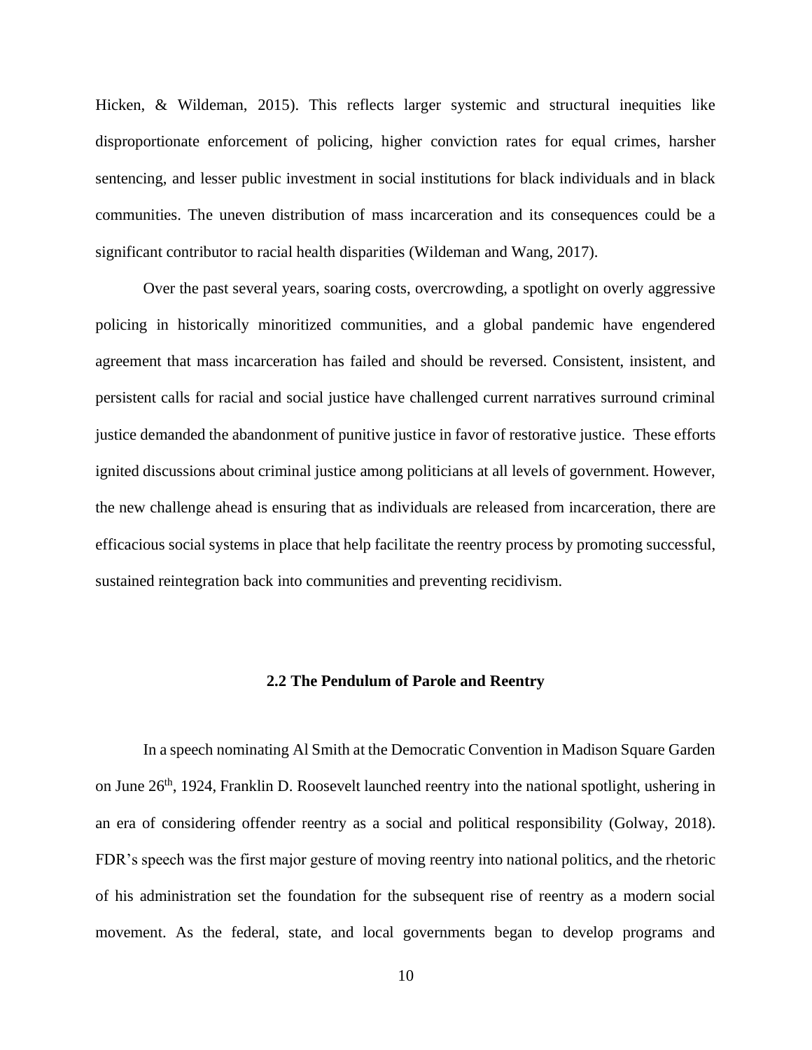Hicken, & Wildeman, 2015). This reflects larger systemic and structural inequities like disproportionate enforcement of policing, higher conviction rates for equal crimes, harsher sentencing, and lesser public investment in social institutions for black individuals and in black communities. The uneven distribution of mass incarceration and its consequences could be a significant contributor to racial health disparities (Wildeman and Wang, 2017).

Over the past several years, soaring costs, overcrowding, a spotlight on overly aggressive policing in historically minoritized communities, and a global pandemic have engendered agreement that mass incarceration has failed and should be reversed. Consistent, insistent, and persistent calls for racial and social justice have challenged current narratives surround criminal justice demanded the abandonment of punitive justice in favor of restorative justice. These efforts ignited discussions about criminal justice among politicians at all levels of government. However, the new challenge ahead is ensuring that as individuals are released from incarceration, there are efficacious social systems in place that help facilitate the reentry process by promoting successful, sustained reintegration back into communities and preventing recidivism.

### 2.2 The Pendulum of Parole and Reentry

In a speech nominating Al Smith at the Democratic Convention in Madison Square Garden on June 26th, 1924, Franklin D. Roosevelt launched reentry into the national spotlight, ushering in an era of considering offender reentry as a social and political responsibility (Golway, 2018). FDR's speech was the first major gesture of moving reentry into national politics, and the rhetoric of his administration set the foundation for the subsequent rise of reentry as a modern social movement. As the federal, state, and local governments began to develop programs and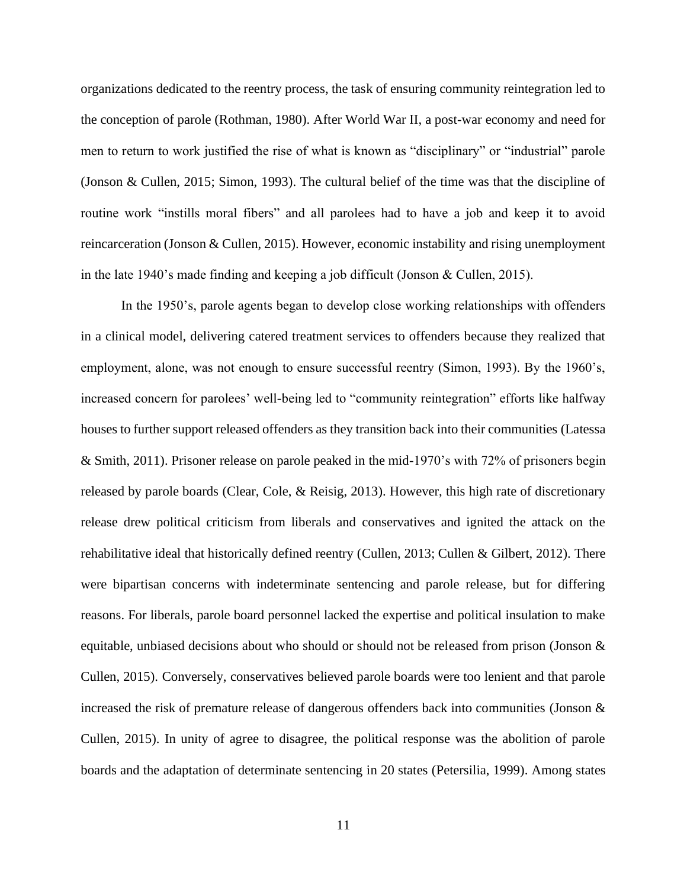organizations dedicated to the reentry process, the task of ensuring community reintegration led to the conception of parole (Rothman, 1980). After World War II, a post-war economy and need for men to return to work justified the rise of what is known as "disciplinary" or "industrial" parole (Jonson & Cullen, 2015; Simon, 1993). The cultural belief of the time was that the discipline of routine work "instills moral fibers" and all parolees had to have a job and keep it to avoid reincarceration (Jonson & Cullen, 2015). However, economic instability and rising unemployment in the late 1940's made finding and keeping a job difficult (Jonson & Cullen, 2015).

In the 1950's, parole agents began to develop close working relationships with offenders in a clinical model, delivering catered treatment services to offenders because they realized that employment, alone, was not enough to ensure successful reentry (Simon, 1993). By the 1960's, increased concern for parolees' well-being led to "community reintegration" efforts like halfway houses to further support released offenders as they transition back into their communities (Latessa & Smith, 2011). Prisoner release on parole peaked in the mid-1970's with 72% of prisoners begin released by parole boards (Clear, Cole, & Reisig, 2013). However, this high rate of discretionary release drew political criticism from liberals and conservatives and ignited the attack on the rehabilitative ideal that historically defined reentry (Cullen, 2013; Cullen & Gilbert, 2012). There were bipartisan concerns with indeterminate sentencing and parole release, but for differing reasons. For liberals, parole board personnel lacked the expertise and political insulation to make equitable, unbiased decisions about who should or should not be released from prison (Jonson & Cullen, 2015). Conversely, conservatives believed parole boards were too lenient and that parole increased the risk of premature release of dangerous offenders back into communities (Jonson & Cullen, 2015). In unity of agree to disagree, the political response was the abolition of parole boards and the adaptation of determinate sentencing in 20 states (Petersilia, 1999). Among states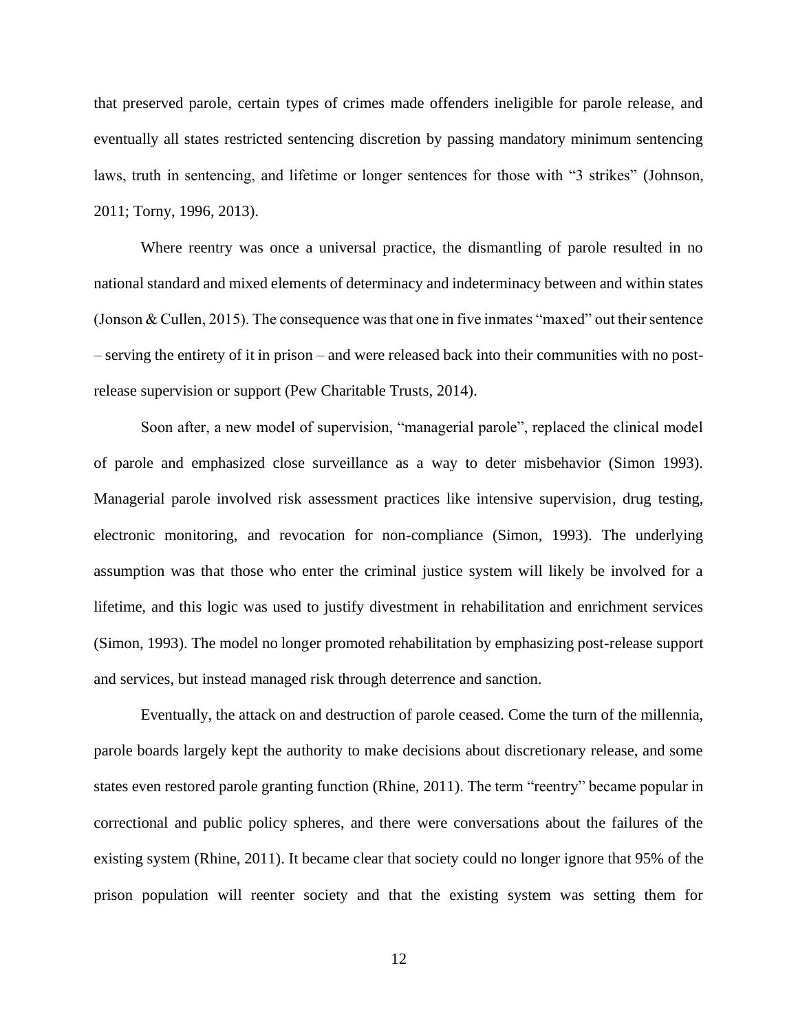that preserved parole, certain types of crimes made offenders ineligible for parole release, and eventually all states restricted sentencing discretion by passing mandatory minimum sentencing laws, truth in sentencing, and lifetime or longer sentences for those with "3 strikes" (Johnson, 2011; Torny, 1996, 2013).

Where reentry was once a universal practice, the dismantling of parole resulted in no national standard and mixed elements of determinacy and indeterminacy between and within states (Jonson & Cullen, 2015). The consequence was that one in five inmates "maxed" out their sentence – serving the entirety of it in prison – and were released back into their communities with no post-release supervision or support (Pew Charitable Trusts, 2014).

Soon after, a new model of supervision, "managerial parole", replaced the clinical model of parole and emphasized close surveillance as a way to deter misbehavior (Simon 1993). Managerial parole involved risk assessment practices like intensive supervision, drug testing, electronic monitoring, and revocation for non-compliance (Simon, 1993). The underlying assumption was that those who enter the criminal justice system will likely be involved for a lifetime, and this logic was used to justify divestment in rehabilitation and enrichment services (Simon, 1993). The model no longer promoted rehabilitation by emphasizing post-release support and services, but instead managed risk through deterrence and sanction.

Eventually, the attack on and destruction of parole ceased. Come the turn of the millennia, parole boards largely kept the authority to make decisions about discretionary release, and some states even restored parole granting function (Rhine, 2011). The term "reentry" became popular in correctional and public policy spheres, and there were conversations about the failures of the existing system (Rhine, 2011). It became clear that society could no longer ignore that 95% of the prison population will reenter society and that the existing system was setting them for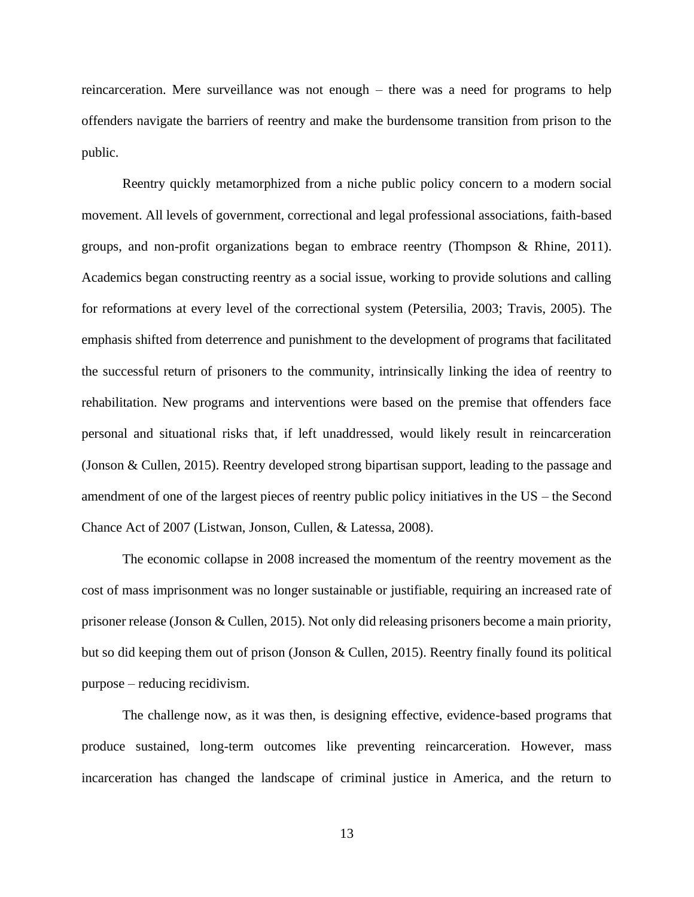reincarceration. Mere surveillance was not enough – there was a need for programs to help offenders navigate the barriers of reentry and make the burdensome transition from prison to the public.

Reentry quickly metamorphized from a niche public policy concern to a modern social movement. All levels of government, correctional and legal professional associations, faith-based groups, and non-profit organizations began to embrace reentry (Thompson & Rhine, 2011). Academics began constructing reentry as a social issue, working to provide solutions and calling for reformations at every level of the correctional system (Petersilia, 2003; Travis, 2005). The emphasis shifted from deterrence and punishment to the development of programs that facilitated the successful return of prisoners to the community, intrinsically linking the idea of reentry to rehabilitation. New programs and interventions were based on the premise that offenders face personal and situational risks that, if left unaddressed, would likely result in reincarceration (Jonson & Cullen, 2015). Reentry developed strong bipartisan support, leading to the passage and amendment of one of the largest pieces of reentry public policy initiatives in the US – the Second Chance Act of 2007 (Listwan, Jonson, Cullen, & Latessa, 2008).

The economic collapse in 2008 increased the momentum of the reentry movement as the cost of mass imprisonment was no longer sustainable or justifiable, requiring an increased rate of prisoner release (Jonson & Cullen, 2015). Not only did releasing prisoners become a main priority, but so did keeping them out of prison (Jonson & Cullen, 2015). Reentry finally found its political purpose – reducing recidivism.

The challenge now, as it was then, is designing effective, evidence-based programs that produce sustained, long-term outcomes like preventing reincarceration. However, mass incarceration has changed the landscape of criminal justice in America, and the return to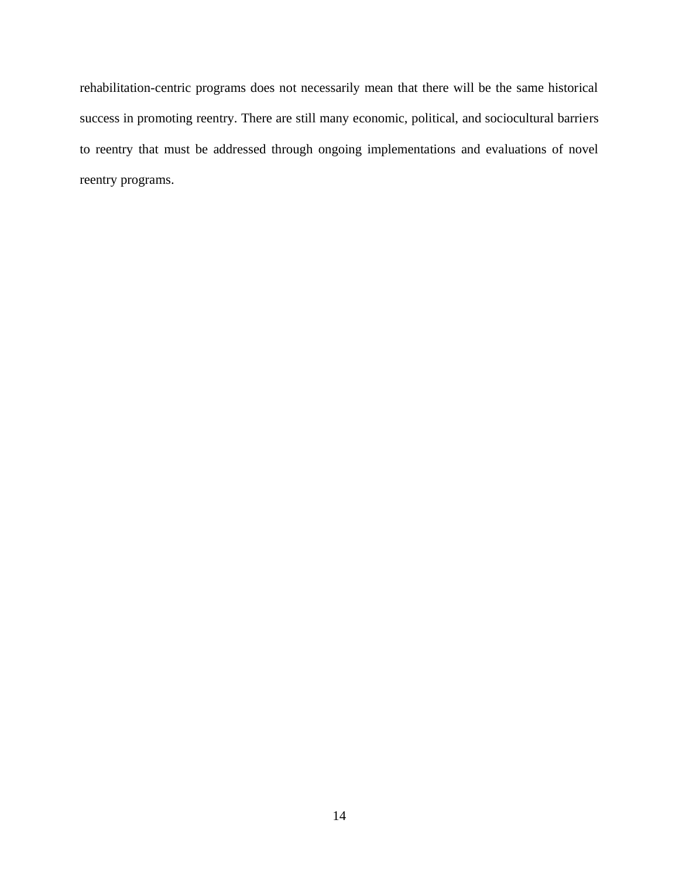rehabilitation-centric programs does not necessarily mean that there will be the same historical success in promoting reentry. There are still many economic, political, and sociocultural barriers to reentry that must be addressed through ongoing implementations and evaluations of novel reentry programs.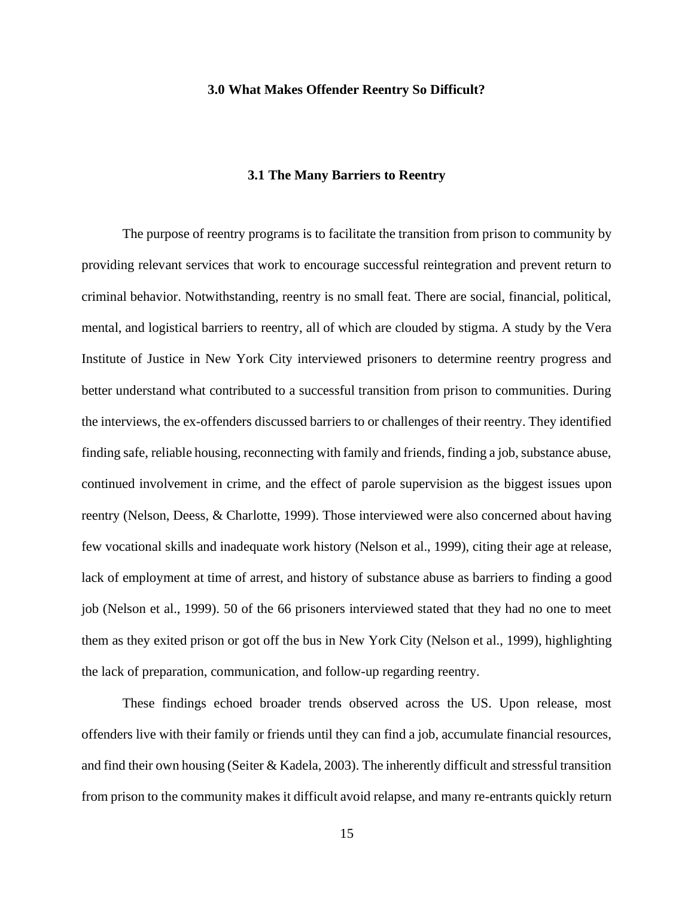# 3.0 What Makes Offender Reentry So Difficult?

## 3.1 The Many Barriers to Reentry

The purpose of reentry programs is to facilitate the transition from prison to community by providing relevant services that work to encourage successful reintegration and prevent return to criminal behavior. Notwithstanding, reentry is no small feat. There are social, financial, political, mental, and logistical barriers to reentry, all of which are clouded by stigma. A study by the Vera Institute of Justice in New York City interviewed prisoners to determine reentry progress and better understand what contributed to a successful transition from prison to communities. During the interviews, the ex-offenders discussed barriers to or challenges of their reentry. They identified finding safe, reliable housing, reconnecting with family and friends, finding a job, substance abuse, continued involvement in crime, and the effect of parole supervision as the biggest issues upon reentry (Nelson, Deess, & Charlotte, 1999). Those interviewed were also concerned about having few vocational skills and inadequate work history (Nelson et al., 1999), citing their age at release, lack of employment at time of arrest, and history of substance abuse as barriers to finding a good job (Nelson et al., 1999). 50 of the 66 prisoners interviewed stated that they had no one to meet them as they exited prison or got off the bus in New York City (Nelson et al., 1999), highlighting the lack of preparation, communication, and follow-up regarding reentry.

These findings echoed broader trends observed across the US. Upon release, most offenders live with their family or friends until they can find a job, accumulate financial resources, and find their own housing (Seiter & Kadela, 2003). The inherently difficult and stressful transition from prison to the community makes it difficult avoid relapse, and many re-entrants quickly return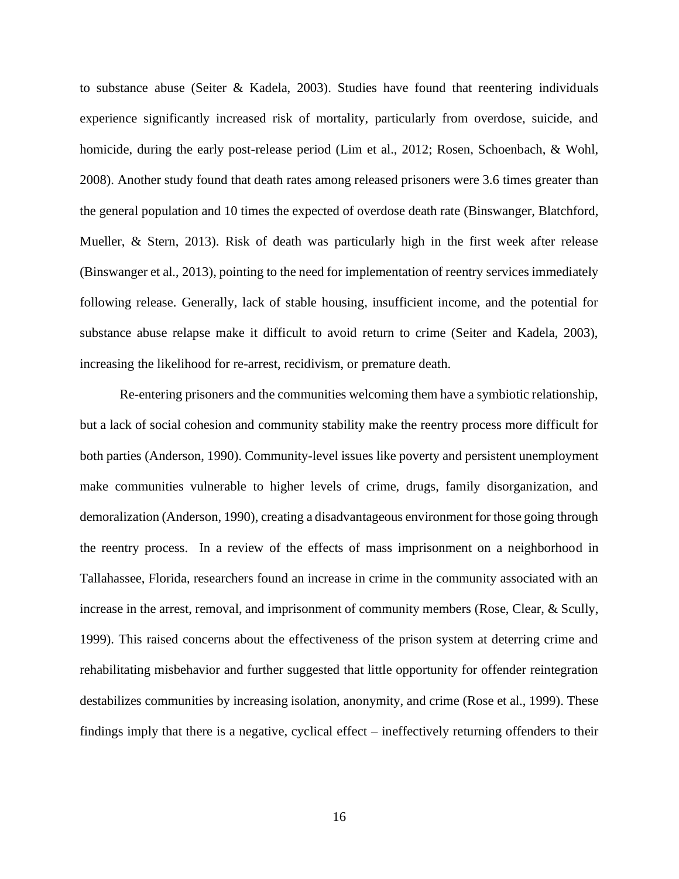to substance abuse (Seiter & Kadela, 2003). Studies have found that reentering individuals experience significantly increased risk of mortality, particularly from overdose, suicide, and homicide, during the early post-release period (Lim et al., 2012; Rosen, Schoenbach, & Wohl, 2008). Another study found that death rates among released prisoners were 3.6 times greater than the general population and 10 times the expected of overdose death rate (Binswanger, Blatchford, Mueller, & Stern, 2013). Risk of death was particularly high in the first week after release (Binswanger et al., 2013), pointing to the need for implementation of reentry services immediately following release. Generally, lack of stable housing, insufficient income, and the potential for substance abuse relapse make it difficult to avoid return to crime (Seiter and Kadela, 2003), increasing the likelihood for re-arrest, recidivism, or premature death.

Re-entering prisoners and the communities welcoming them have a symbiotic relationship, but a lack of social cohesion and community stability make the reentry process more difficult for both parties (Anderson, 1990). Community-level issues like poverty and persistent unemployment make communities vulnerable to higher levels of crime, drugs, family disorganization, and demoralization (Anderson, 1990), creating a disadvantageous environment for those going through the reentry process. In a review of the effects of mass imprisonment on a neighborhood in Tallahassee, Florida, researchers found an increase in crime in the community associated with an increase in the arrest, removal, and imprisonment of community members (Rose, Clear, & Scully, 1999). This raised concerns about the effectiveness of the prison system at deterring crime and rehabilitating misbehavior and further suggested that little opportunity for offender reintegration destabilizes communities by increasing isolation, anonymity, and crime (Rose et al., 1999). These findings imply that there is a negative, cyclical effect – ineffectively returning offenders to their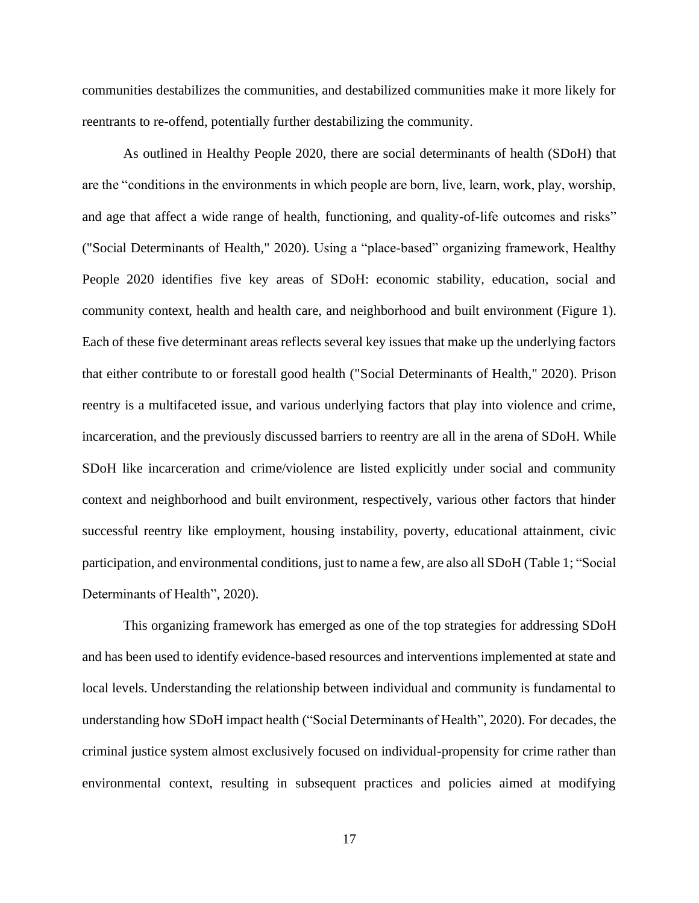communities destabilizes the communities, and destabilized communities make it more likely for reentrants to re-offend, potentially further destabilizing the community.

As outlined in Healthy People 2020, there are social determinants of health (SDoH) that are the "conditions in the environments in which people are born, live, learn, work, play, worship, and age that affect a wide range of health, functioning, and quality-of-life outcomes and risks" ("Social Determinants of Health," 2020). Using a "place-based" organizing framework, Healthy People 2020 identifies five key areas of SDoH: economic stability, education, social and community context, health and health care, and neighborhood and built environment (Figure 1). Each of these five determinant areas reflects several key issues that make up the underlying factors that either contribute to or forestall good health ("Social Determinants of Health," 2020). Prison reentry is a multifaceted issue, and various underlying factors that play into violence and crime, incarceration, and the previously discussed barriers to reentry are all in the arena of SDoH. While SDoH like incarceration and crime/violence are listed explicitly under social and community context and neighborhood and built environment, respectively, various other factors that hinder successful reentry like employment, housing instability, poverty, educational attainment, civic participation, and environmental conditions, just to name a few, are also all SDoH (Table 1; "Social Determinants of Health", 2020).

This organizing framework has emerged as one of the top strategies for addressing SDoH and has been used to identify evidence-based resources and interventions implemented at state and local levels. Understanding the relationship between individual and community is fundamental to understanding how SDoH impact health ("Social Determinants of Health", 2020). For decades, the criminal justice system almost exclusively focused on individual-propensity for crime rather than environmental context, resulting in subsequent practices and policies aimed at modifying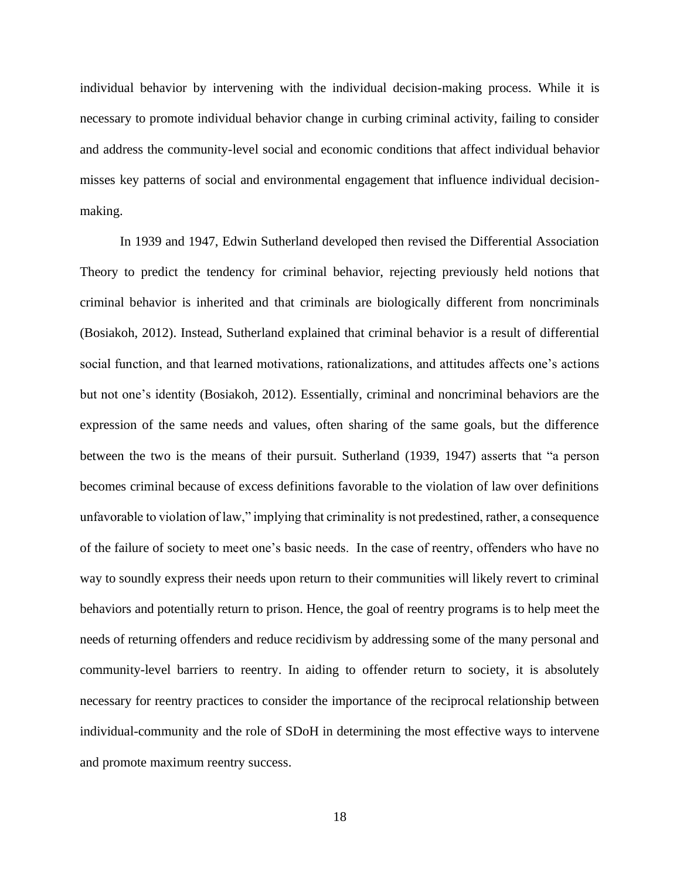individual behavior by intervening with the individual decision-making process. While it is necessary to promote individual behavior change in curbing criminal activity, failing to consider and address the community-level social and economic conditions that affect individual behavior misses key patterns of social and environmental engagement that influence individual decision-making.

In 1939 and 1947, Edwin Sutherland developed then revised the Differential Association Theory to predict the tendency for criminal behavior, rejecting previously held notions that criminal behavior is inherited and that criminals are biologically different from noncriminals (Bosiakoh, 2012). Instead, Sutherland explained that criminal behavior is a result of differential social function, and that learned motivations, rationalizations, and attitudes affects one's actions but not one's identity (Bosiakoh, 2012). Essentially, criminal and noncriminal behaviors are the expression of the same needs and values, often sharing of the same goals, but the difference between the two is the means of their pursuit. Sutherland (1939, 1947) asserts that "a person becomes criminal because of excess definitions favorable to the violation of law over definitions unfavorable to violation of law," implying that criminality is not predestined, rather, a consequence of the failure of society to meet one's basic needs. In the case of reentry, offenders who have no way to soundly express their needs upon return to their communities will likely revert to criminal behaviors and potentially return to prison. Hence, the goal of reentry programs is to help meet the needs of returning offenders and reduce recidivism by addressing some of the many personal and community-level barriers to reentry. In aiding to offender return to society, it is absolutely necessary for reentry practices to consider the importance of the reciprocal relationship between individual-community and the role of SDoH in determining the most effective ways to intervene and promote maximum reentry success.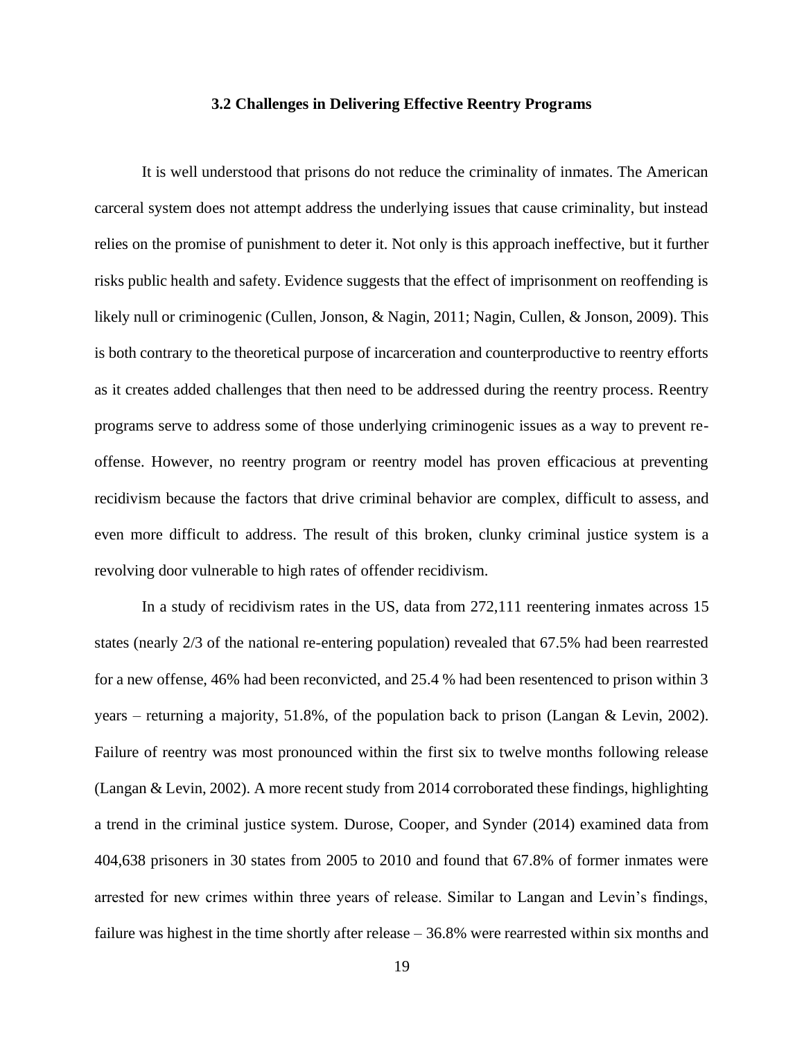### 3.2 Challenges in Delivering Effective Reentry Programs

It is well understood that prisons do not reduce the criminality of inmates. The American carceral system does not attempt address the underlying issues that cause criminality, but instead relies on the promise of punishment to deter it. Not only is this approach ineffective, but it further risks public health and safety. Evidence suggests that the effect of imprisonment on reoffending is likely null or criminogenic (Cullen, Jonson, & Nagin, 2011; Nagin, Cullen, & Jonson, 2009). This is both contrary to the theoretical purpose of incarceration and counterproductive to reentry efforts as it creates added challenges that then need to be addressed during the reentry process. Reentry programs serve to address some of those underlying criminogenic issues as a way to prevent re-offense. However, no reentry program or reentry model has proven efficacious at preventing recidivism because the factors that drive criminal behavior are complex, difficult to assess, and even more difficult to address. The result of this broken, clunky criminal justice system is a revolving door vulnerable to high rates of offender recidivism.

In a study of recidivism rates in the US, data from 272,111 reentering inmates across 15 states (nearly 2/3 of the national re-entering population) revealed that 67.5% had been rearrested for a new offense, 46% had been reconvicted, and 25.4 % had been resentenced to prison within 3 years – returning a majority, 51.8%, of the population back to prison (Langan & Levin, 2002). Failure of reentry was most pronounced within the first six to twelve months following release (Langan & Levin, 2002). A more recent study from 2014 corroborated these findings, highlighting a trend in the criminal justice system. Durose, Cooper, and Synder (2014) examined data from 404,638 prisoners in 30 states from 2005 to 2010 and found that 67.8% of former inmates were arrested for new crimes within three years of release. Similar to Langan and Levin's findings, failure was highest in the time shortly after release – 36.8% were rearrested within six months and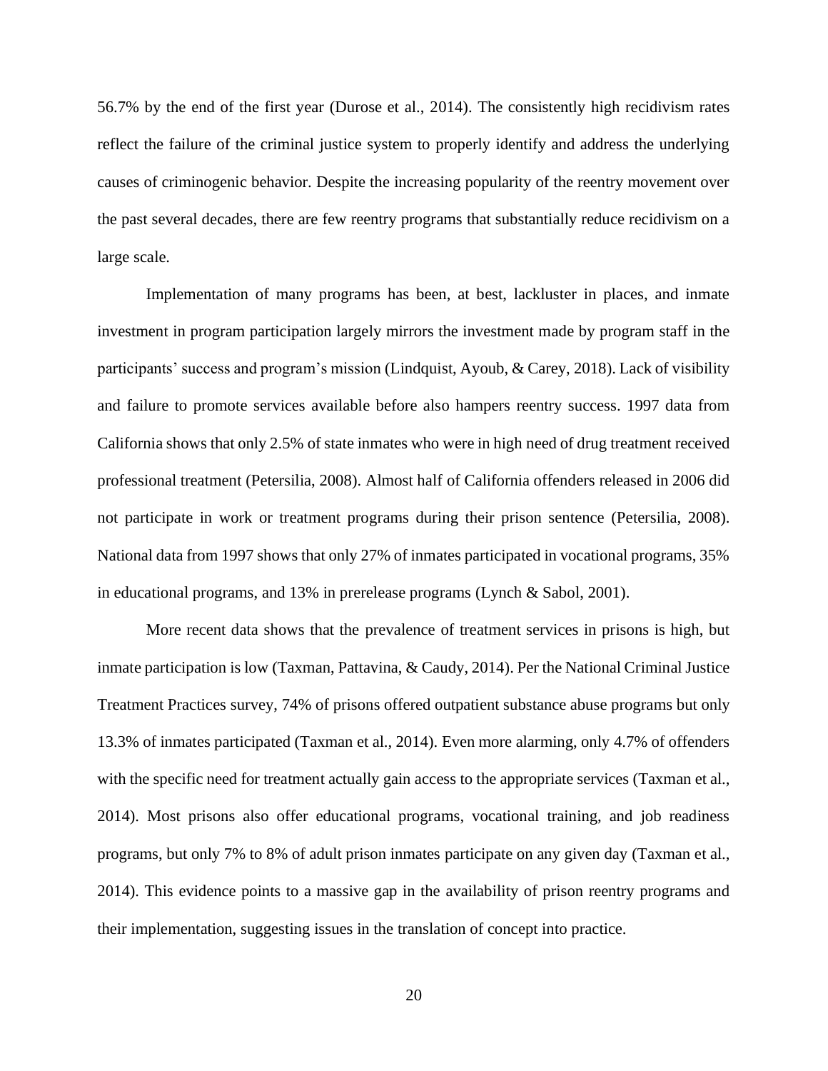56.7% by the end of the first year (Durose et al., 2014). The consistently high recidivism rates reflect the failure of the criminal justice system to properly identify and address the underlying causes of criminogenic behavior. Despite the increasing popularity of the reentry movement over the past several decades, there are few reentry programs that substantially reduce recidivism on a large scale.

Implementation of many programs has been, at best, lackluster in places, and inmate investment in program participation largely mirrors the investment made by program staff in the participants' success and program's mission (Lindquist, Ayoub, & Carey, 2018). Lack of visibility and failure to promote services available before also hampers reentry success. 1997 data from California shows that only 2.5% of state inmates who were in high need of drug treatment received professional treatment (Petersilia, 2008). Almost half of California offenders released in 2006 did not participate in work or treatment programs during their prison sentence (Petersilia, 2008). National data from 1997 shows that only 27% of inmates participated in vocational programs, 35% in educational programs, and 13% in prerelease programs (Lynch & Sabol, 2001).

More recent data shows that the prevalence of treatment services in prisons is high, but inmate participation is low (Taxman, Pattavina, & Caudy, 2014). Per the National Criminal Justice Treatment Practices survey, 74% of prisons offered outpatient substance abuse programs but only 13.3% of inmates participated (Taxman et al., 2014). Even more alarming, only 4.7% of offenders with the specific need for treatment actually gain access to the appropriate services (Taxman et al., 2014). Most prisons also offer educational programs, vocational training, and job readiness programs, but only 7% to 8% of adult prison inmates participate on any given day (Taxman et al., 2014). This evidence points to a massive gap in the availability of prison reentry programs and their implementation, suggesting issues in the translation of concept into practice.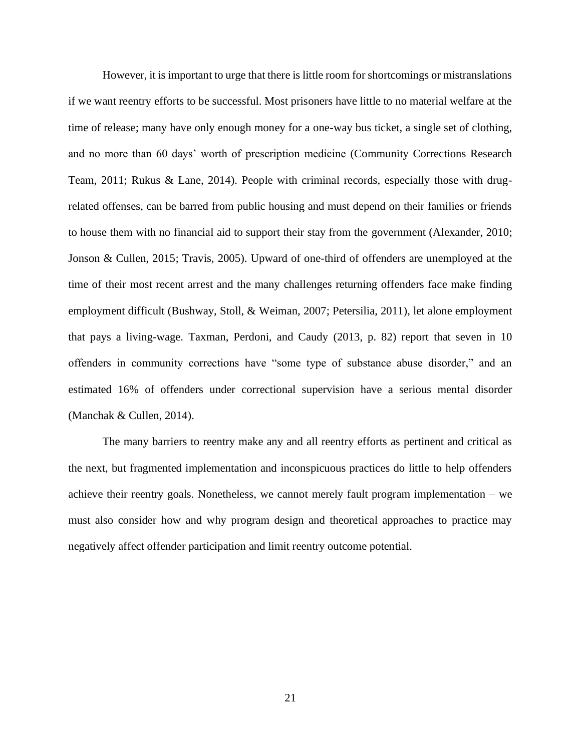However, it is important to urge that there is little room for shortcomings or mistranslations if we want reentry efforts to be successful. Most prisoners have little to no material welfare at the time of release; many have only enough money for a one-way bus ticket, a single set of clothing, and no more than 60 days' worth of prescription medicine (Community Corrections Research Team, 2011; Rukus & Lane, 2014). People with criminal records, especially those with drug-related offenses, can be barred from public housing and must depend on their families or friends to house them with no financial aid to support their stay from the government (Alexander, 2010; Jonson & Cullen, 2015; Travis, 2005). Upward of one-third of offenders are unemployed at the time of their most recent arrest and the many challenges returning offenders face make finding employment difficult (Bushway, Stoll, & Weiman, 2007; Petersilia, 2011), let alone employment that pays a living-wage. Taxman, Perdoni, and Caudy (2013, p. 82) report that seven in 10 offenders in community corrections have "some type of substance abuse disorder," and an estimated 16% of offenders under correctional supervision have a serious mental disorder (Manchak & Cullen, 2014).

The many barriers to reentry make any and all reentry efforts as pertinent and critical as the next, but fragmented implementation and inconspicuous practices do little to help offenders achieve their reentry goals. Nonetheless, we cannot merely fault program implementation – we must also consider how and why program design and theoretical approaches to practice may negatively affect offender participation and limit reentry outcome potential.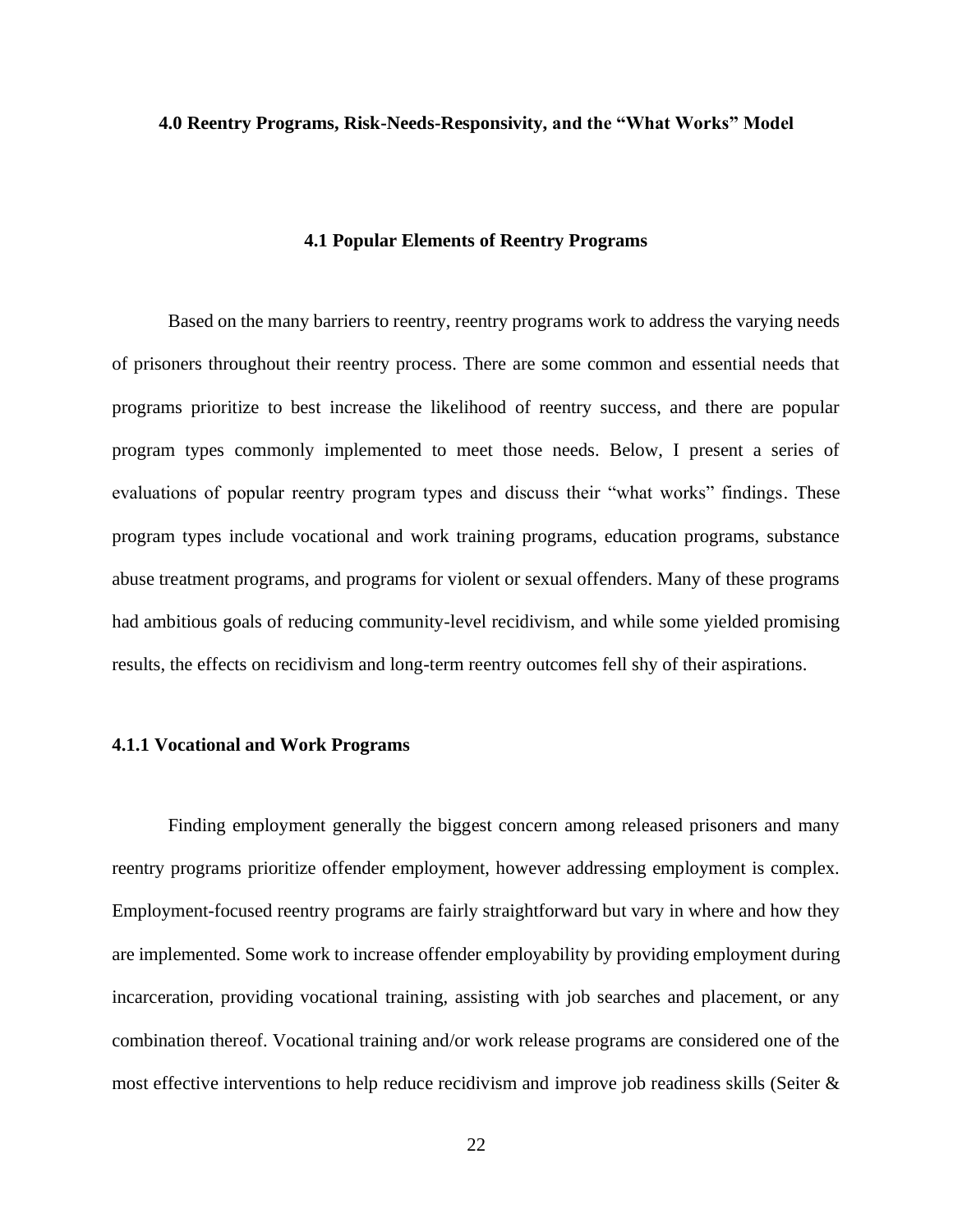# 4.0 Reentry Programs, Risk-Needs-Responsivity, and the "What Works" Model

## 4.1 Popular Elements of Reentry Programs

Based on the many barriers to reentry, reentry programs work to address the varying needs of prisoners throughout their reentry process. There are some common and essential needs that programs prioritize to best increase the likelihood of reentry success, and there are popular program types commonly implemented to meet those needs. Below, I present a series of evaluations of popular reentry program types and discuss their "what works" findings. These program types include vocational and work training programs, education programs, substance abuse treatment programs, and programs for violent or sexual offenders. Many of these programs had ambitious goals of reducing community-level recidivism, and while some yielded promising results, the effects on recidivism and long-term reentry outcomes fell shy of their aspirations.

### 4.1.1 Vocational and Work Programs

Finding employment generally the biggest concern among released prisoners and many reentry programs prioritize offender employment, however addressing employment is complex. Employment-focused reentry programs are fairly straightforward but vary in where and how they are implemented. Some work to increase offender employability by providing employment during incarceration, providing vocational training, assisting with job searches and placement, or any combination thereof. Vocational training and/or work release programs are considered one of the most effective interventions to help reduce recidivism and improve job readiness skills (Seiter &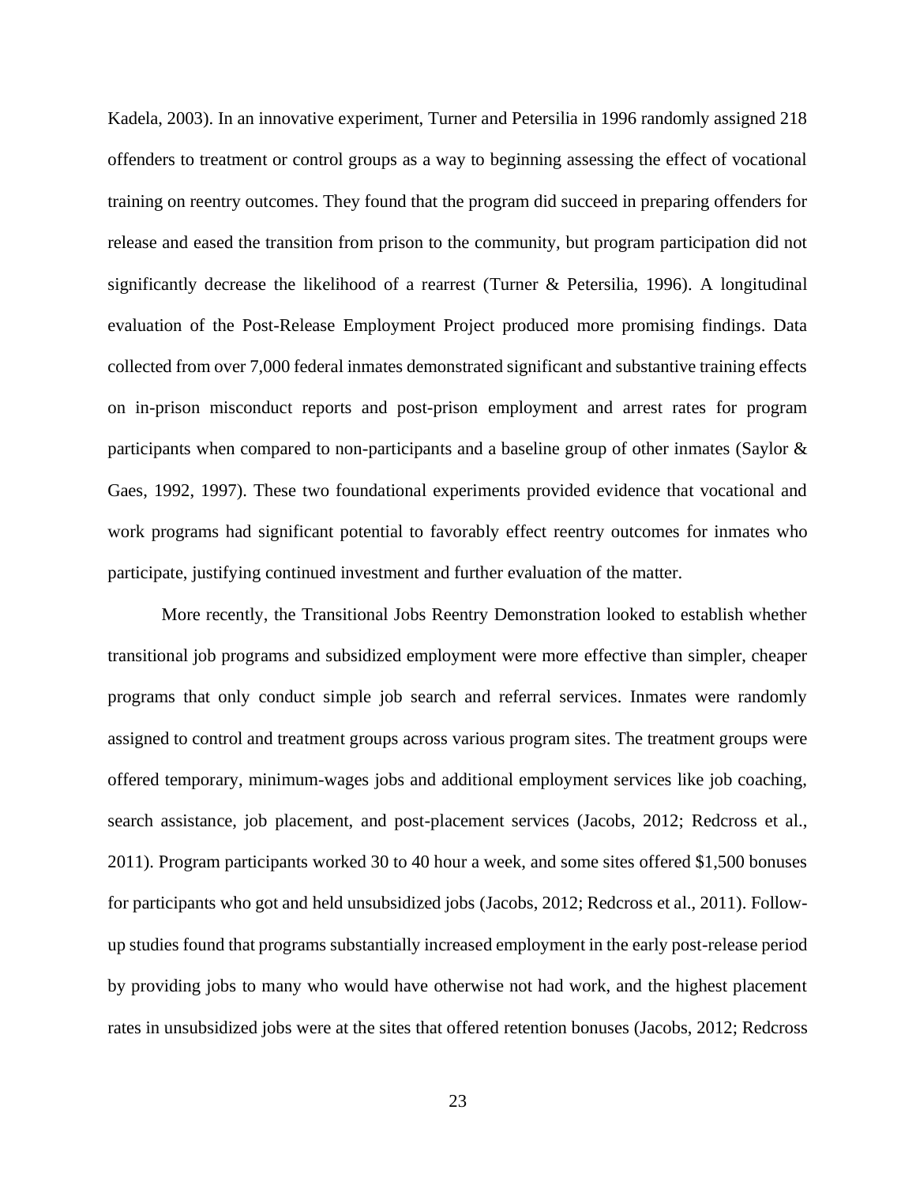Kadela, 2003). In an innovative experiment, Turner and Petersilia in 1996 randomly assigned 218 offenders to treatment or control groups as a way to beginning assessing the effect of vocational training on reentry outcomes. They found that the program did succeed in preparing offenders for release and eased the transition from prison to the community, but program participation did not significantly decrease the likelihood of a rearrest (Turner & Petersilia, 1996). A longitudinal evaluation of the Post-Release Employment Project produced more promising findings. Data collected from over 7,000 federal inmates demonstrated significant and substantive training effects on in-prison misconduct reports and post-prison employment and arrest rates for program participants when compared to non-participants and a baseline group of other inmates (Saylor & Gaes, 1992, 1997). These two foundational experiments provided evidence that vocational and work programs had significant potential to favorably effect reentry outcomes for inmates who participate, justifying continued investment and further evaluation of the matter.

More recently, the Transitional Jobs Reentry Demonstration looked to establish whether transitional job programs and subsidized employment were more effective than simpler, cheaper programs that only conduct simple job search and referral services. Inmates were randomly assigned to control and treatment groups across various program sites. The treatment groups were offered temporary, minimum-wages jobs and additional employment services like job coaching, search assistance, job placement, and post-placement services (Jacobs, 2012; Redcross et al., 2011). Program participants worked 30 to 40 hour a week, and some sites offered $1,500 bonuses for participants who got and held unsubsidized jobs (Jacobs, 2012; Redcross et al., 2011). Follow-up studies found that programs substantially increased employment in the early post-release period by providing jobs to many who would have otherwise not had work, and the highest placement rates in unsubsidized jobs were at the sites that offered retention bonuses (Jacobs, 2012; Redcross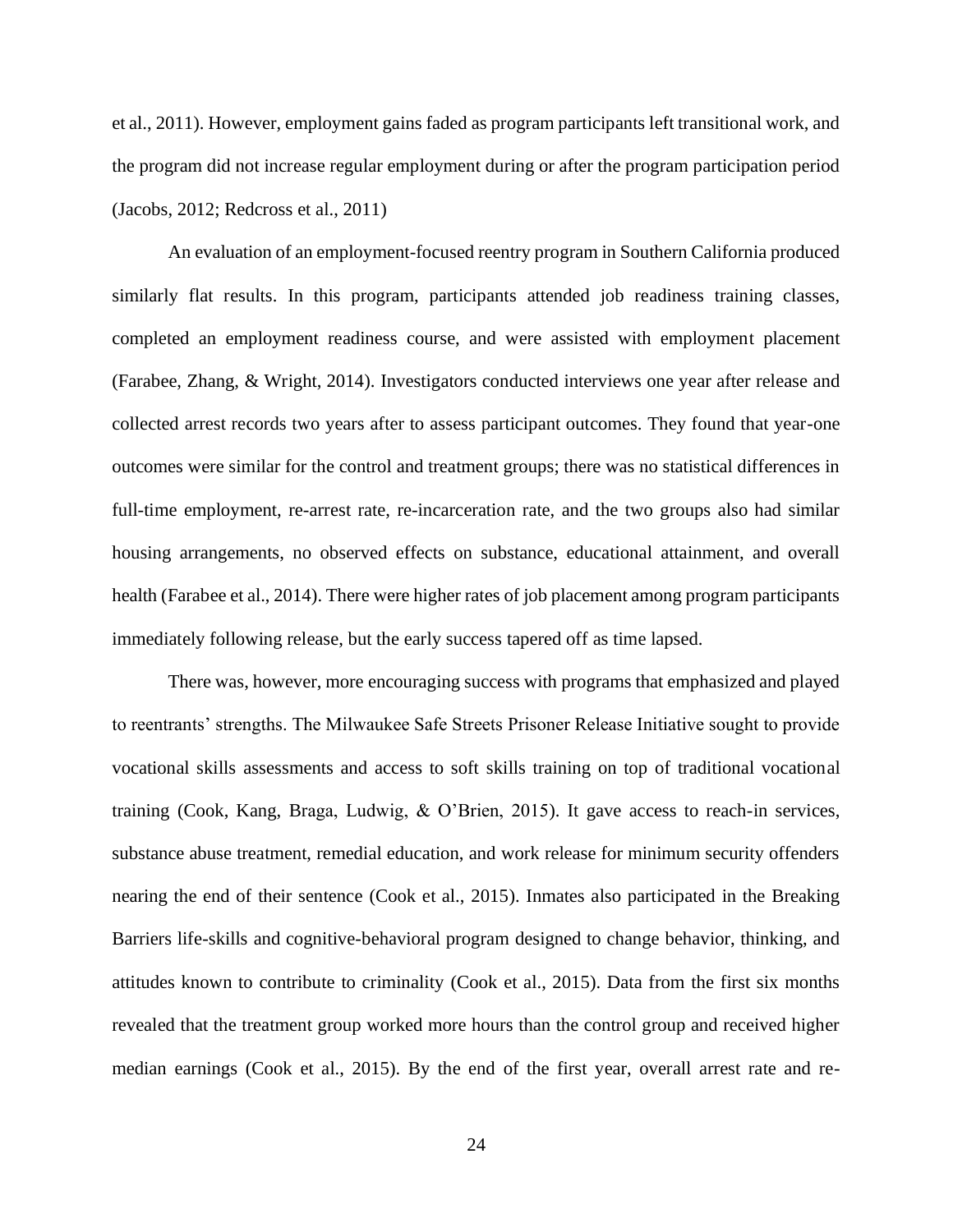et al., 2011). However, employment gains faded as program participants left transitional work, and the program did not increase regular employment during or after the program participation period (Jacobs, 2012; Redcross et al., 2011)

An evaluation of an employment-focused reentry program in Southern California produced similarly flat results. In this program, participants attended job readiness training classes, completed an employment readiness course, and were assisted with employment placement (Farabee, Zhang, & Wright, 2014). Investigators conducted interviews one year after release and collected arrest records two years after to assess participant outcomes. They found that year-one outcomes were similar for the control and treatment groups; there was no statistical differences in full-time employment, re-arrest rate, re-incarceration rate, and the two groups also had similar housing arrangements, no observed effects on substance, educational attainment, and overall health (Farabee et al., 2014). There were higher rates of job placement among program participants immediately following release, but the early success tapered off as time lapsed.

There was, however, more encouraging success with programs that emphasized and played to reentrants' strengths. The Milwaukee Safe Streets Prisoner Release Initiative sought to provide vocational skills assessments and access to soft skills training on top of traditional vocational training (Cook, Kang, Braga, Ludwig, & O'Brien, 2015). It gave access to reach-in services, substance abuse treatment, remedial education, and work release for minimum security offenders nearing the end of their sentence (Cook et al., 2015). Inmates also participated in the Breaking Barriers life-skills and cognitive-behavioral program designed to change behavior, thinking, and attitudes known to contribute to criminality (Cook et al., 2015). Data from the first six months revealed that the treatment group worked more hours than the control group and received higher median earnings (Cook et al., 2015). By the end of the first year, overall arrest rate and re-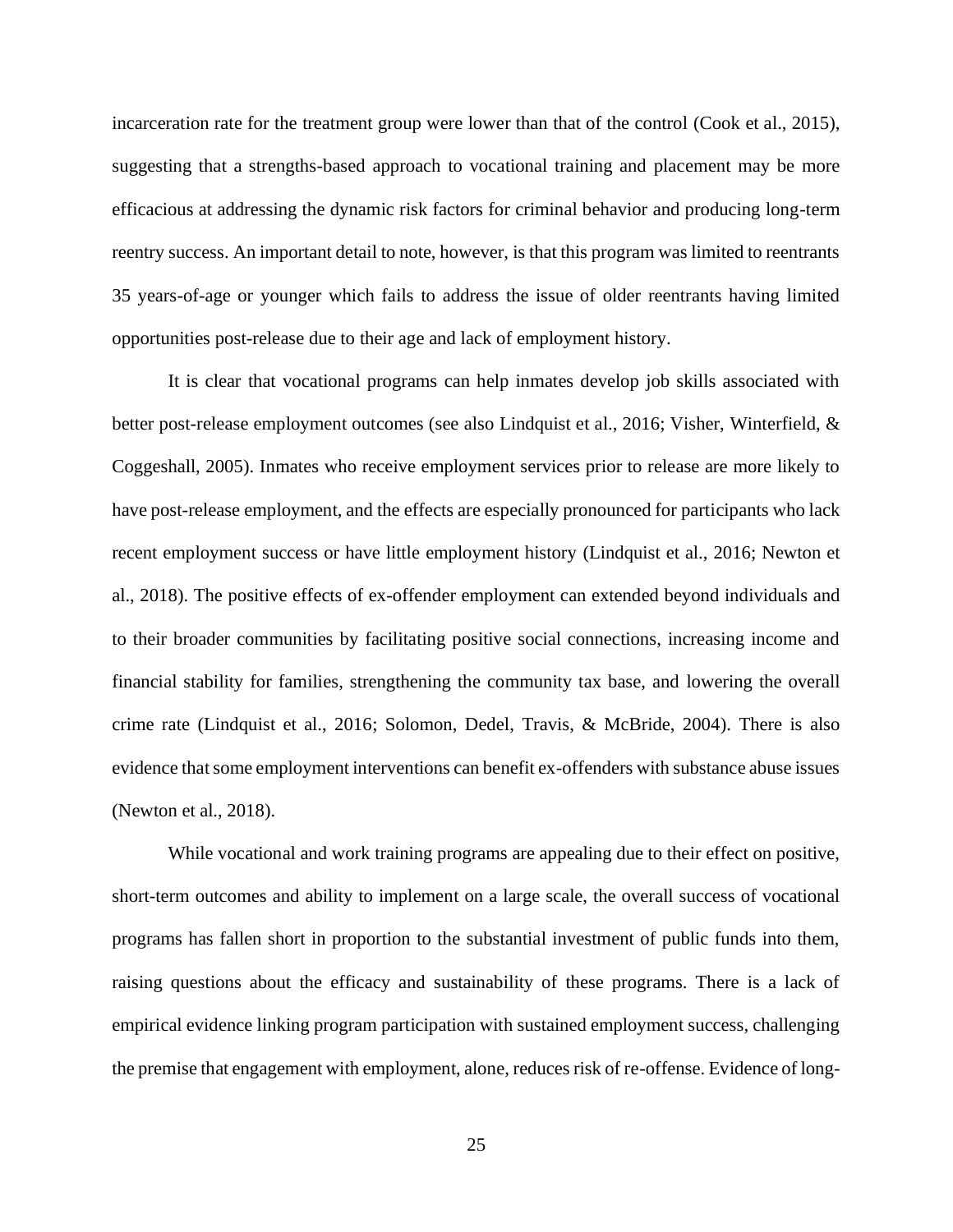incarceration rate for the treatment group were lower than that of the control (Cook et al., 2015), suggesting that a strengths-based approach to vocational training and placement may be more efficacious at addressing the dynamic risk factors for criminal behavior and producing long-term reentry success. An important detail to note, however, is that this program was limited to reentrants 35 years-of-age or younger which fails to address the issue of older reentrants having limited opportunities post-release due to their age and lack of employment history.

It is clear that vocational programs can help inmates develop job skills associated with better post-release employment outcomes (see also Lindquist et al., 2016; Visher, Winterfield, & Coggeshall, 2005). Inmates who receive employment services prior to release are more likely to have post-release employment, and the effects are especially pronounced for participants who lack recent employment success or have little employment history (Lindquist et al., 2016; Newton et al., 2018). The positive effects of ex-offender employment can extended beyond individuals and to their broader communities by facilitating positive social connections, increasing income and financial stability for families, strengthening the community tax base, and lowering the overall crime rate (Lindquist et al., 2016; Solomon, Dedel, Travis, & McBride, 2004). There is also evidence that some employment interventions can benefit ex-offenders with substance abuse issues (Newton et al., 2018).

While vocational and work training programs are appealing due to their effect on positive, short-term outcomes and ability to implement on a large scale, the overall success of vocational programs has fallen short in proportion to the substantial investment of public funds into them, raising questions about the efficacy and sustainability of these programs. There is a lack of empirical evidence linking program participation with sustained employment success, challenging the premise that engagement with employment, alone, reduces risk of re-offense. Evidence of long-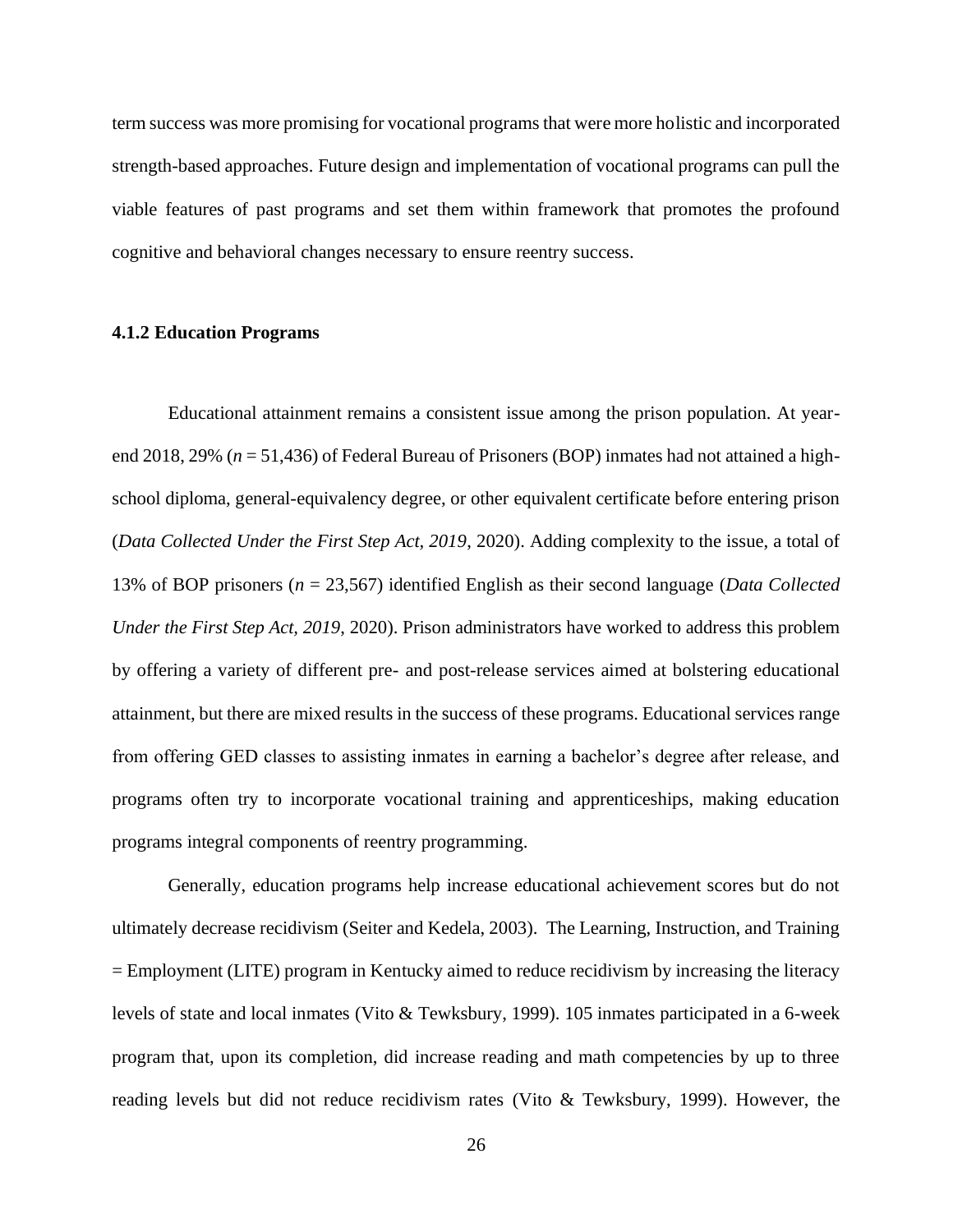term success was more promising for vocational programs that were more holistic and incorporated strength-based approaches. Future design and implementation of vocational programs can pull the viable features of past programs and set them within framework that promotes the profound cognitive and behavioral changes necessary to ensure reentry success.

### 4.1.2 Education Programs

Educational attainment remains a consistent issue among the prison population. At year-end 2018, 29% (*n* = 51,436) of Federal Bureau of Prisoners (BOP) inmates had not attained a high-school diploma, general-equivalency degree, or other equivalent certificate before entering prison (*Data Collected Under the First Step Act, 2019*, 2020). Adding complexity to the issue, a total of 13% of BOP prisoners (*n* = 23,567) identified English as their second language (*Data Collected Under the First Step Act, 2019*, 2020). Prison administrators have worked to address this problem by offering a variety of different pre- and post-release services aimed at bolstering educational attainment, but there are mixed results in the success of these programs. Educational services range from offering GED classes to assisting inmates in earning a bachelor's degree after release, and programs often try to incorporate vocational training and apprenticeships, making education programs integral components of reentry programming.

Generally, education programs help increase educational achievement scores but do not ultimately decrease recidivism (Seiter and Kedela, 2003). The Learning, Instruction, and Training = Employment (LITE) program in Kentucky aimed to reduce recidivism by increasing the literacy levels of state and local inmates (Vito & Tewksbury, 1999). 105 inmates participated in a 6-week program that, upon its completion, did increase reading and math competencies by up to three reading levels but did not reduce recidivism rates (Vito & Tewksbury, 1999). However, the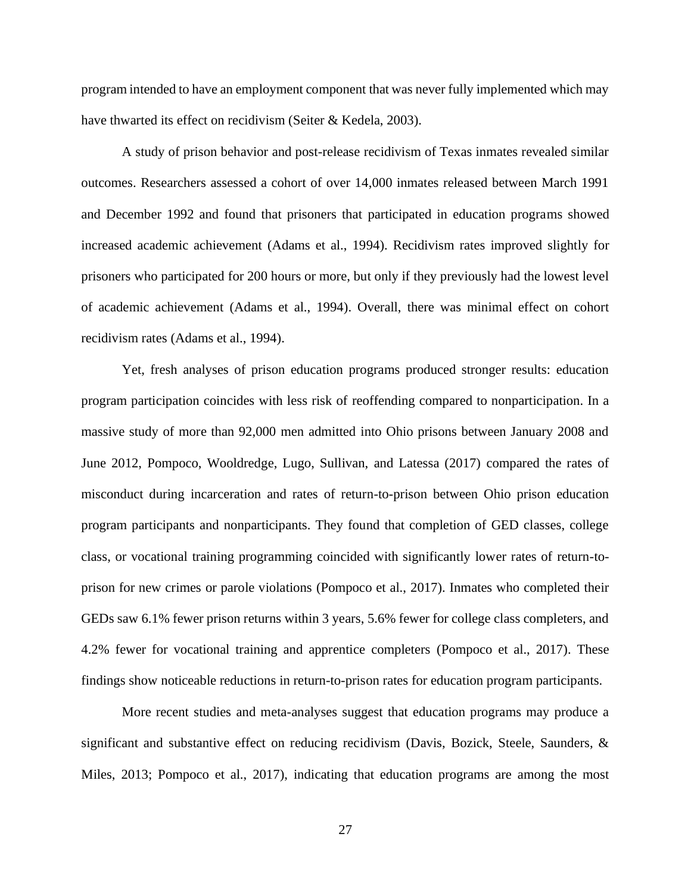program intended to have an employment component that was never fully implemented which may have thwarted its effect on recidivism (Seiter & Kedela, 2003).

A study of prison behavior and post-release recidivism of Texas inmates revealed similar outcomes. Researchers assessed a cohort of over 14,000 inmates released between March 1991 and December 1992 and found that prisoners that participated in education programs showed increased academic achievement (Adams et al., 1994). Recidivism rates improved slightly for prisoners who participated for 200 hours or more, but only if they previously had the lowest level of academic achievement (Adams et al., 1994). Overall, there was minimal effect on cohort recidivism rates (Adams et al., 1994).

Yet, fresh analyses of prison education programs produced stronger results: education program participation coincides with less risk of reoffending compared to nonparticipation. In a massive study of more than 92,000 men admitted into Ohio prisons between January 2008 and June 2012, Pompoco, Wooldredge, Lugo, Sullivan, and Latessa (2017) compared the rates of misconduct during incarceration and rates of return-to-prison between Ohio prison education program participants and nonparticipants. They found that completion of GED classes, college class, or vocational training programming coincided with significantly lower rates of return-to-prison for new crimes or parole violations (Pompoco et al., 2017). Inmates who completed their GEDs saw 6.1% fewer prison returns within 3 years, 5.6% fewer for college class completers, and 4.2% fewer for vocational training and apprentice completers (Pompoco et al., 2017). These findings show noticeable reductions in return-to-prison rates for education program participants.

More recent studies and meta-analyses suggest that education programs may produce a significant and substantive effect on reducing recidivism (Davis, Bozick, Steele, Saunders, & Miles, 2013; Pompoco et al., 2017), indicating that education programs are among the most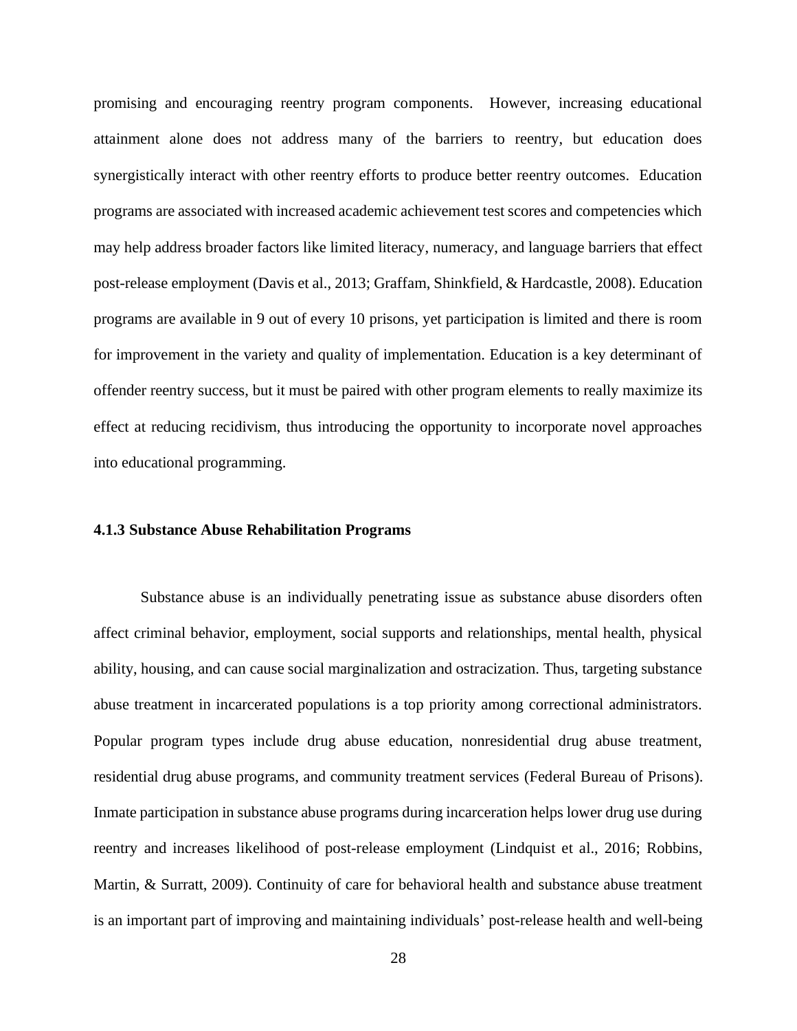promising and encouraging reentry program components. However, increasing educational attainment alone does not address many of the barriers to reentry, but education does synergistically interact with other reentry efforts to produce better reentry outcomes. Education programs are associated with increased academic achievement test scores and competencies which may help address broader factors like limited literacy, numeracy, and language barriers that effect post-release employment (Davis et al., 2013; Graffam, Shinkfield, & Hardcastle, 2008). Education programs are available in 9 out of every 10 prisons, yet participation is limited and there is room for improvement in the variety and quality of implementation. Education is a key determinant of offender reentry success, but it must be paired with other program elements to really maximize its effect at reducing recidivism, thus introducing the opportunity to incorporate novel approaches into educational programming.

### 4.1.3 Substance Abuse Rehabilitation Programs

Substance abuse is an individually penetrating issue as substance abuse disorders often affect criminal behavior, employment, social supports and relationships, mental health, physical ability, housing, and can cause social marginalization and ostracization. Thus, targeting substance abuse treatment in incarcerated populations is a top priority among correctional administrators. Popular program types include drug abuse education, nonresidential drug abuse treatment, residential drug abuse programs, and community treatment services (Federal Bureau of Prisons). Inmate participation in substance abuse programs during incarceration helps lower drug use during reentry and increases likelihood of post-release employment (Lindquist et al., 2016; Robbins, Martin, & Surratt, 2009). Continuity of care for behavioral health and substance abuse treatment is an important part of improving and maintaining individuals' post-release health and well-being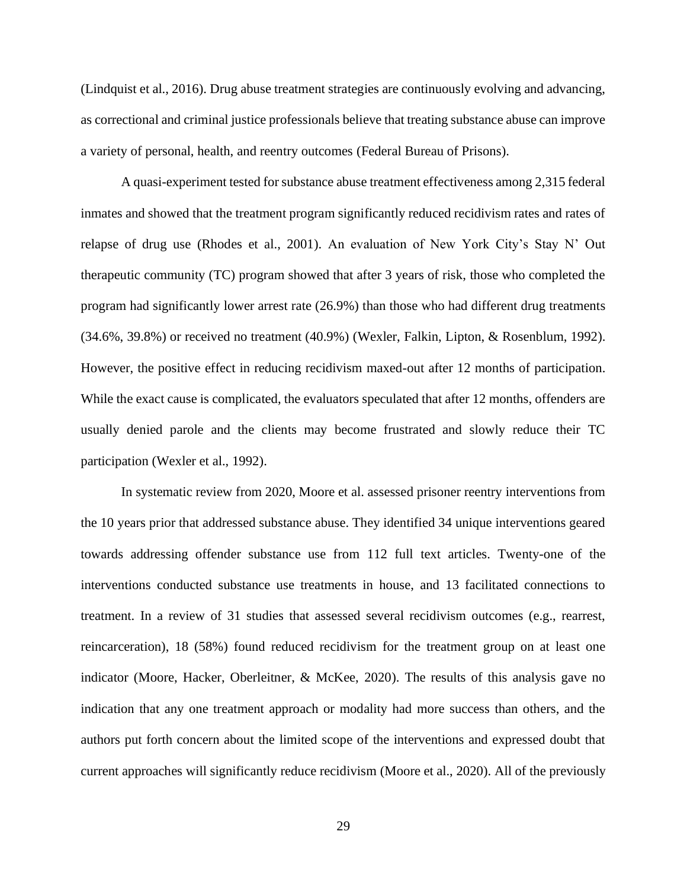(Lindquist et al., 2016). Drug abuse treatment strategies are continuously evolving and advancing, as correctional and criminal justice professionals believe that treating substance abuse can improve a variety of personal, health, and reentry outcomes (Federal Bureau of Prisons).

A quasi-experiment tested for substance abuse treatment effectiveness among 2,315 federal inmates and showed that the treatment program significantly reduced recidivism rates and rates of relapse of drug use (Rhodes et al., 2001). An evaluation of New York City's Stay N' Out therapeutic community (TC) program showed that after 3 years of risk, those who completed the program had significantly lower arrest rate (26.9%) than those who had different drug treatments (34.6%, 39.8%) or received no treatment (40.9%) (Wexler, Falkin, Lipton, & Rosenblum, 1992). However, the positive effect in reducing recidivism maxed-out after 12 months of participation. While the exact cause is complicated, the evaluators speculated that after 12 months, offenders are usually denied parole and the clients may become frustrated and slowly reduce their TC participation (Wexler et al., 1992).

In systematic review from 2020, Moore et al. assessed prisoner reentry interventions from the 10 years prior that addressed substance abuse. They identified 34 unique interventions geared towards addressing offender substance use from 112 full text articles. Twenty-one of the interventions conducted substance use treatments in house, and 13 facilitated connections to treatment. In a review of 31 studies that assessed several recidivism outcomes (e.g., rearrest, reincarceration), 18 (58%) found reduced recidivism for the treatment group on at least one indicator (Moore, Hacker, Oberleitner, & McKee, 2020). The results of this analysis gave no indication that any one treatment approach or modality had more success than others, and the authors put forth concern about the limited scope of the interventions and expressed doubt that current approaches will significantly reduce recidivism (Moore et al., 2020). All of the previously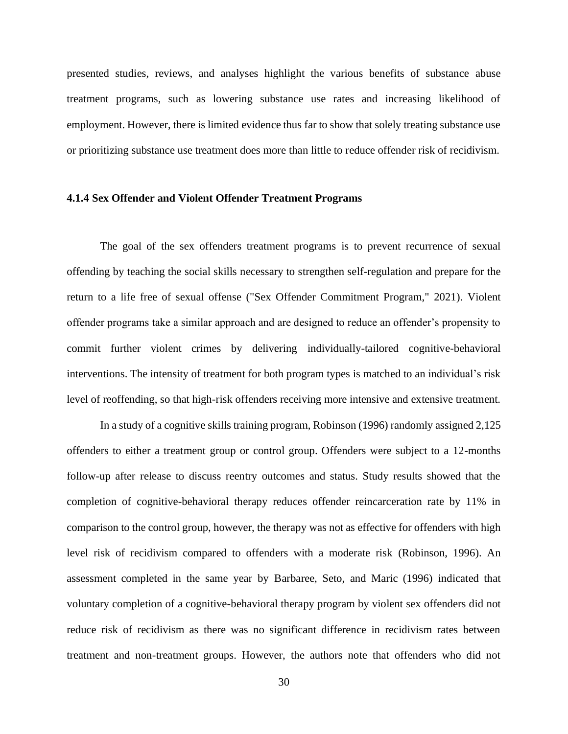presented studies, reviews, and analyses highlight the various benefits of substance abuse treatment programs, such as lowering substance use rates and increasing likelihood of employment. However, there is limited evidence thus far to show that solely treating substance use or prioritizing substance use treatment does more than little to reduce offender risk of recidivism.

#### 4.1.4 Sex Offender and Violent Offender Treatment Programs

The goal of the sex offenders treatment programs is to prevent recurrence of sexual offending by teaching the social skills necessary to strengthen self-regulation and prepare for the return to a life free of sexual offense ("Sex Offender Commitment Program," 2021). Violent offender programs take a similar approach and are designed to reduce an offender's propensity to commit further violent crimes by delivering individually-tailored cognitive-behavioral interventions. The intensity of treatment for both program types is matched to an individual's risk level of reoffending, so that high-risk offenders receiving more intensive and extensive treatment.

In a study of a cognitive skills training program, Robinson (1996) randomly assigned 2,125 offenders to either a treatment group or control group. Offenders were subject to a 12-months follow-up after release to discuss reentry outcomes and status. Study results showed that the completion of cognitive-behavioral therapy reduces offender reincarceration rate by 11% in comparison to the control group, however, the therapy was not as effective for offenders with high level risk of recidivism compared to offenders with a moderate risk (Robinson, 1996). An assessment completed in the same year by Barbaree, Seto, and Maric (1996) indicated that voluntary completion of a cognitive-behavioral therapy program by violent sex offenders did not reduce risk of recidivism as there was no significant difference in recidivism rates between treatment and non-treatment groups. However, the authors note that offenders who did not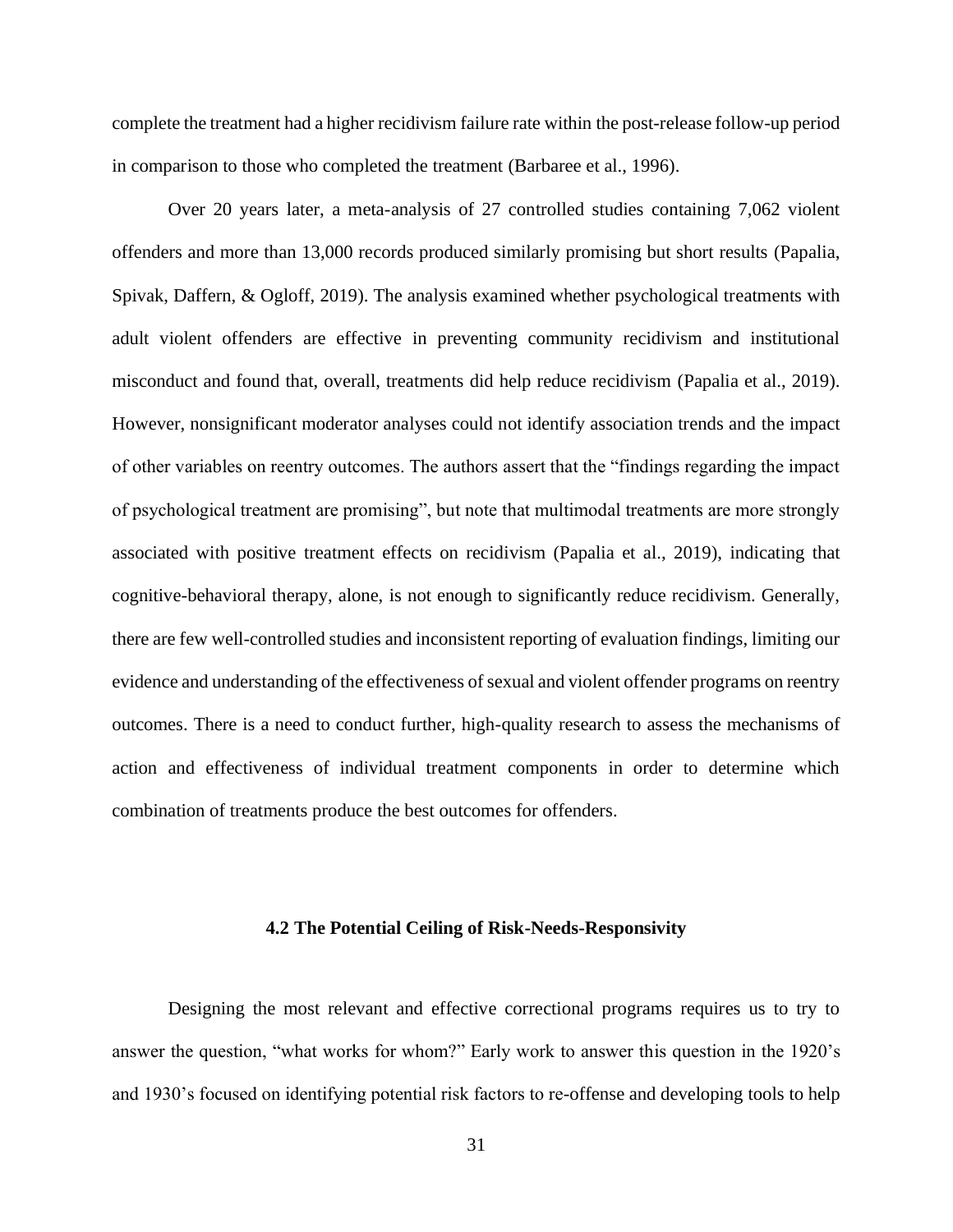complete the treatment had a higher recidivism failure rate within the post-release follow-up period in comparison to those who completed the treatment (Barbaree et al., 1996).

Over 20 years later, a meta-analysis of 27 controlled studies containing 7,062 violent offenders and more than 13,000 records produced similarly promising but short results (Papalia, Spivak, Daffern, & Ogloff, 2019). The analysis examined whether psychological treatments with adult violent offenders are effective in preventing community recidivism and institutional misconduct and found that, overall, treatments did help reduce recidivism (Papalia et al., 2019). However, nonsignificant moderator analyses could not identify association trends and the impact of other variables on reentry outcomes. The authors assert that the "findings regarding the impact of psychological treatment are promising", but note that multimodal treatments are more strongly associated with positive treatment effects on recidivism (Papalia et al., 2019), indicating that cognitive-behavioral therapy, alone, is not enough to significantly reduce recidivism. Generally, there are few well-controlled studies and inconsistent reporting of evaluation findings, limiting our evidence and understanding of the effectiveness of sexual and violent offender programs on reentry outcomes. There is a need to conduct further, high-quality research to assess the mechanisms of action and effectiveness of individual treatment components in order to determine which combination of treatments produce the best outcomes for offenders.

### 4.2 The Potential Ceiling of Risk-Needs-Responsivity

Designing the most relevant and effective correctional programs requires us to try to answer the question, "what works for whom?" Early work to answer this question in the 1920's and 1930's focused on identifying potential risk factors to re-offense and developing tools to help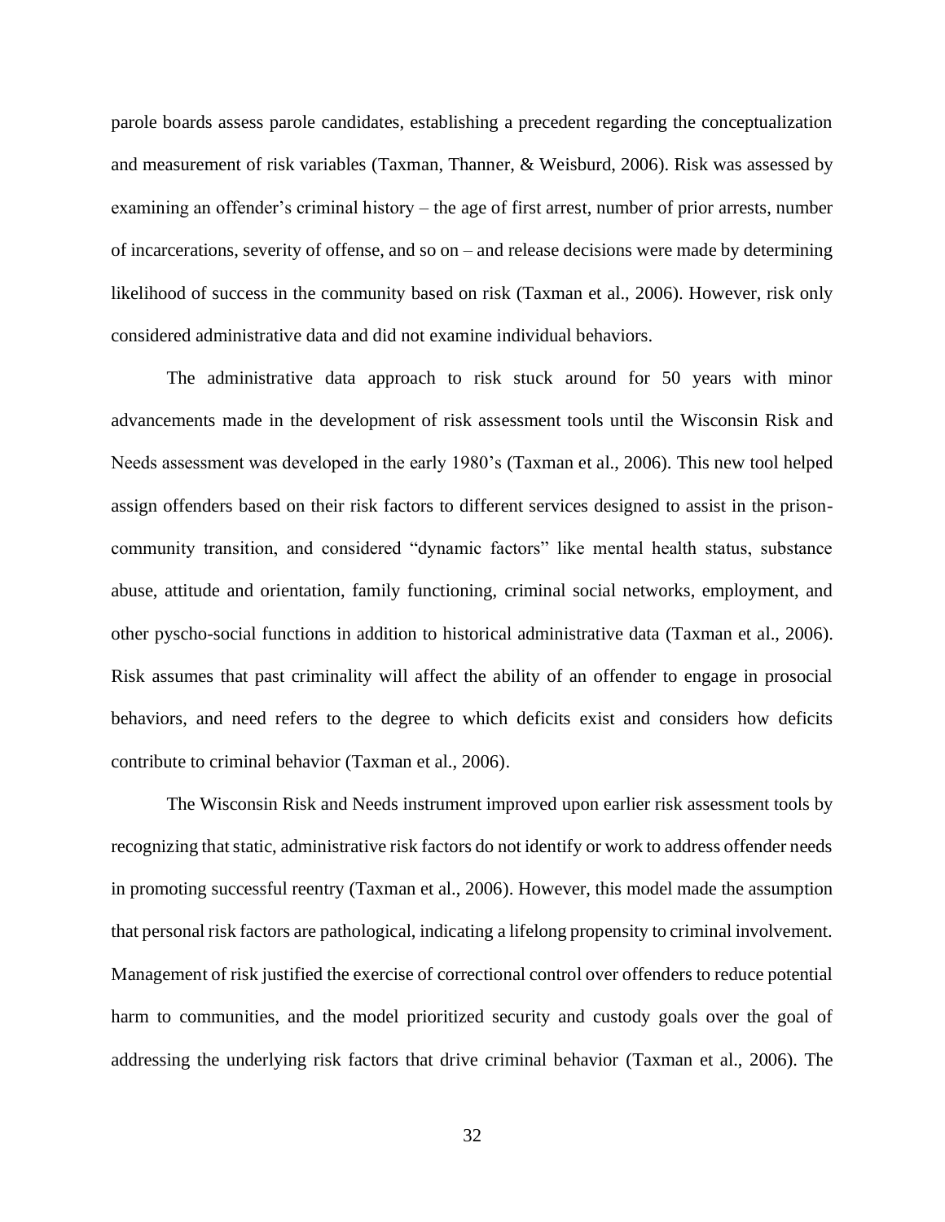parole boards assess parole candidates, establishing a precedent regarding the conceptualization and measurement of risk variables (Taxman, Thanner, & Weisburd, 2006). Risk was assessed by examining an offender's criminal history – the age of first arrest, number of prior arrests, number of incarcerations, severity of offense, and so on – and release decisions were made by determining likelihood of success in the community based on risk (Taxman et al., 2006). However, risk only considered administrative data and did not examine individual behaviors.

The administrative data approach to risk stuck around for 50 years with minor advancements made in the development of risk assessment tools until the Wisconsin Risk and Needs assessment was developed in the early 1980's (Taxman et al., 2006). This new tool helped assign offenders based on their risk factors to different services designed to assist in the prison-community transition, and considered "dynamic factors" like mental health status, substance abuse, attitude and orientation, family functioning, criminal social networks, employment, and other pyscho-social functions in addition to historical administrative data (Taxman et al., 2006). Risk assumes that past criminality will affect the ability of an offender to engage in prosocial behaviors, and need refers to the degree to which deficits exist and considers how deficits contribute to criminal behavior (Taxman et al., 2006).

The Wisconsin Risk and Needs instrument improved upon earlier risk assessment tools by recognizing that static, administrative risk factors do not identify or work to address offender needs in promoting successful reentry (Taxman et al., 2006). However, this model made the assumption that personal risk factors are pathological, indicating a lifelong propensity to criminal involvement. Management of risk justified the exercise of correctional control over offenders to reduce potential harm to communities, and the model prioritized security and custody goals over the goal of addressing the underlying risk factors that drive criminal behavior (Taxman et al., 2006). The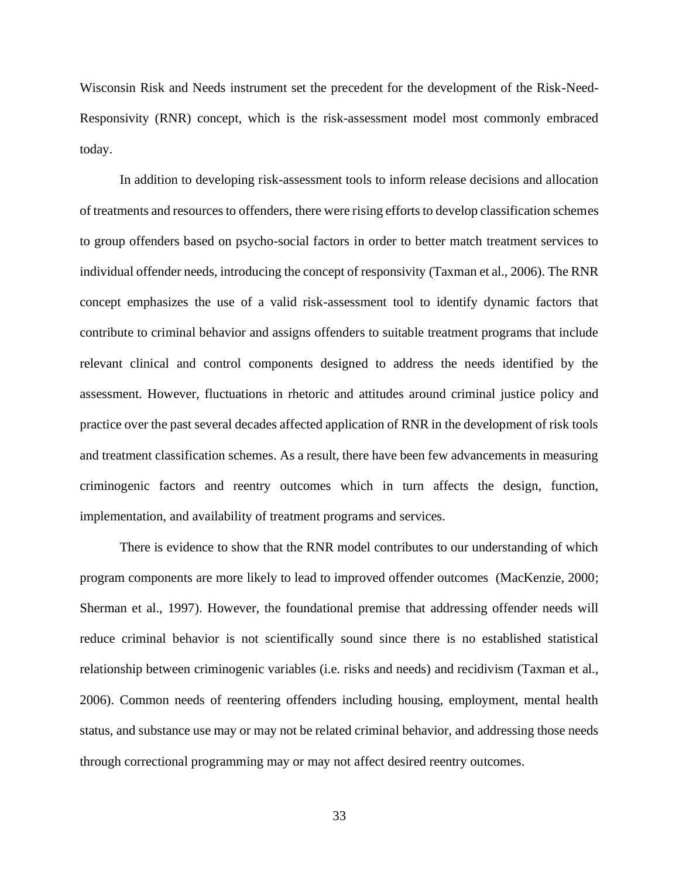Wisconsin Risk and Needs instrument set the precedent for the development of the Risk-Need-Responsivity (RNR) concept, which is the risk-assessment model most commonly embraced today.

In addition to developing risk-assessment tools to inform release decisions and allocation of treatments and resources to offenders, there were rising efforts to develop classification schemes to group offenders based on psycho-social factors in order to better match treatment services to individual offender needs, introducing the concept of responsivity (Taxman et al., 2006). The RNR concept emphasizes the use of a valid risk-assessment tool to identify dynamic factors that contribute to criminal behavior and assigns offenders to suitable treatment programs that include relevant clinical and control components designed to address the needs identified by the assessment. However, fluctuations in rhetoric and attitudes around criminal justice policy and practice over the past several decades affected application of RNR in the development of risk tools and treatment classification schemes. As a result, there have been few advancements in measuring criminogenic factors and reentry outcomes which in turn affects the design, function, implementation, and availability of treatment programs and services.

There is evidence to show that the RNR model contributes to our understanding of which program components are more likely to lead to improved offender outcomes (MacKenzie, 2000; Sherman et al., 1997). However, the foundational premise that addressing offender needs will reduce criminal behavior is not scientifically sound since there is no established statistical relationship between criminogenic variables (i.e. risks and needs) and recidivism (Taxman et al., 2006). Common needs of reentering offenders including housing, employment, mental health status, and substance use may or may not be related criminal behavior, and addressing those needs through correctional programming may or may not affect desired reentry outcomes.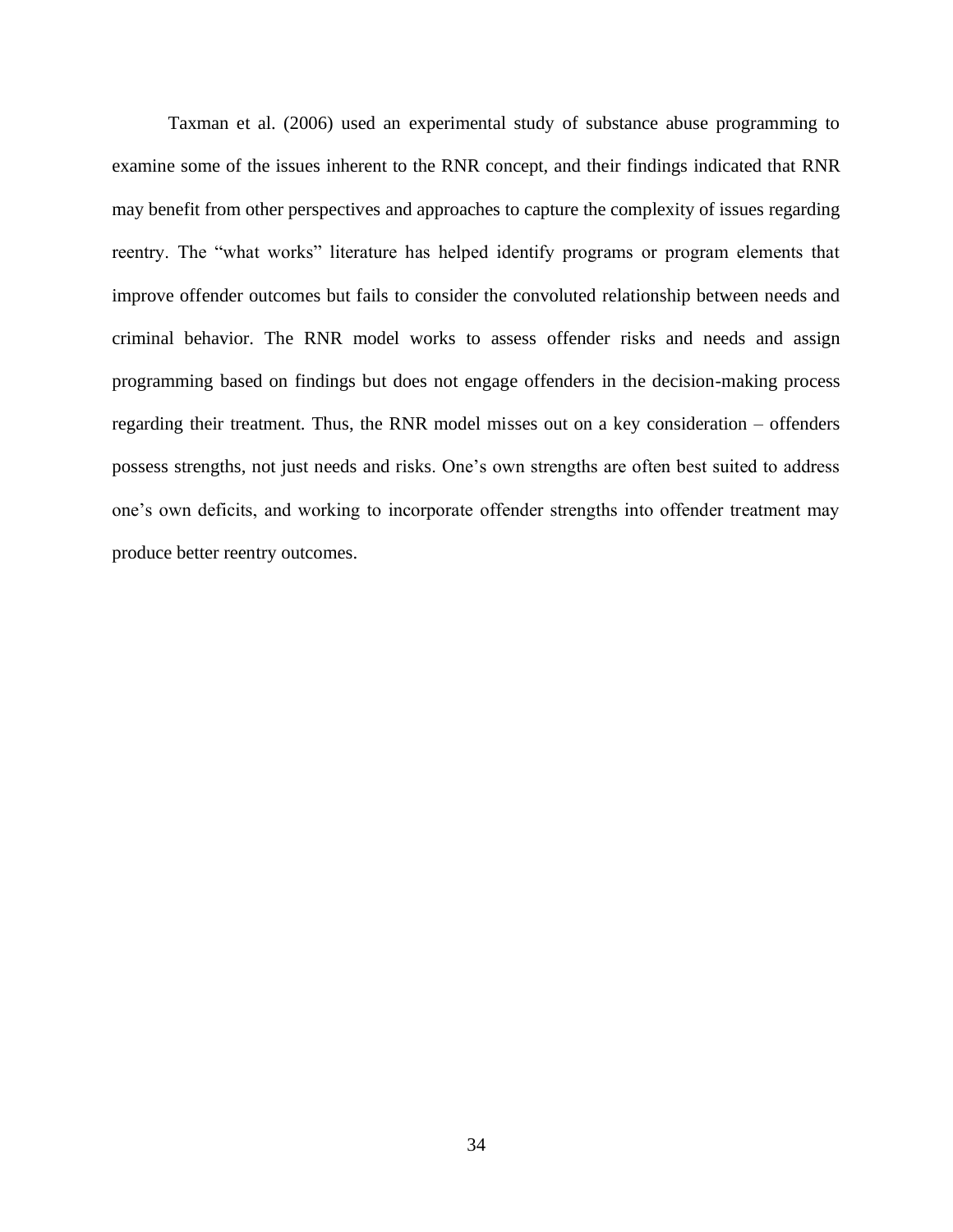Taxman et al. (2006) used an experimental study of substance abuse programming to examine some of the issues inherent to the RNR concept, and their findings indicated that RNR may benefit from other perspectives and approaches to capture the complexity of issues regarding reentry. The "what works" literature has helped identify programs or program elements that improve offender outcomes but fails to consider the convoluted relationship between needs and criminal behavior. The RNR model works to assess offender risks and needs and assign programming based on findings but does not engage offenders in the decision-making process regarding their treatment. Thus, the RNR model misses out on a key consideration – offenders possess strengths, not just needs and risks. One's own strengths are often best suited to address one's own deficits, and working to incorporate offender strengths into offender treatment may produce better reentry outcomes.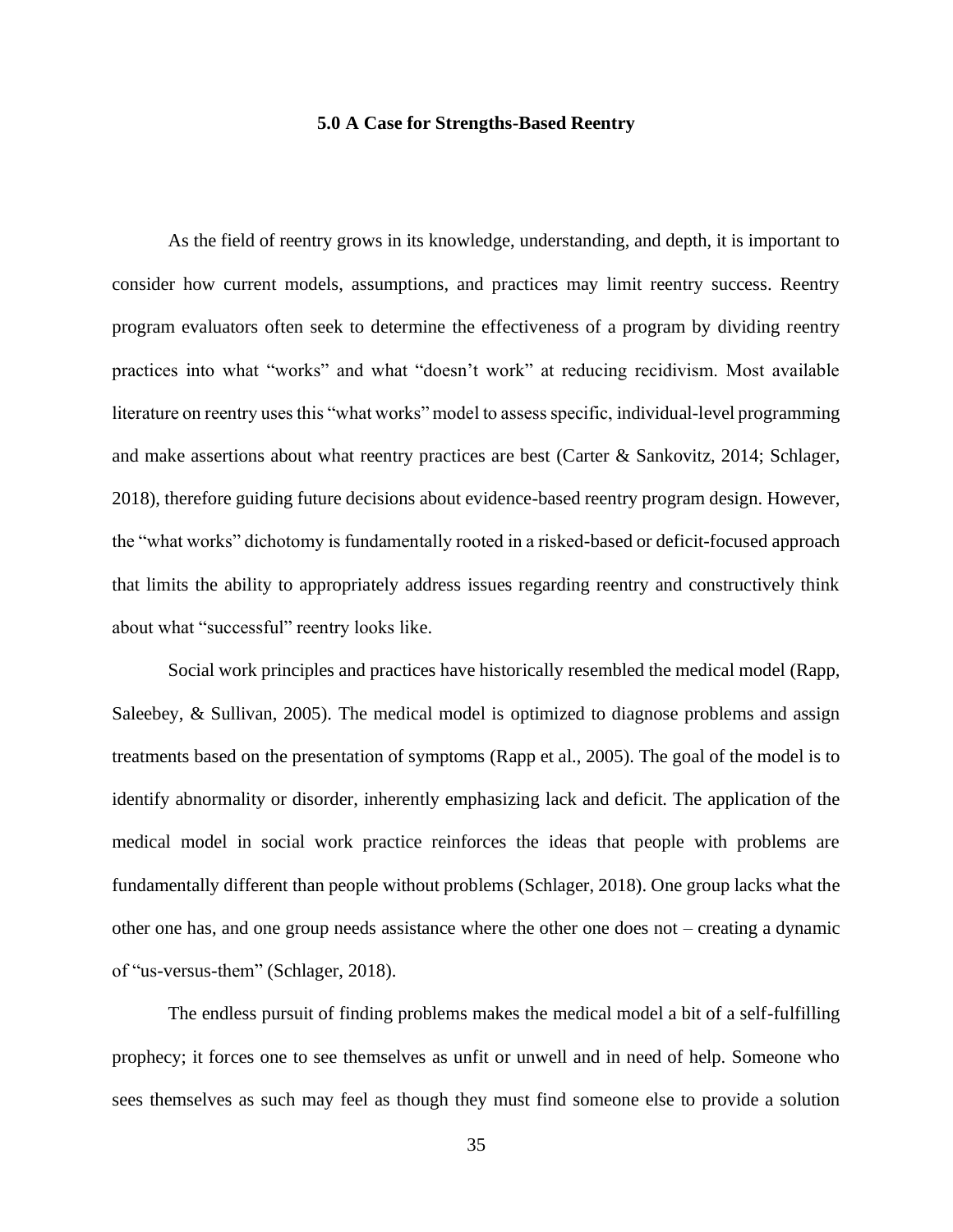# 5.0 A Case for Strengths-Based Reentry

As the field of reentry grows in its knowledge, understanding, and depth, it is important to consider how current models, assumptions, and practices may limit reentry success. Reentry program evaluators often seek to determine the effectiveness of a program by dividing reentry practices into what "works" and what "doesn't work" at reducing recidivism. Most available literature on reentry uses this "what works" model to assess specific, individual-level programming and make assertions about what reentry practices are best (Carter & Sankovitz, 2014; Schlager, 2018), therefore guiding future decisions about evidence-based reentry program design. However, the "what works" dichotomy is fundamentally rooted in a risked-based or deficit-focused approach that limits the ability to appropriately address issues regarding reentry and constructively think about what "successful" reentry looks like.

Social work principles and practices have historically resembled the medical model (Rapp, Saleebey, & Sullivan, 2005). The medical model is optimized to diagnose problems and assign treatments based on the presentation of symptoms (Rapp et al., 2005). The goal of the model is to identify abnormality or disorder, inherently emphasizing lack and deficit. The application of the medical model in social work practice reinforces the ideas that people with problems are fundamentally different than people without problems (Schlager, 2018). One group lacks what the other one has, and one group needs assistance where the other one does not – creating a dynamic of "us-versus-them" (Schlager, 2018).

The endless pursuit of finding problems makes the medical model a bit of a self-fulfilling prophecy; it forces one to see themselves as unfit or unwell and in need of help. Someone who sees themselves as such may feel as though they must find someone else to provide a solution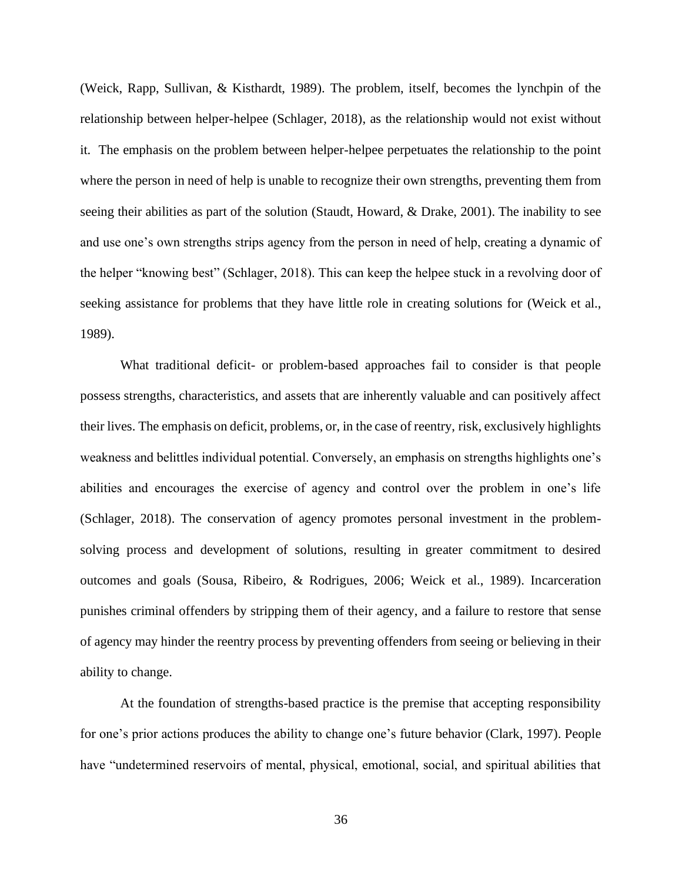(Weick, Rapp, Sullivan, & Kisthardt, 1989). The problem, itself, becomes the lynchpin of the relationship between helper-helpee (Schlager, 2018), as the relationship would not exist without it. The emphasis on the problem between helper-helpee perpetuates the relationship to the point where the person in need of help is unable to recognize their own strengths, preventing them from seeing their abilities as part of the solution (Staudt, Howard, & Drake, 2001). The inability to see and use one's own strengths strips agency from the person in need of help, creating a dynamic of the helper "knowing best" (Schlager, 2018). This can keep the helpee stuck in a revolving door of seeking assistance for problems that they have little role in creating solutions for (Weick et al., 1989).

What traditional deficit- or problem-based approaches fail to consider is that people possess strengths, characteristics, and assets that are inherently valuable and can positively affect their lives. The emphasis on deficit, problems, or, in the case of reentry, risk, exclusively highlights weakness and belittles individual potential. Conversely, an emphasis on strengths highlights one's abilities and encourages the exercise of agency and control over the problem in one's life (Schlager, 2018). The conservation of agency promotes personal investment in the problem-solving process and development of solutions, resulting in greater commitment to desired outcomes and goals (Sousa, Ribeiro, & Rodrigues, 2006; Weick et al., 1989). Incarceration punishes criminal offenders by stripping them of their agency, and a failure to restore that sense of agency may hinder the reentry process by preventing offenders from seeing or believing in their ability to change.

At the foundation of strengths-based practice is the premise that accepting responsibility for one's prior actions produces the ability to change one's future behavior (Clark, 1997). People have "undetermined reservoirs of mental, physical, emotional, social, and spiritual abilities that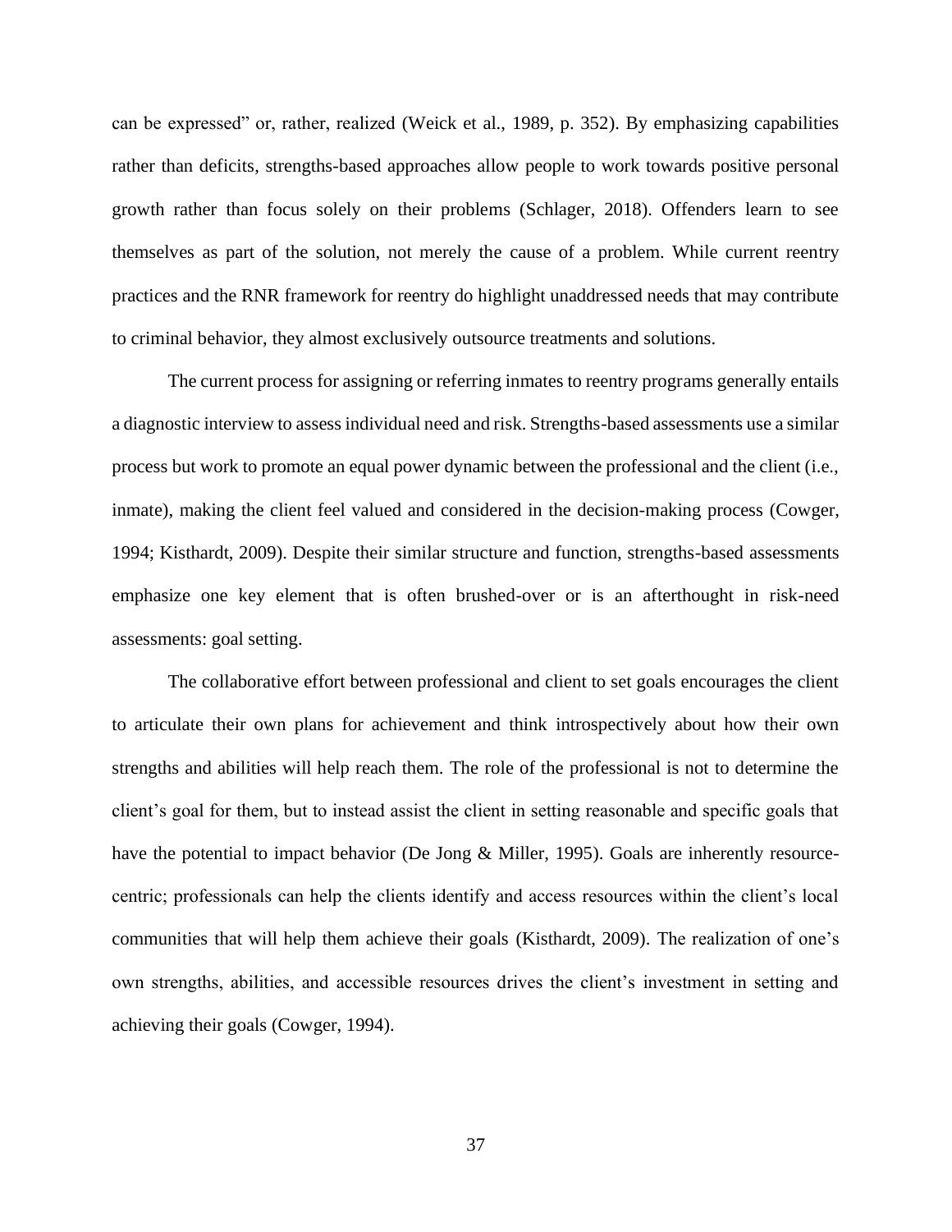can be expressed" or, rather, realized (Weick et al., 1989, p. 352). By emphasizing capabilities rather than deficits, strengths-based approaches allow people to work towards positive personal growth rather than focus solely on their problems (Schlager, 2018). Offenders learn to see themselves as part of the solution, not merely the cause of a problem. While current reentry practices and the RNR framework for reentry do highlight unaddressed needs that may contribute to criminal behavior, they almost exclusively outsource treatments and solutions.

The current process for assigning or referring inmates to reentry programs generally entails a diagnostic interview to assess individual need and risk. Strengths-based assessments use a similar process but work to promote an equal power dynamic between the professional and the client (i.e., inmate), making the client feel valued and considered in the decision-making process (Cowger, 1994; Kisthardt, 2009). Despite their similar structure and function, strengths-based assessments emphasize one key element that is often brushed-over or is an afterthought in risk-need assessments: goal setting.

The collaborative effort between professional and client to set goals encourages the client to articulate their own plans for achievement and think introspectively about how their own strengths and abilities will help reach them. The role of the professional is not to determine the client's goal for them, but to instead assist the client in setting reasonable and specific goals that have the potential to impact behavior (De Jong & Miller, 1995). Goals are inherently resource-centric; professionals can help the clients identify and access resources within the client's local communities that will help them achieve their goals (Kisthardt, 2009). The realization of one's own strengths, abilities, and accessible resources drives the client's investment in setting and achieving their goals (Cowger, 1994).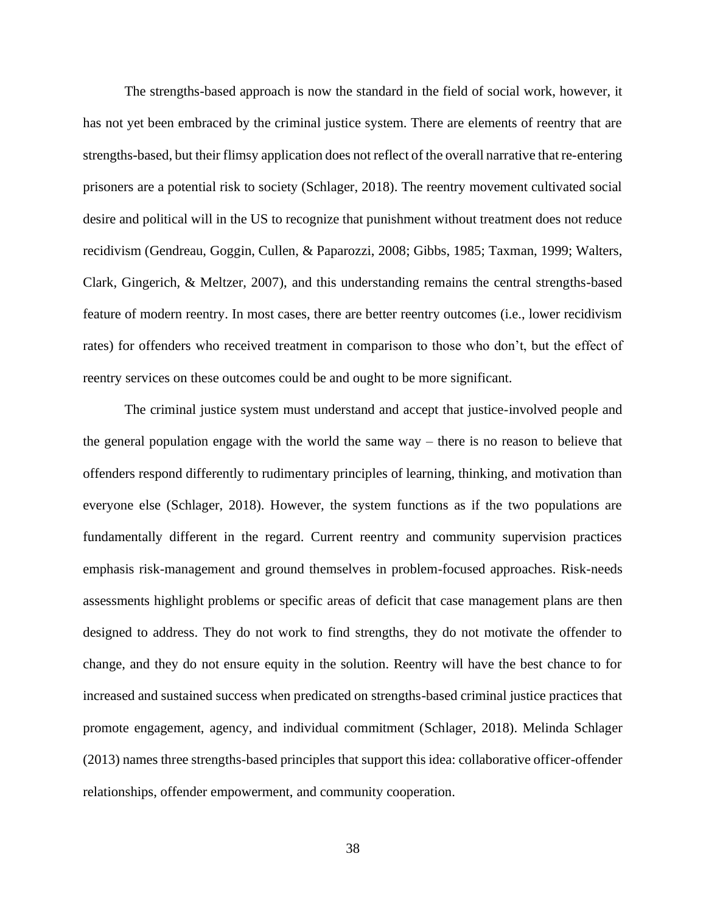The strengths-based approach is now the standard in the field of social work, however, it has not yet been embraced by the criminal justice system. There are elements of reentry that are strengths-based, but their flimsy application does not reflect of the overall narrative that re-entering prisoners are a potential risk to society (Schlager, 2018). The reentry movement cultivated social desire and political will in the US to recognize that punishment without treatment does not reduce recidivism (Gendreau, Goggin, Cullen, & Paparozzi, 2008; Gibbs, 1985; Taxman, 1999; Walters, Clark, Gingerich, & Meltzer, 2007), and this understanding remains the central strengths-based feature of modern reentry. In most cases, there are better reentry outcomes (i.e., lower recidivism rates) for offenders who received treatment in comparison to those who don't, but the effect of reentry services on these outcomes could be and ought to be more significant.

The criminal justice system must understand and accept that justice-involved people and the general population engage with the world the same way – there is no reason to believe that offenders respond differently to rudimentary principles of learning, thinking, and motivation than everyone else (Schlager, 2018). However, the system functions as if the two populations are fundamentally different in the regard. Current reentry and community supervision practices emphasis risk-management and ground themselves in problem-focused approaches. Risk-needs assessments highlight problems or specific areas of deficit that case management plans are then designed to address. They do not work to find strengths, they do not motivate the offender to change, and they do not ensure equity in the solution. Reentry will have the best chance to for increased and sustained success when predicated on strengths-based criminal justice practices that promote engagement, agency, and individual commitment (Schlager, 2018). Melinda Schlager (2013) names three strengths-based principles that support this idea: collaborative officer-offender relationships, offender empowerment, and community cooperation.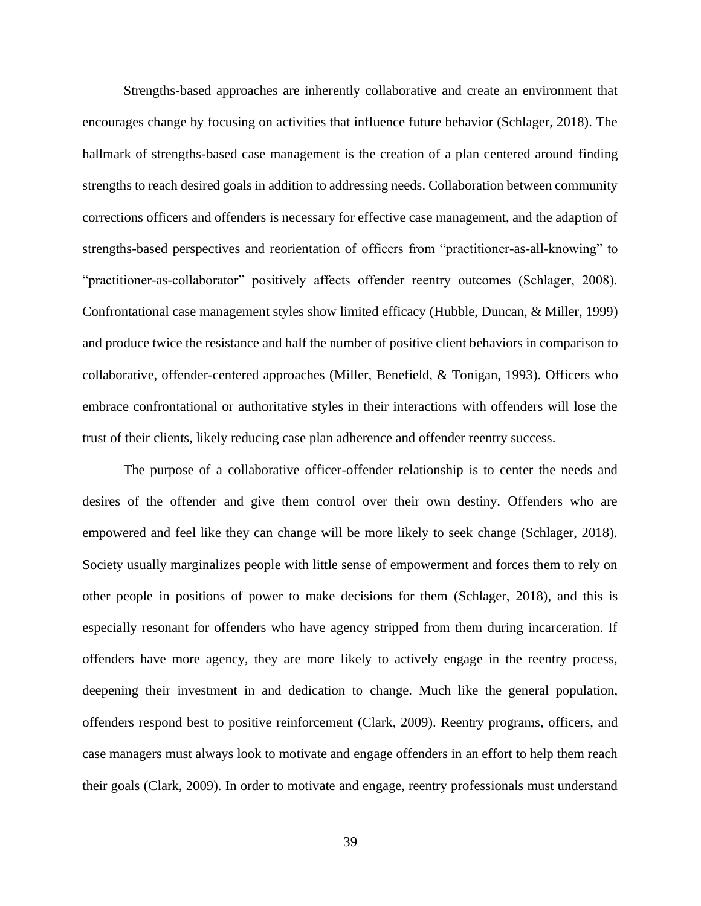Strengths-based approaches are inherently collaborative and create an environment that encourages change by focusing on activities that influence future behavior (Schlager, 2018). The hallmark of strengths-based case management is the creation of a plan centered around finding strengths to reach desired goals in addition to addressing needs. Collaboration between community corrections officers and offenders is necessary for effective case management, and the adaption of strengths-based perspectives and reorientation of officers from "practitioner-as-all-knowing" to "practitioner-as-collaborator" positively affects offender reentry outcomes (Schlager, 2008). Confrontational case management styles show limited efficacy (Hubble, Duncan, & Miller, 1999) and produce twice the resistance and half the number of positive client behaviors in comparison to collaborative, offender-centered approaches (Miller, Benefield, & Tonigan, 1993). Officers who embrace confrontational or authoritative styles in their interactions with offenders will lose the trust of their clients, likely reducing case plan adherence and offender reentry success.

The purpose of a collaborative officer-offender relationship is to center the needs and desires of the offender and give them control over their own destiny. Offenders who are empowered and feel like they can change will be more likely to seek change (Schlager, 2018). Society usually marginalizes people with little sense of empowerment and forces them to rely on other people in positions of power to make decisions for them (Schlager, 2018), and this is especially resonant for offenders who have agency stripped from them during incarceration. If offenders have more agency, they are more likely to actively engage in the reentry process, deepening their investment in and dedication to change. Much like the general population, offenders respond best to positive reinforcement (Clark, 2009). Reentry programs, officers, and case managers must always look to motivate and engage offenders in an effort to help them reach their goals (Clark, 2009). In order to motivate and engage, reentry professionals must understand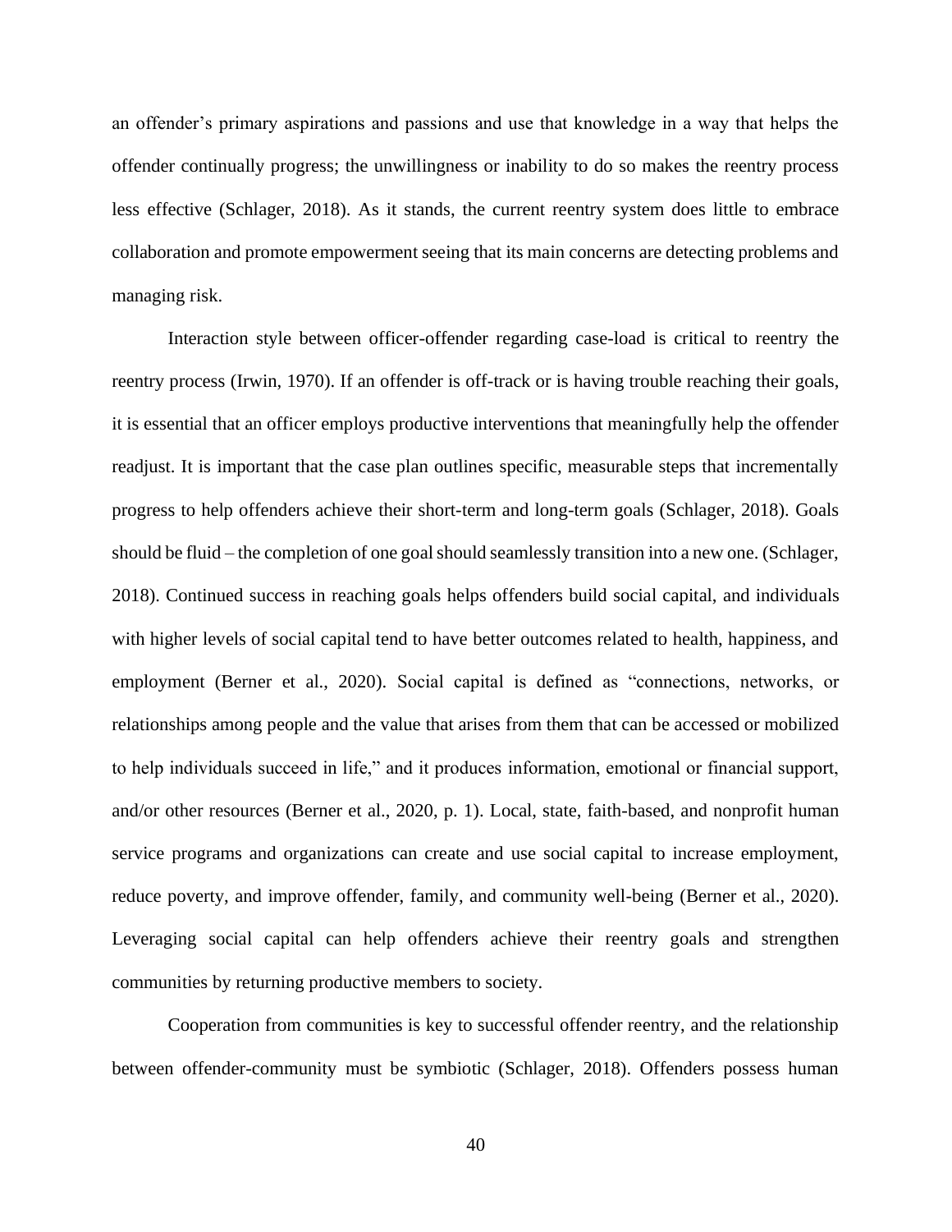an offender's primary aspirations and passions and use that knowledge in a way that helps the offender continually progress; the unwillingness or inability to do so makes the reentry process less effective (Schlager, 2018). As it stands, the current reentry system does little to embrace collaboration and promote empowerment seeing that its main concerns are detecting problems and managing risk.

Interaction style between officer-offender regarding case-load is critical to reentry the reentry process (Irwin, 1970). If an offender is off-track or is having trouble reaching their goals, it is essential that an officer employs productive interventions that meaningfully help the offender readjust. It is important that the case plan outlines specific, measurable steps that incrementally progress to help offenders achieve their short-term and long-term goals (Schlager, 2018). Goals should be fluid – the completion of one goal should seamlessly transition into a new one. (Schlager, 2018). Continued success in reaching goals helps offenders build social capital, and individuals with higher levels of social capital tend to have better outcomes related to health, happiness, and employment (Berner et al., 2020). Social capital is defined as "connections, networks, or relationships among people and the value that arises from them that can be accessed or mobilized to help individuals succeed in life," and it produces information, emotional or financial support, and/or other resources (Berner et al., 2020, p. 1). Local, state, faith-based, and nonprofit human service programs and organizations can create and use social capital to increase employment, reduce poverty, and improve offender, family, and community well-being (Berner et al., 2020). Leveraging social capital can help offenders achieve their reentry goals and strengthen communities by returning productive members to society.

Cooperation from communities is key to successful offender reentry, and the relationship between offender-community must be symbiotic (Schlager, 2018). Offenders possess human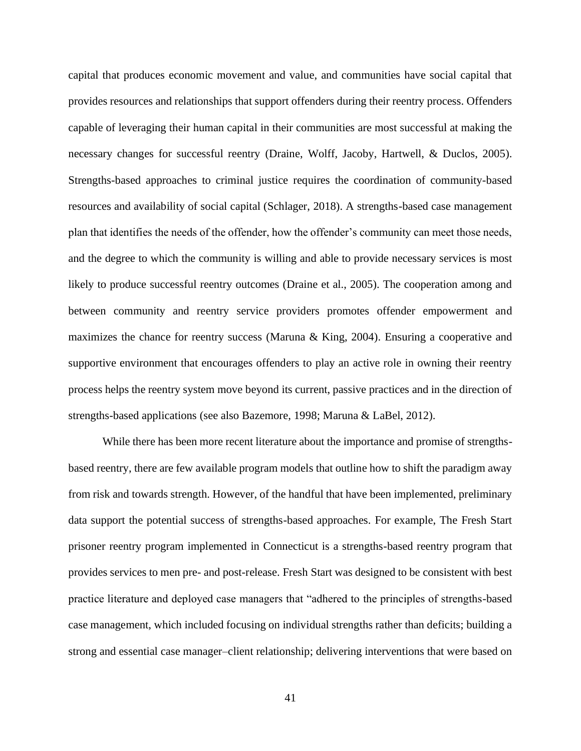capital that produces economic movement and value, and communities have social capital that provides resources and relationships that support offenders during their reentry process. Offenders capable of leveraging their human capital in their communities are most successful at making the necessary changes for successful reentry (Draine, Wolff, Jacoby, Hartwell, & Duclos, 2005). Strengths-based approaches to criminal justice requires the coordination of community-based resources and availability of social capital (Schlager, 2018). A strengths-based case management plan that identifies the needs of the offender, how the offender's community can meet those needs, and the degree to which the community is willing and able to provide necessary services is most likely to produce successful reentry outcomes (Draine et al., 2005). The cooperation among and between community and reentry service providers promotes offender empowerment and maximizes the chance for reentry success (Maruna & King, 2004). Ensuring a cooperative and supportive environment that encourages offenders to play an active role in owning their reentry process helps the reentry system move beyond its current, passive practices and in the direction of strengths-based applications (see also Bazemore, 1998; Maruna & LaBel, 2012).

While there has been more recent literature about the importance and promise of strengths-based reentry, there are few available program models that outline how to shift the paradigm away from risk and towards strength. However, of the handful that have been implemented, preliminary data support the potential success of strengths-based approaches. For example, The Fresh Start prisoner reentry program implemented in Connecticut is a strengths-based reentry program that provides services to men pre- and post-release. Fresh Start was designed to be consistent with best practice literature and deployed case managers that "adhered to the principles of strengths-based case management, which included focusing on individual strengths rather than deficits; building a strong and essential case manager–client relationship; delivering interventions that were based on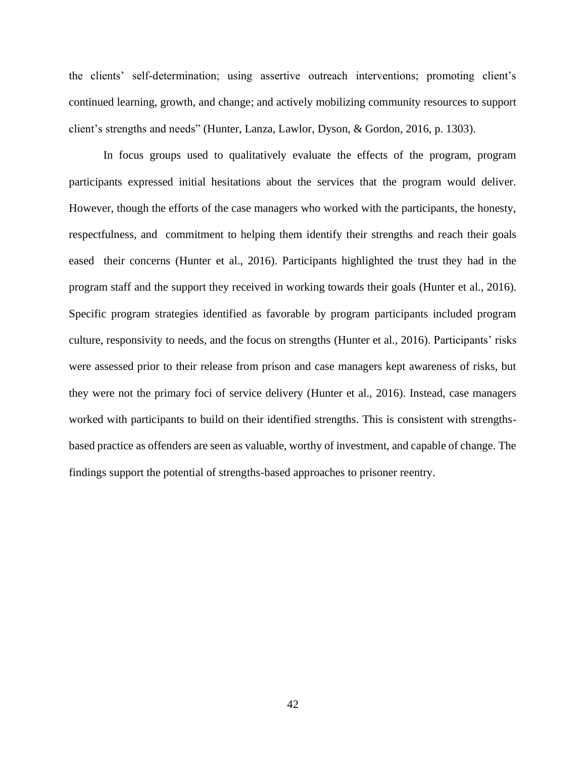the clients' self-determination; using assertive outreach interventions; promoting client's continued learning, growth, and change; and actively mobilizing community resources to support client's strengths and needs" (Hunter, Lanza, Lawlor, Dyson, & Gordon, 2016, p. 1303).

In focus groups used to qualitatively evaluate the effects of the program, program participants expressed initial hesitations about the services that the program would deliver. However, though the efforts of the case managers who worked with the participants, the honesty, respectfulness, and commitment to helping them identify their strengths and reach their goals eased their concerns (Hunter et al., 2016). Participants highlighted the trust they had in the program staff and the support they received in working towards their goals (Hunter et al., 2016). Specific program strategies identified as favorable by program participants included program culture, responsivity to needs, and the focus on strengths (Hunter et al., 2016). Participants' risks were assessed prior to their release from prison and case managers kept awareness of risks, but they were not the primary foci of service delivery (Hunter et al., 2016). Instead, case managers worked with participants to build on their identified strengths. This is consistent with strengths-based practice as offenders are seen as valuable, worthy of investment, and capable of change. The findings support the potential of strengths-based approaches to prisoner reentry.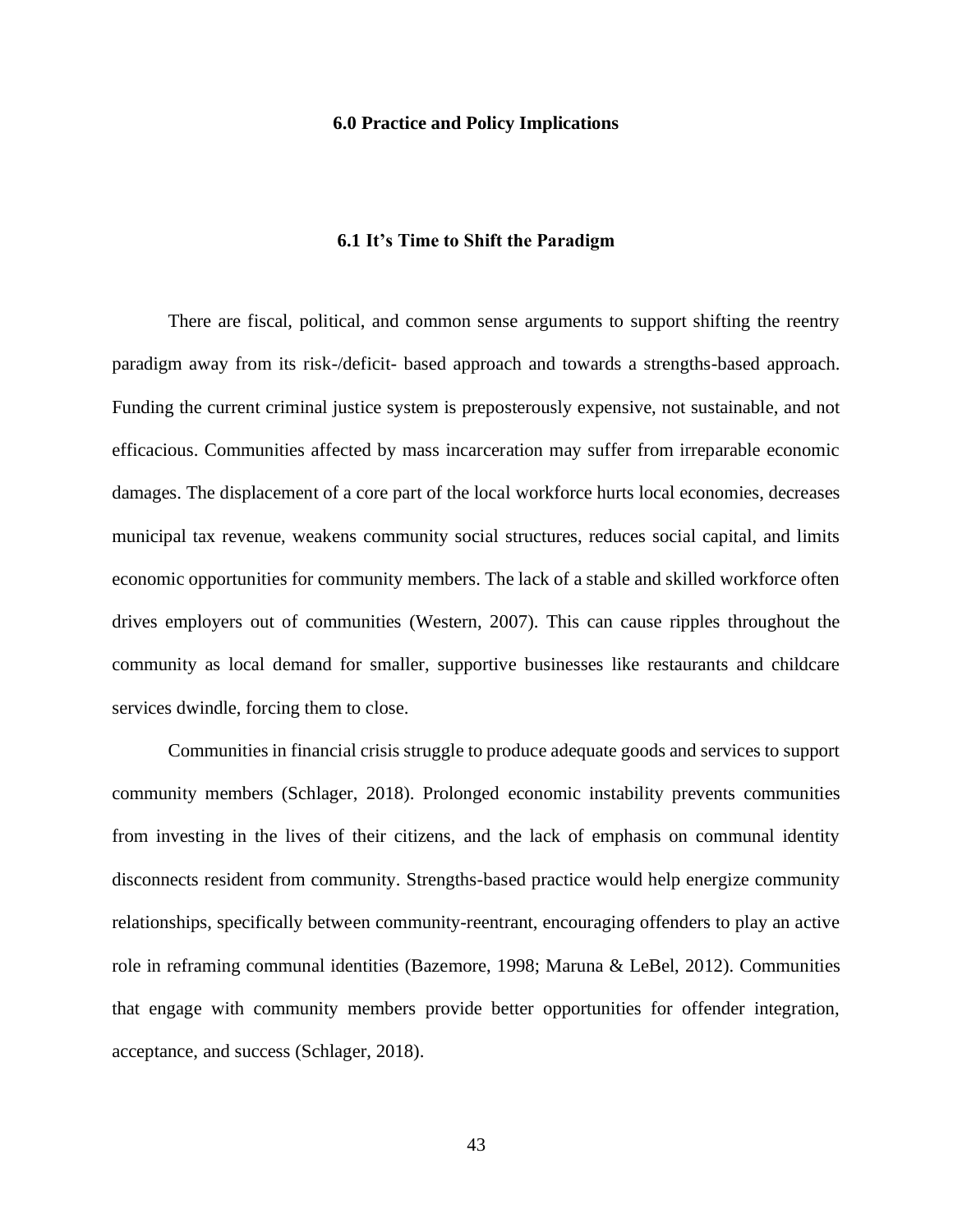# 6.0 Practice and Policy Implications

## 6.1 It's Time to Shift the Paradigm

There are fiscal, political, and common sense arguments to support shifting the reentry paradigm away from its risk-/deficit- based approach and towards a strengths-based approach. Funding the current criminal justice system is preposterously expensive, not sustainable, and not efficacious. Communities affected by mass incarceration may suffer from irreparable economic damages. The displacement of a core part of the local workforce hurts local economies, decreases municipal tax revenue, weakens community social structures, reduces social capital, and limits economic opportunities for community members. The lack of a stable and skilled workforce often drives employers out of communities (Western, 2007). This can cause ripples throughout the community as local demand for smaller, supportive businesses like restaurants and childcare services dwindle, forcing them to close.

Communities in financial crisis struggle to produce adequate goods and services to support community members (Schlager, 2018). Prolonged economic instability prevents communities from investing in the lives of their citizens, and the lack of emphasis on communal identity disconnects resident from community. Strengths-based practice would help energize community relationships, specifically between community-reentrant, encouraging offenders to play an active role in reframing communal identities (Bazemore, 1998; Maruna & LeBel, 2012). Communities that engage with community members provide better opportunities for offender integration, acceptance, and success (Schlager, 2018).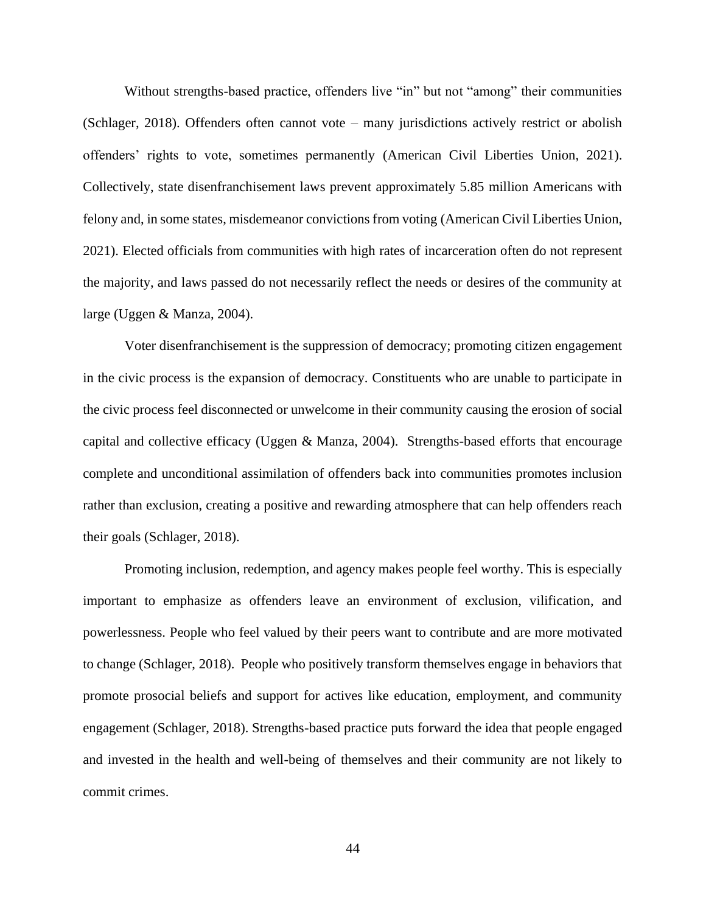Without strengths-based practice, offenders live "in" but not "among" their communities (Schlager, 2018). Offenders often cannot vote – many jurisdictions actively restrict or abolish offenders' rights to vote, sometimes permanently (American Civil Liberties Union, 2021). Collectively, state disenfranchisement laws prevent approximately 5.85 million Americans with felony and, in some states, misdemeanor convictions from voting (American Civil Liberties Union, 2021). Elected officials from communities with high rates of incarceration often do not represent the majority, and laws passed do not necessarily reflect the needs or desires of the community at large (Uggen & Manza, 2004).

Voter disenfranchisement is the suppression of democracy; promoting citizen engagement in the civic process is the expansion of democracy. Constituents who are unable to participate in the civic process feel disconnected or unwelcome in their community causing the erosion of social capital and collective efficacy (Uggen & Manza, 2004). Strengths-based efforts that encourage complete and unconditional assimilation of offenders back into communities promotes inclusion rather than exclusion, creating a positive and rewarding atmosphere that can help offenders reach their goals (Schlager, 2018).

Promoting inclusion, redemption, and agency makes people feel worthy. This is especially important to emphasize as offenders leave an environment of exclusion, vilification, and powerlessness. People who feel valued by their peers want to contribute and are more motivated to change (Schlager, 2018). People who positively transform themselves engage in behaviors that promote prosocial beliefs and support for actives like education, employment, and community engagement (Schlager, 2018). Strengths-based practice puts forward the idea that people engaged and invested in the health and well-being of themselves and their community are not likely to commit crimes.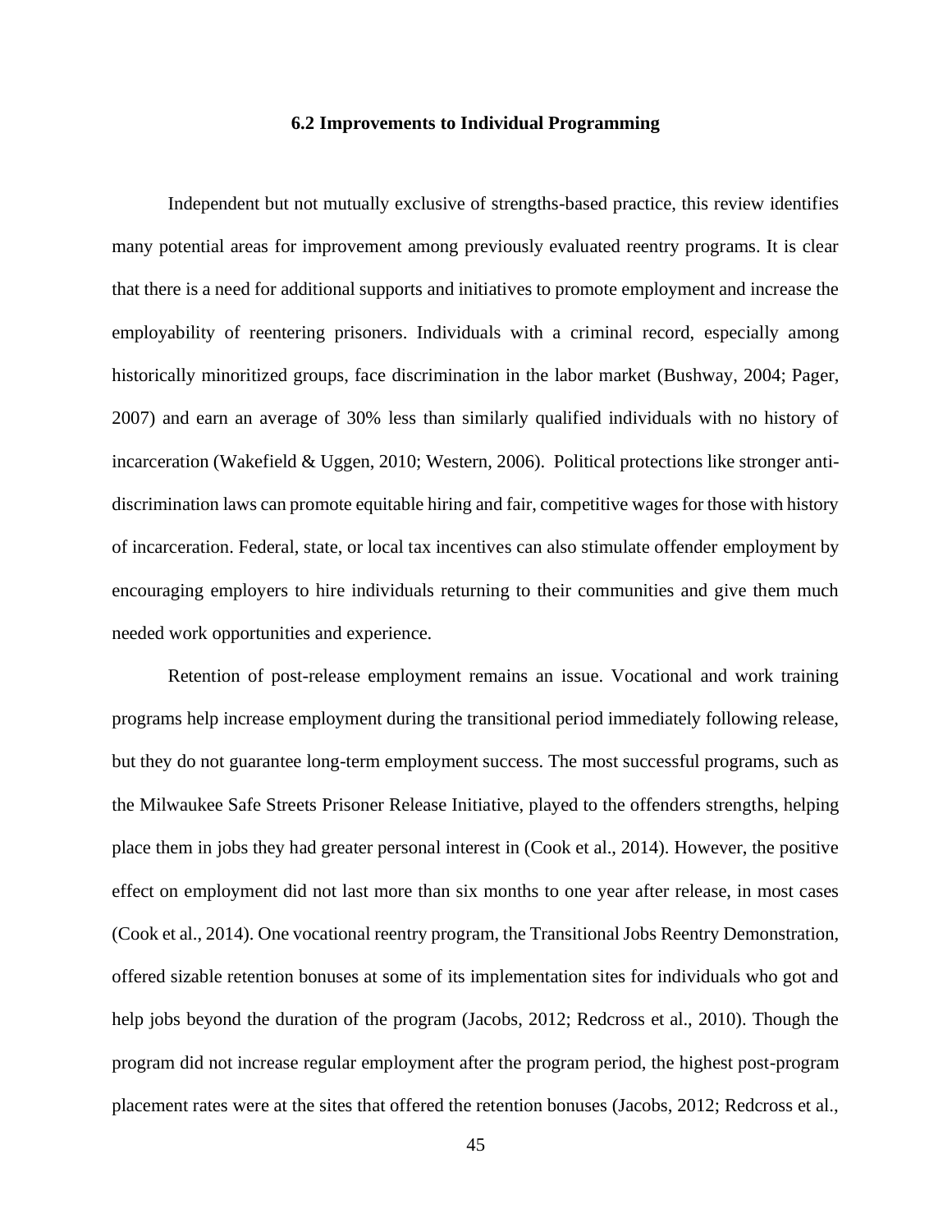### 6.2 Improvements to Individual Programming

Independent but not mutually exclusive of strengths-based practice, this review identifies many potential areas for improvement among previously evaluated reentry programs. It is clear that there is a need for additional supports and initiatives to promote employment and increase the employability of reentering prisoners. Individuals with a criminal record, especially among historically minoritized groups, face discrimination in the labor market (Bushway, 2004; Pager, 2007) and earn an average of 30% less than similarly qualified individuals with no history of incarceration (Wakefield & Uggen, 2010; Western, 2006). Political protections like stronger anti-discrimination laws can promote equitable hiring and fair, competitive wages for those with history of incarceration. Federal, state, or local tax incentives can also stimulate offender employment by encouraging employers to hire individuals returning to their communities and give them much needed work opportunities and experience.

Retention of post-release employment remains an issue. Vocational and work training programs help increase employment during the transitional period immediately following release, but they do not guarantee long-term employment success. The most successful programs, such as the Milwaukee Safe Streets Prisoner Release Initiative, played to the offenders strengths, helping place them in jobs they had greater personal interest in (Cook et al., 2014). However, the positive effect on employment did not last more than six months to one year after release, in most cases (Cook et al., 2014). One vocational reentry program, the Transitional Jobs Reentry Demonstration, offered sizable retention bonuses at some of its implementation sites for individuals who got and help jobs beyond the duration of the program (Jacobs, 2012; Redcross et al., 2010). Though the program did not increase regular employment after the program period, the highest post-program placement rates were at the sites that offered the retention bonuses (Jacobs, 2012; Redcross et al.,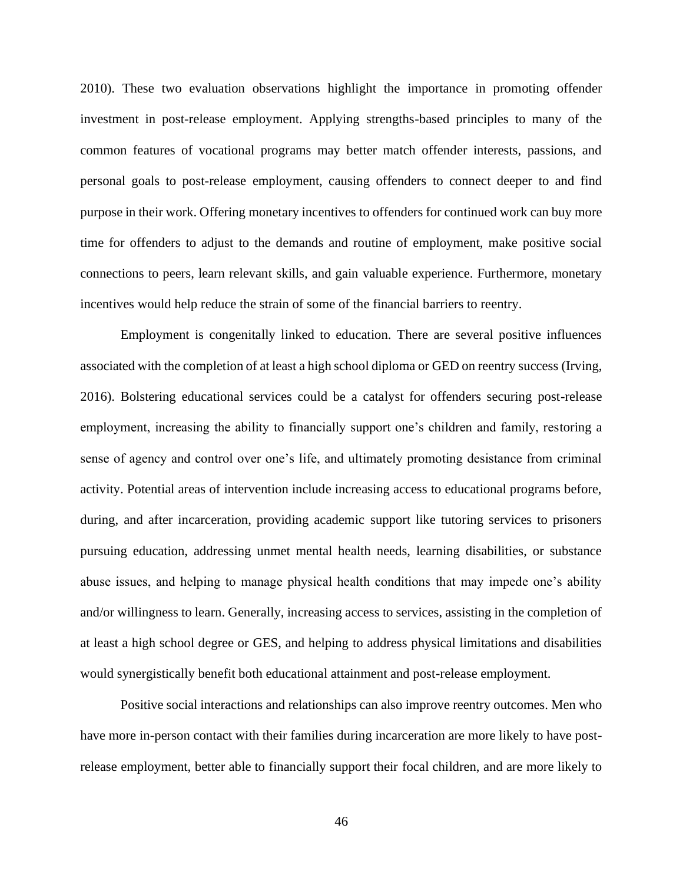2010). These two evaluation observations highlight the importance in promoting offender investment in post-release employment. Applying strengths-based principles to many of the common features of vocational programs may better match offender interests, passions, and personal goals to post-release employment, causing offenders to connect deeper to and find purpose in their work. Offering monetary incentives to offenders for continued work can buy more time for offenders to adjust to the demands and routine of employment, make positive social connections to peers, learn relevant skills, and gain valuable experience. Furthermore, monetary incentives would help reduce the strain of some of the financial barriers to reentry.

Employment is congenitally linked to education. There are several positive influences associated with the completion of at least a high school diploma or GED on reentry success (Irving, 2016). Bolstering educational services could be a catalyst for offenders securing post-release employment, increasing the ability to financially support one's children and family, restoring a sense of agency and control over one's life, and ultimately promoting desistance from criminal activity. Potential areas of intervention include increasing access to educational programs before, during, and after incarceration, providing academic support like tutoring services to prisoners pursuing education, addressing unmet mental health needs, learning disabilities, or substance abuse issues, and helping to manage physical health conditions that may impede one's ability and/or willingness to learn. Generally, increasing access to services, assisting in the completion of at least a high school degree or GES, and helping to address physical limitations and disabilities would synergistically benefit both educational attainment and post-release employment.

Positive social interactions and relationships can also improve reentry outcomes. Men who have more in-person contact with their families during incarceration are more likely to have post-release employment, better able to financially support their focal children, and are more likely to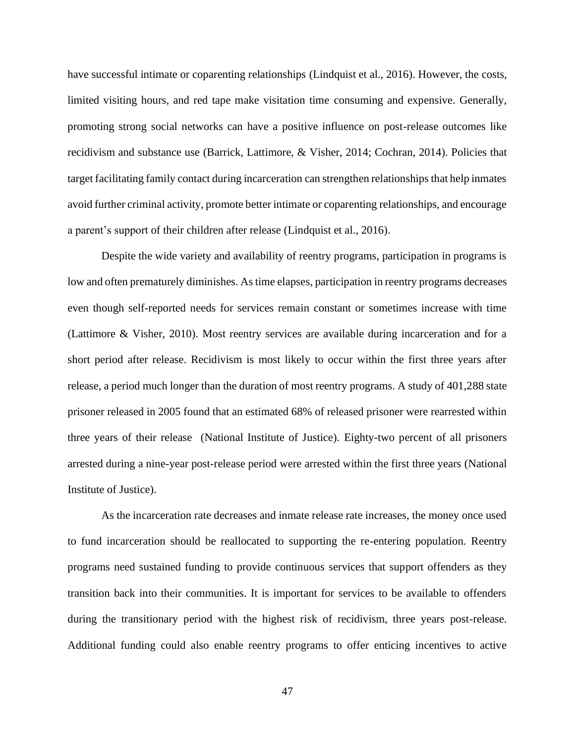have successful intimate or coparenting relationships (Lindquist et al., 2016). However, the costs, limited visiting hours, and red tape make visitation time consuming and expensive. Generally, promoting strong social networks can have a positive influence on post-release outcomes like recidivism and substance use (Barrick, Lattimore, & Visher, 2014; Cochran, 2014). Policies that target facilitating family contact during incarceration can strengthen relationships that help inmates avoid further criminal activity, promote better intimate or coparenting relationships, and encourage a parent's support of their children after release (Lindquist et al., 2016).

Despite the wide variety and availability of reentry programs, participation in programs is low and often prematurely diminishes. As time elapses, participation in reentry programs decreases even though self-reported needs for services remain constant or sometimes increase with time (Lattimore & Visher, 2010). Most reentry services are available during incarceration and for a short period after release. Recidivism is most likely to occur within the first three years after release, a period much longer than the duration of most reentry programs. A study of 401,288 state prisoner released in 2005 found that an estimated 68% of released prisoner were rearrested within three years of their release (National Institute of Justice). Eighty-two percent of all prisoners arrested during a nine-year post-release period were arrested within the first three years (National Institute of Justice).

As the incarceration rate decreases and inmate release rate increases, the money once used to fund incarceration should be reallocated to supporting the re-entering population. Reentry programs need sustained funding to provide continuous services that support offenders as they transition back into their communities. It is important for services to be available to offenders during the transitionary period with the highest risk of recidivism, three years post-release. Additional funding could also enable reentry programs to offer enticing incentives to active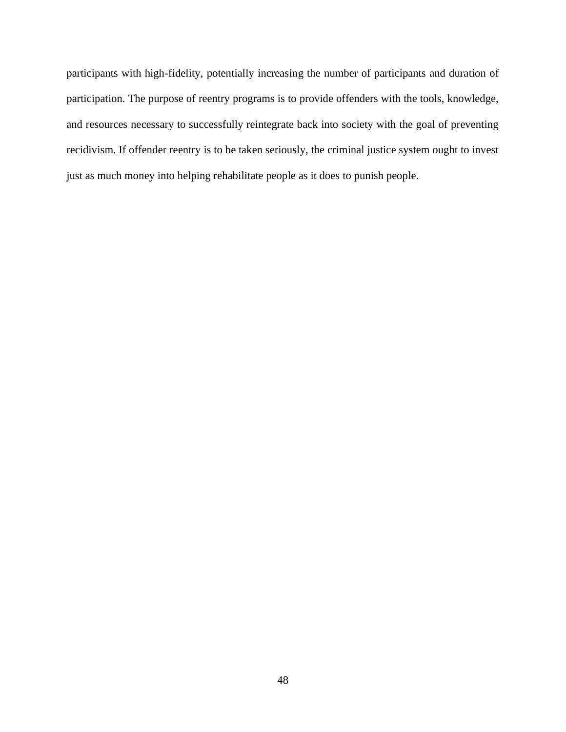participants with high-fidelity, potentially increasing the number of participants and duration of participation. The purpose of reentry programs is to provide offenders with the tools, knowledge, and resources necessary to successfully reintegrate back into society with the goal of preventing recidivism. If offender reentry is to be taken seriously, the criminal justice system ought to invest just as much money into helping rehabilitate people as it does to punish people.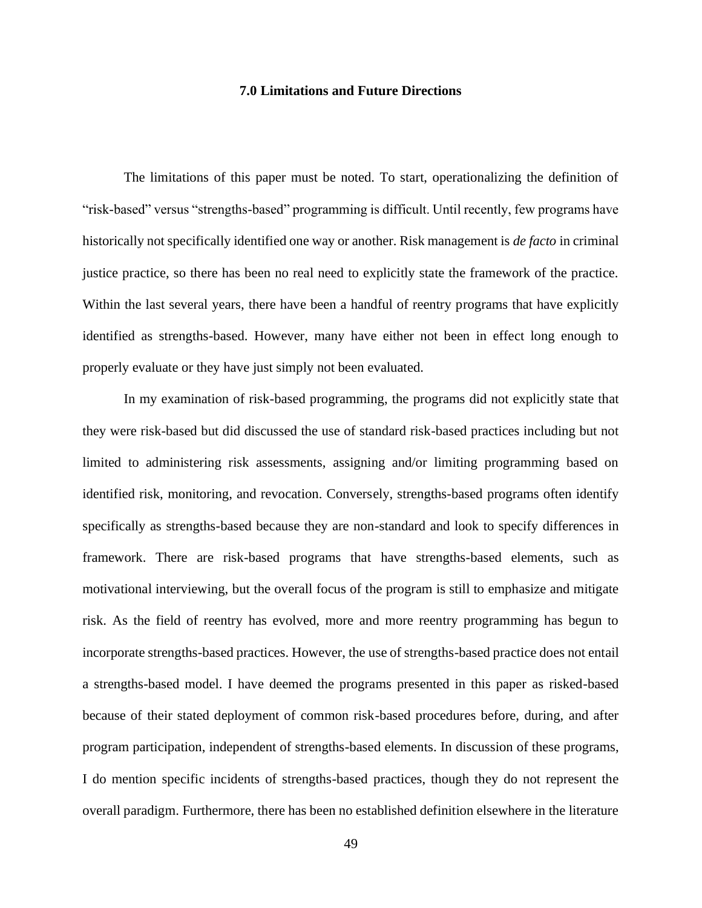# 7.0 Limitations and Future Directions

The limitations of this paper must be noted. To start, operationalizing the definition of "risk-based" versus "strengths-based" programming is difficult. Until recently, few programs have historically not specifically identified one way or another. Risk management is *de facto* in criminal justice practice, so there has been no real need to explicitly state the framework of the practice. Within the last several years, there have been a handful of reentry programs that have explicitly identified as strengths-based. However, many have either not been in effect long enough to properly evaluate or they have just simply not been evaluated.

In my examination of risk-based programming, the programs did not explicitly state that they were risk-based but did discussed the use of standard risk-based practices including but not limited to administering risk assessments, assigning and/or limiting programming based on identified risk, monitoring, and revocation. Conversely, strengths-based programs often identify specifically as strengths-based because they are non-standard and look to specify differences in framework. There are risk-based programs that have strengths-based elements, such as motivational interviewing, but the overall focus of the program is still to emphasize and mitigate risk. As the field of reentry has evolved, more and more reentry programming has begun to incorporate strengths-based practices. However, the use of strengths-based practice does not entail a strengths-based model. I have deemed the programs presented in this paper as risked-based because of their stated deployment of common risk-based procedures before, during, and after program participation, independent of strengths-based elements. In discussion of these programs, I do mention specific incidents of strengths-based practices, though they do not represent the overall paradigm. Furthermore, there has been no established definition elsewhere in the literature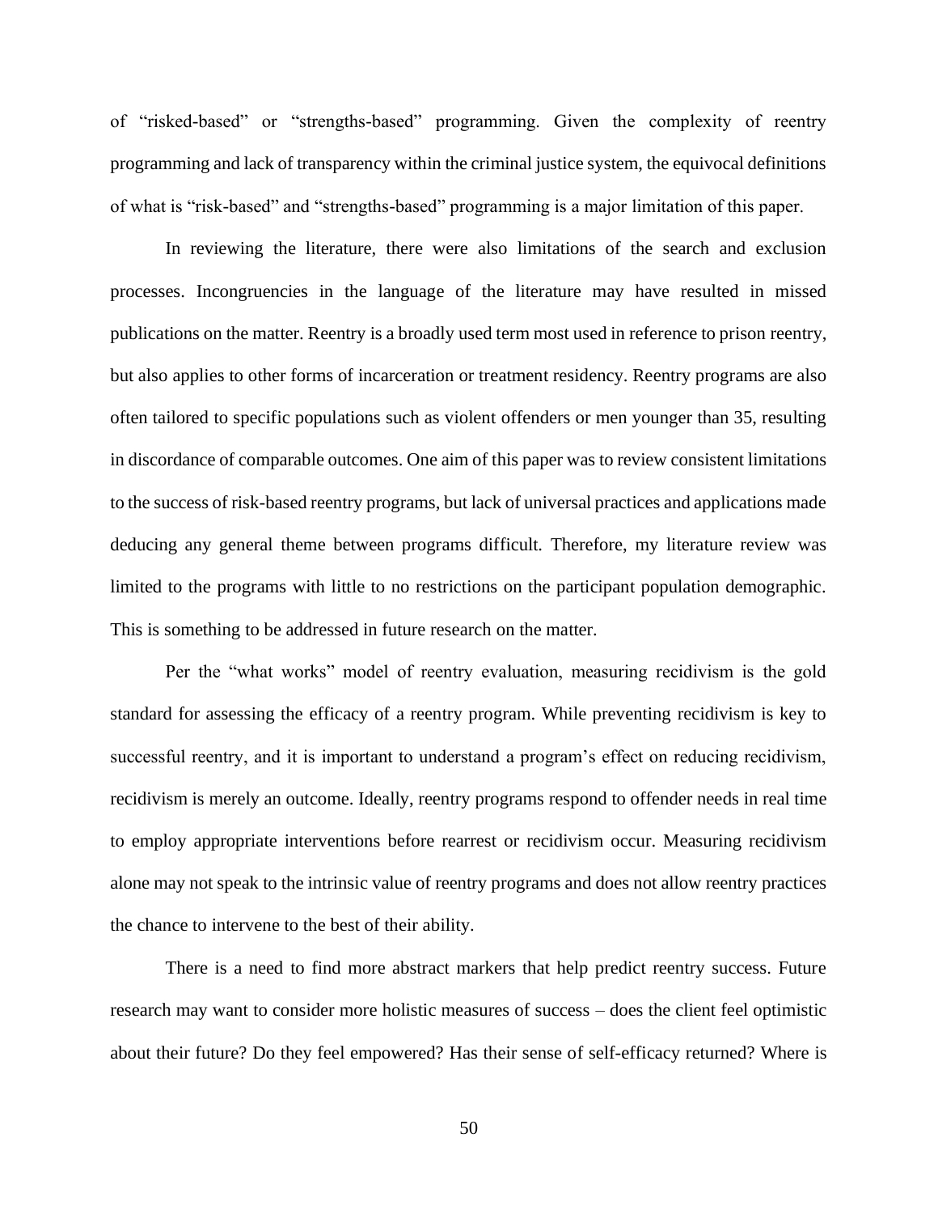of "risked-based" or "strengths-based" programming. Given the complexity of reentry programming and lack of transparency within the criminal justice system, the equivocal definitions of what is "risk-based" and "strengths-based" programming is a major limitation of this paper.

In reviewing the literature, there were also limitations of the search and exclusion processes. Incongruencies in the language of the literature may have resulted in missed publications on the matter. Reentry is a broadly used term most used in reference to prison reentry, but also applies to other forms of incarceration or treatment residency. Reentry programs are also often tailored to specific populations such as violent offenders or men younger than 35, resulting in discordance of comparable outcomes. One aim of this paper was to review consistent limitations to the success of risk-based reentry programs, but lack of universal practices and applications made deducing any general theme between programs difficult. Therefore, my literature review was limited to the programs with little to no restrictions on the participant population demographic. This is something to be addressed in future research on the matter.

Per the "what works" model of reentry evaluation, measuring recidivism is the gold standard for assessing the efficacy of a reentry program. While preventing recidivism is key to successful reentry, and it is important to understand a program's effect on reducing recidivism, recidivism is merely an outcome. Ideally, reentry programs respond to offender needs in real time to employ appropriate interventions before rearrest or recidivism occur. Measuring recidivism alone may not speak to the intrinsic value of reentry programs and does not allow reentry practices the chance to intervene to the best of their ability.

There is a need to find more abstract markers that help predict reentry success. Future research may want to consider more holistic measures of success – does the client feel optimistic about their future? Do they feel empowered? Has their sense of self-efficacy returned? Where is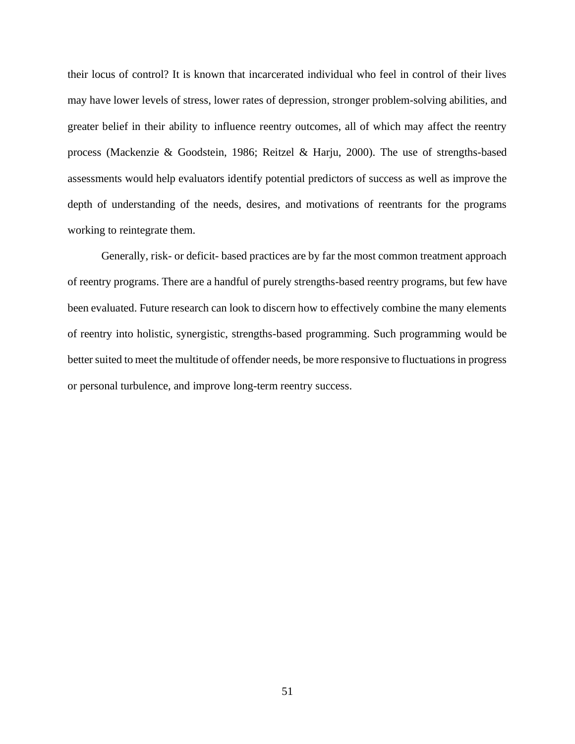their locus of control? It is known that incarcerated individual who feel in control of their lives may have lower levels of stress, lower rates of depression, stronger problem-solving abilities, and greater belief in their ability to influence reentry outcomes, all of which may affect the reentry process (Mackenzie & Goodstein, 1986; Reitzel & Harju, 2000). The use of strengths-based assessments would help evaluators identify potential predictors of success as well as improve the depth of understanding of the needs, desires, and motivations of reentrants for the programs working to reintegrate them.

Generally, risk- or deficit- based practices are by far the most common treatment approach of reentry programs. There are a handful of purely strengths-based reentry programs, but few have been evaluated. Future research can look to discern how to effectively combine the many elements of reentry into holistic, synergistic, strengths-based programming. Such programming would be better suited to meet the multitude of offender needs, be more responsive to fluctuations in progress or personal turbulence, and improve long-term reentry success.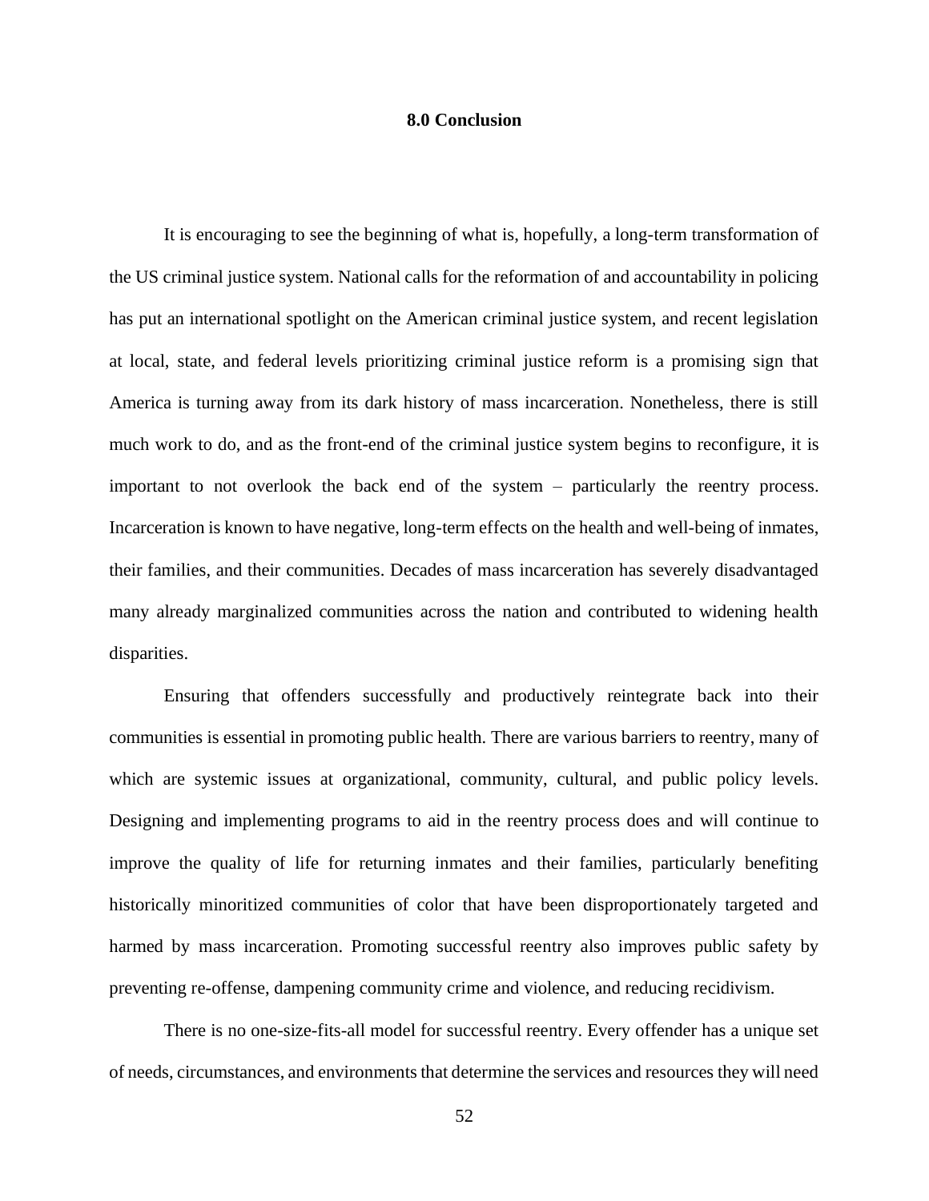# 8.0 Conclusion

It is encouraging to see the beginning of what is, hopefully, a long-term transformation of the US criminal justice system. National calls for the reformation of and accountability in policing has put an international spotlight on the American criminal justice system, and recent legislation at local, state, and federal levels prioritizing criminal justice reform is a promising sign that America is turning away from its dark history of mass incarceration. Nonetheless, there is still much work to do, and as the front-end of the criminal justice system begins to reconfigure, it is important to not overlook the back end of the system – particularly the reentry process. Incarceration is known to have negative, long-term effects on the health and well-being of inmates, their families, and their communities. Decades of mass incarceration has severely disadvantaged many already marginalized communities across the nation and contributed to widening health disparities.

Ensuring that offenders successfully and productively reintegrate back into their communities is essential in promoting public health. There are various barriers to reentry, many of which are systemic issues at organizational, community, cultural, and public policy levels. Designing and implementing programs to aid in the reentry process does and will continue to improve the quality of life for returning inmates and their families, particularly benefiting historically minoritized communities of color that have been disproportionately targeted and harmed by mass incarceration. Promoting successful reentry also improves public safety by preventing re-offense, dampening community crime and violence, and reducing recidivism.

There is no one-size-fits-all model for successful reentry. Every offender has a unique set of needs, circumstances, and environments that determine the services and resources they will need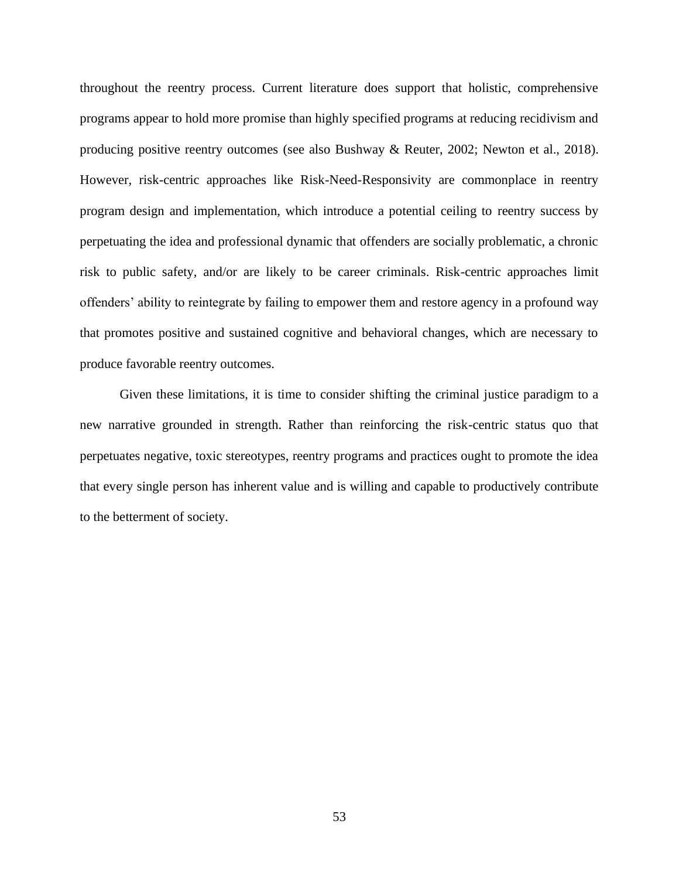throughout the reentry process. Current literature does support that holistic, comprehensive programs appear to hold more promise than highly specified programs at reducing recidivism and producing positive reentry outcomes (see also Bushway & Reuter, 2002; Newton et al., 2018). However, risk-centric approaches like Risk-Need-Responsivity are commonplace in reentry program design and implementation, which introduce a potential ceiling to reentry success by perpetuating the idea and professional dynamic that offenders are socially problematic, a chronic risk to public safety, and/or are likely to be career criminals. Risk-centric approaches limit offenders' ability to reintegrate by failing to empower them and restore agency in a profound way that promotes positive and sustained cognitive and behavioral changes, which are necessary to produce favorable reentry outcomes.

Given these limitations, it is time to consider shifting the criminal justice paradigm to a new narrative grounded in strength. Rather than reinforcing the risk-centric status quo that perpetuates negative, toxic stereotypes, reentry programs and practices ought to promote the idea that every single person has inherent value and is willing and capable to productively contribute to the betterment of society.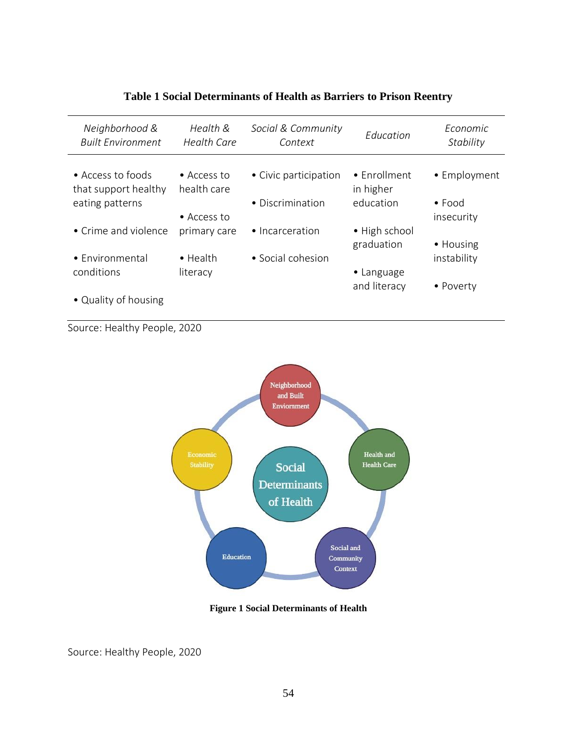**Table 1 Social Determinants of Health as Barriers to Prison Reentry**

| *Neighborhood & Built Environment* | *Health & Health Care* | *Social & Community Context* | *Education* | *Economic Stability* |
|---|---|---|---|---|
| • Access to foods that support healthy eating patterns<br>• Crime and violence<br>• Environmental conditions<br>• Quality of housing | • Access to health care<br>• Access to primary care<br>• Health literacy | • Civic participation<br>• Discrimination<br>• Incarceration<br>• Social cohesion | • Enrollment in higher education<br>• High school graduation<br>• Language and literacy | • Employment<br>• Food insecurity<br>• Housing instability<br>• Poverty |

Source: Healthy People, 2020

**Figure 1 Social Determinants of Health**

Source: Healthy People, 2020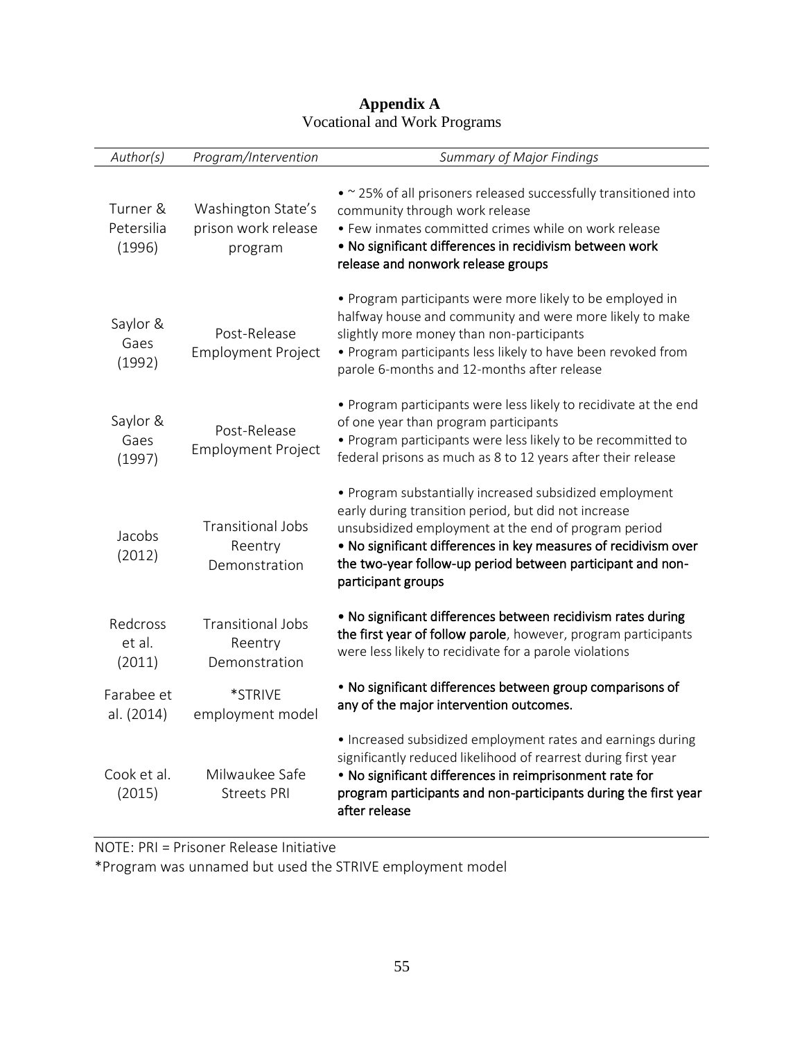## Appendix A
Vocational and Work Programs

| *Author(s)* | *Program/Intervention* | *Summary of Major Findings* |
|---|---|---|
| Turner & Petersilia (1996) | Washington State's prison work release program | • ~ 25% of all prisoners released successfully transitioned into community through work release<br>• Few inmates committed crimes while on work release<br>**• No significant differences in recidivism between work release and nonwork release groups** |
| Saylor & Gaes (1992) | Post-Release Employment Project | • Program participants were more likely to be employed in halfway house and community and were more likely to make slightly more money than non-participants<br>• Program participants less likely to have been revoked from parole 6-months and 12-months after release |
| Saylor & Gaes (1997) | Post-Release Employment Project | • Program participants were less likely to recidivate at the end of one year than program participants<br>• Program participants were less likely to be recommitted to federal prisons as much as 8 to 12 years after their release |
| Jacobs (2012) | Transitional Jobs Reentry Demonstration | • Program substantially increased subsidized employment early during transition period, but did not increase unsubsidized employment at the end of program period<br>**• No significant differences in key measures of recidivism over the two-year follow-up period between participant and non-participant groups** |
| Redcross et al. (2011) | Transitional Jobs Reentry Demonstration | **• No significant differences between recidivism rates during the first year of follow parole**, however, program participants were less likely to recidivate for a parole violations |
| Farabee et al. (2014) | *STRIVE employment model | **• No significant differences between group comparisons of any of the major intervention outcomes.** |
| Cook et al. (2015) | Milwaukee Safe Streets PRI | • Increased subsidized employment rates and earnings during significantly reduced likelihood of rearrest during first year<br>**• No significant differences in reimprisonment rate for program participants and non-participants during the first year after release** |

NOTE: PRI = Prisoner Release Initiative

*Program was unnamed but used the STRIVE employment model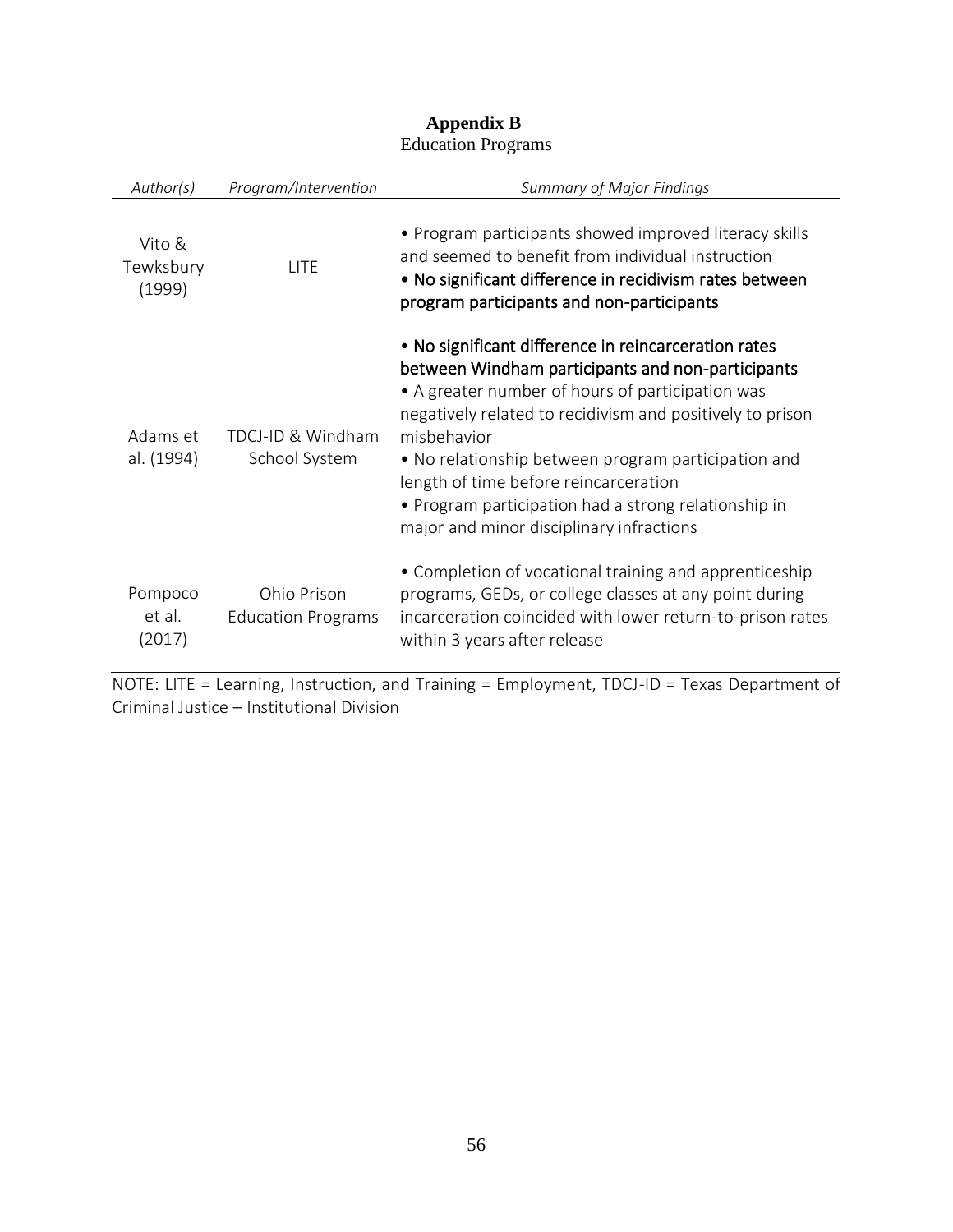# Appendix B

Education Programs

| *Author(s)* | *Program/Intervention* | *Summary of Major Findings* |
|---|---|---|
| Vito & Tewksbury (1999) | LITE | • Program participants showed improved literacy skills and seemed to benefit from individual instruction<br>• No significant difference in recidivism rates between program participants and non-participants |
| Adams et al. (1994) | TDCJ-ID & Windham School System | • No significant difference in reincarceration rates between Windham participants and non-participants<br>• A greater number of hours of participation was negatively related to recidivism and positively to prison misbehavior<br>• No relationship between program participation and length of time before reincarceration<br>• Program participation had a strong relationship in major and minor disciplinary infractions |
| Pompoco et al. (2017) | Ohio Prison Education Programs | • Completion of vocational training and apprenticeship programs, GEDs, or college classes at any point during incarceration coincided with lower return-to-prison rates within 3 years after release |

NOTE: LITE = Learning, Instruction, and Training = Employment, TDCJ-ID = Texas Department of Criminal Justice – Institutional Division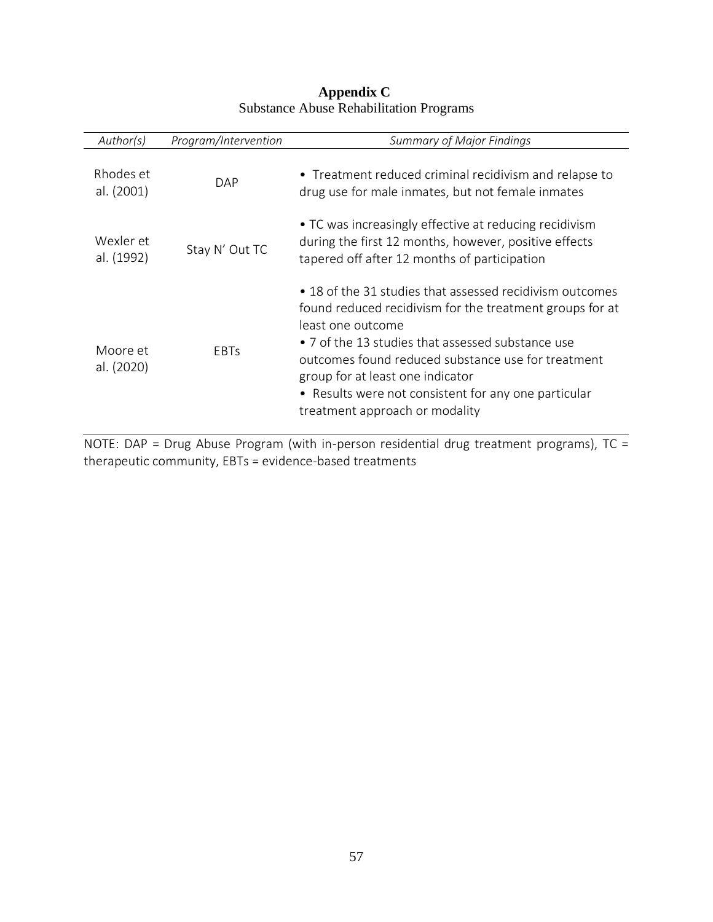# Appendix C

Substance Abuse Rehabilitation Programs

| *Author(s)* | *Program/Intervention* | *Summary of Major Findings* |
|---|---|---|
| Rhodes et al. (2001) | DAP | • Treatment reduced criminal recidivism and relapse to drug use for male inmates, but not female inmates |
| Wexler et al. (1992) | Stay N' Out TC | • TC was increasingly effective at reducing recidivism during the first 12 months, however, positive effects tapered off after 12 months of participation |
| Moore et al. (2020) | EBTs | • 18 of the 31 studies that assessed recidivism outcomes found reduced recidivism for the treatment groups for at least one outcome<br>• 7 of the 13 studies that assessed substance use outcomes found reduced substance use for treatment group for at least one indicator<br>• Results were not consistent for any one particular treatment approach or modality |

NOTE: DAP = Drug Abuse Program (with in-person residential drug treatment programs), TC = therapeutic community, EBTs = evidence-based treatments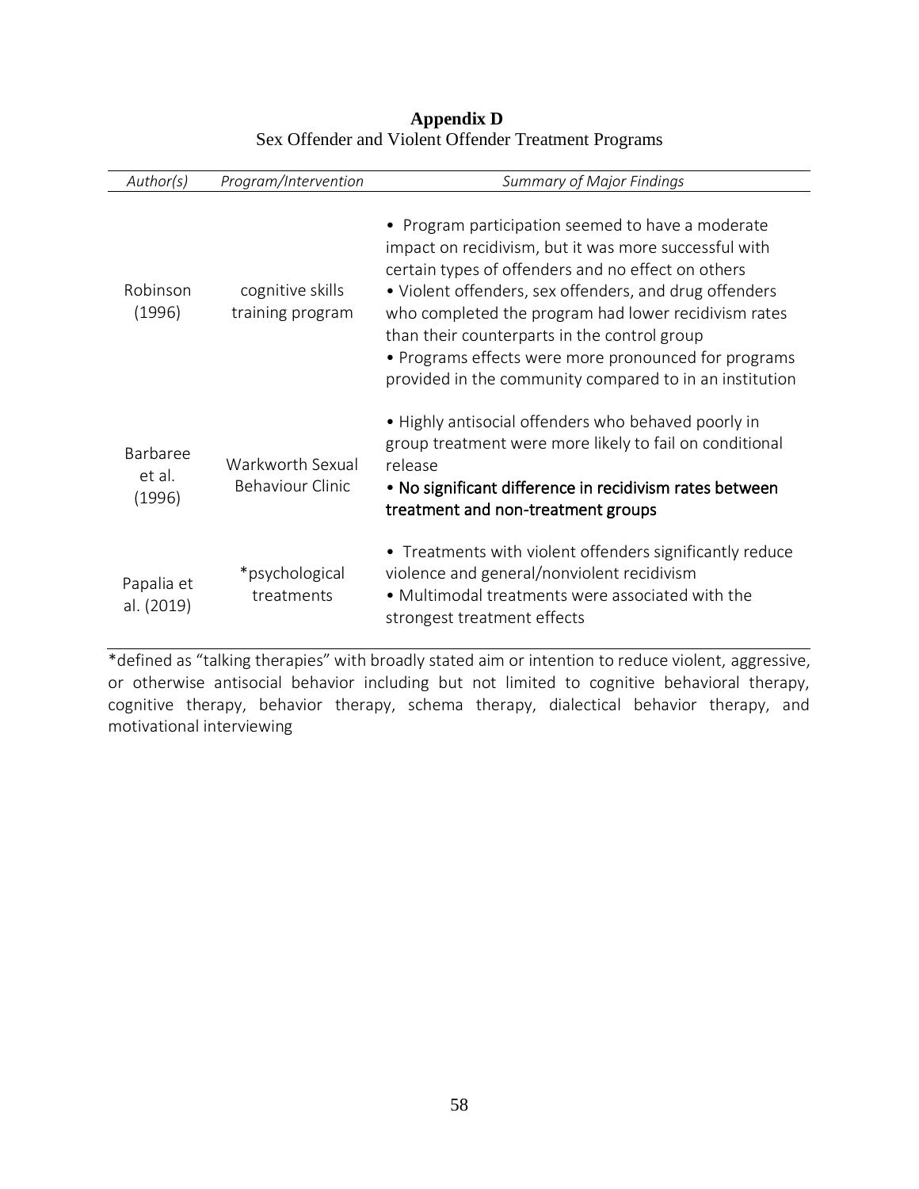**Appendix D**

Sex Offender and Violent Offender Treatment Programs

| *Author(s)* | *Program/Intervention* | *Summary of Major Findings* |
| --- | --- | --- |
| Robinson (1996) | cognitive skills training program | • Program participation seemed to have a moderate impact on recidivism, but it was more successful with certain types of offenders and no effect on others<br>• Violent offenders, sex offenders, and drug offenders who completed the program had lower recidivism rates than their counterparts in the control group<br>• Programs effects were more pronounced for programs provided in the community compared to in an institution |
| Barbaree et al. (1996) | Warkworth Sexual Behaviour Clinic | • Highly antisocial offenders who behaved poorly in group treatment were more likely to fail on conditional release<br>• No significant difference in recidivism rates between treatment and non-treatment groups |
| Papalia et al. (2019) | *psychological treatments | • Treatments with violent offenders significantly reduce violence and general/nonviolent recidivism<br>• Multimodal treatments were associated with the strongest treatment effects |

*defined as "talking therapies" with broadly stated aim or intention to reduce violent, aggressive, or otherwise antisocial behavior including but not limited to cognitive behavioral therapy, cognitive therapy, behavior therapy, schema therapy, dialectical behavior therapy, and motivational interviewing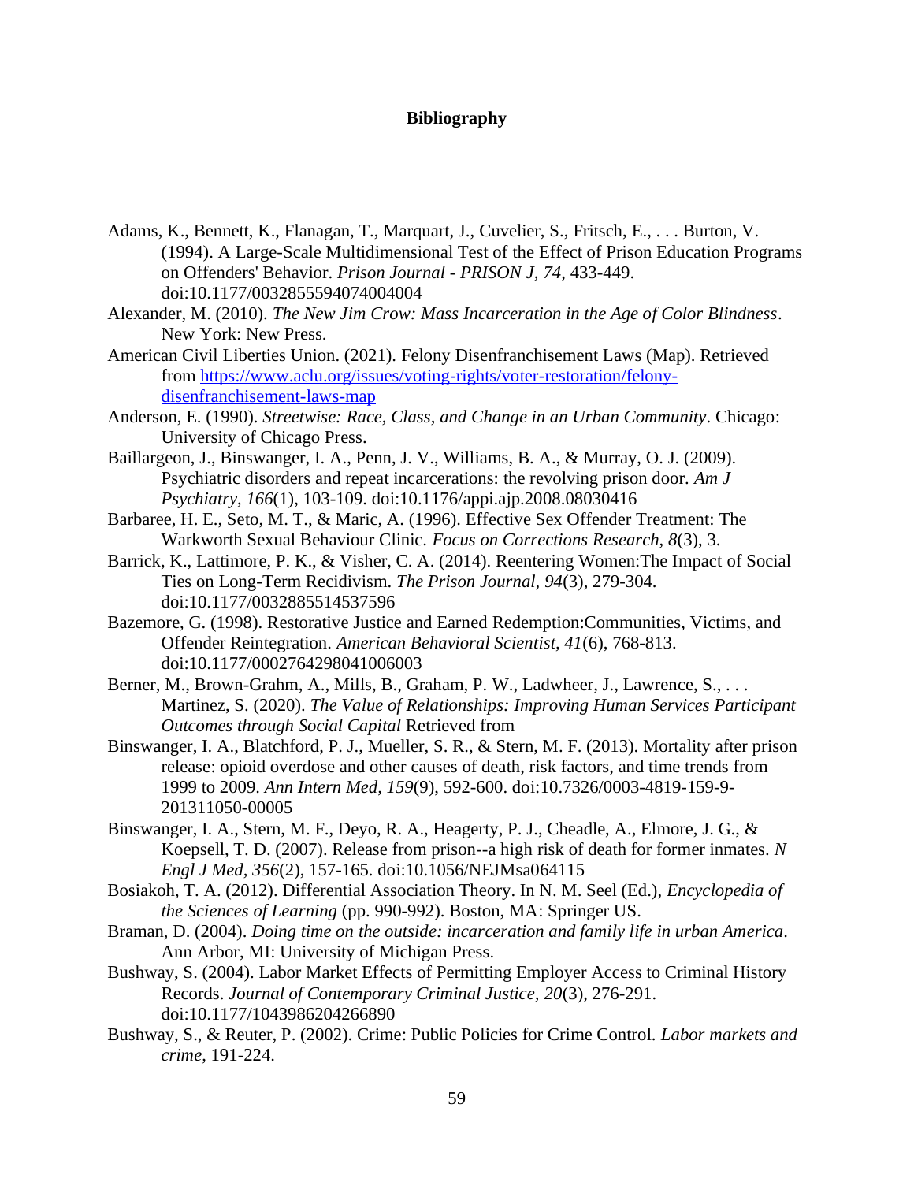# Bibliography

Adams, K., Bennett, K., Flanagan, T., Marquart, J., Cuvelier, S., Fritsch, E., . . . Burton, V. (1994). A Large-Scale Multidimensional Test of the Effect of Prison Education Programs on Offenders' Behavior. *Prison Journal - PRISON J, 74*, 433-449. doi:10.1177/0032855594074004004

Alexander, M. (2010). *The New Jim Crow: Mass Incarceration in the Age of Color Blindness*. New York: New Press.

American Civil Liberties Union. (2021). Felony Disenfranchisement Laws (Map). Retrieved from [https://www.aclu.org/issues/voting-rights/voter-restoration/felony-disenfranchisement-laws-map](https://www.aclu.org/issues/voting-rights/voter-restoration/felony-disenfranchisement-laws-map)

Anderson, E. (1990). *Streetwise: Race, Class, and Change in an Urban Community*. Chicago: University of Chicago Press.

Baillargeon, J., Binswanger, I. A., Penn, J. V., Williams, B. A., & Murray, O. J. (2009). Psychiatric disorders and repeat incarcerations: the revolving prison door. *Am J Psychiatry, 166*(1), 103-109. doi:10.1176/appi.ajp.2008.08030416

Barbaree, H. E., Seto, M. T., & Maric, A. (1996). Effective Sex Offender Treatment: The Warkworth Sexual Behaviour Clinic. *Focus on Corrections Research, 8*(3), 3.

Barrick, K., Lattimore, P. K., & Visher, C. A. (2014). Reentering Women:The Impact of Social Ties on Long-Term Recidivism. *The Prison Journal, 94*(3), 279-304. doi:10.1177/0032885514537596

Bazemore, G. (1998). Restorative Justice and Earned Redemption:Communities, Victims, and Offender Reintegration. *American Behavioral Scientist, 41*(6), 768-813. doi:10.1177/0002764298041006003

Berner, M., Brown-Grahm, A., Mills, B., Graham, P. W., Ladwheer, J., Lawrence, S., . . . Martinez, S. (2020). *The Value of Relationships: Improving Human Services Participant Outcomes through Social Capital* Retrieved from

Binswanger, I. A., Blatchford, P. J., Mueller, S. R., & Stern, M. F. (2013). Mortality after prison release: opioid overdose and other causes of death, risk factors, and time trends from 1999 to 2009. *Ann Intern Med, 159*(9), 592-600. doi:10.7326/0003-4819-159-9-201311050-00005

Binswanger, I. A., Stern, M. F., Deyo, R. A., Heagerty, P. J., Cheadle, A., Elmore, J. G., & Koepsell, T. D. (2007). Release from prison--a high risk of death for former inmates. *N Engl J Med, 356*(2), 157-165. doi:10.1056/NEJMsa064115

Bosiakoh, T. A. (2012). Differential Association Theory. In N. M. Seel (Ed.), *Encyclopedia of the Sciences of Learning* (pp. 990-992). Boston, MA: Springer US.

Braman, D. (2004). *Doing time on the outside: incarceration and family life in urban America*. Ann Arbor, MI: University of Michigan Press.

Bushway, S. (2004). Labor Market Effects of Permitting Employer Access to Criminal History Records. *Journal of Contemporary Criminal Justice, 20*(3), 276-291. doi:10.1177/1043986204266890

Bushway, S., & Reuter, P. (2002). Crime: Public Policies for Crime Control. *Labor markets and crime*, 191-224.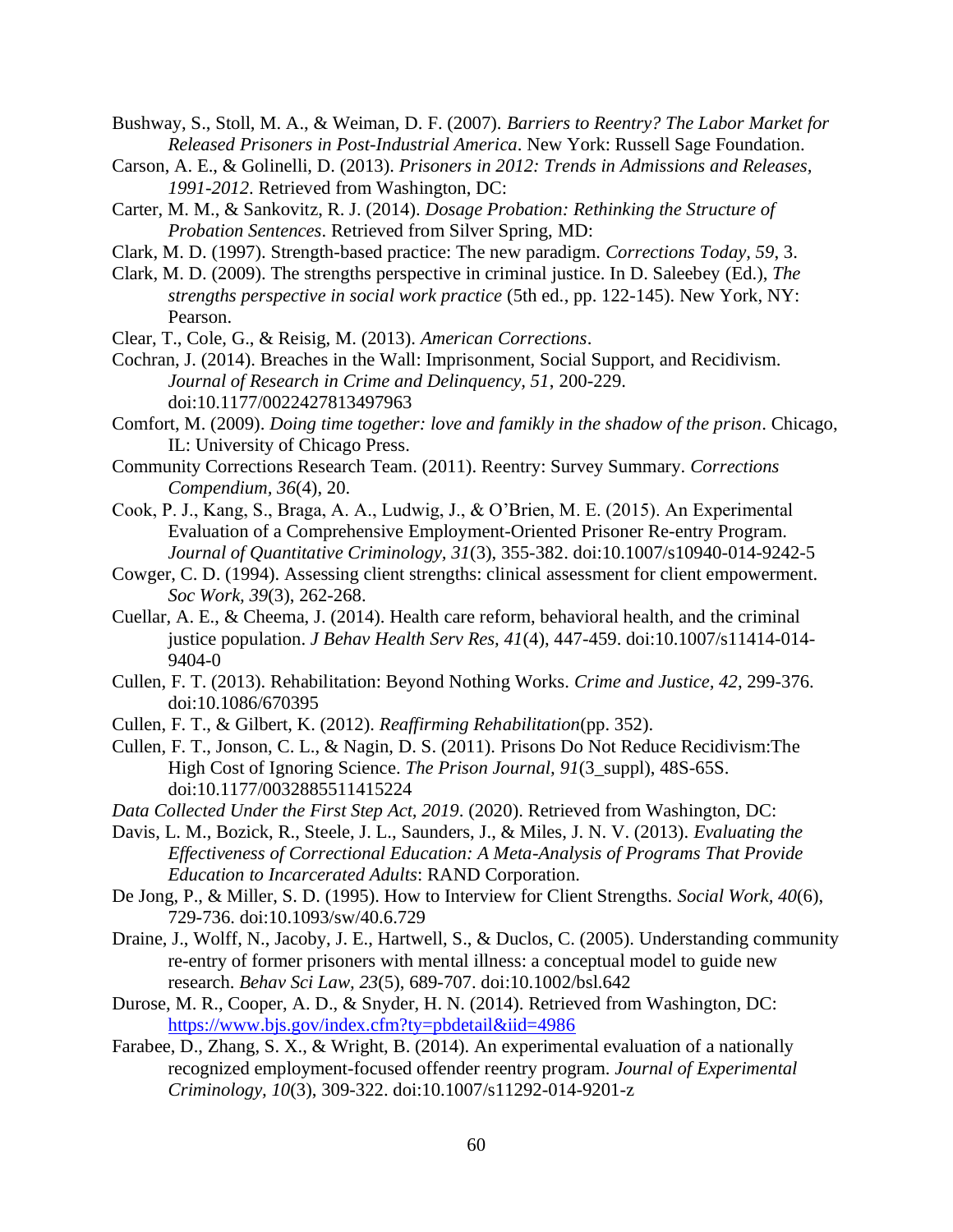Bushway, S., Stoll, M. A., & Weiman, D. F. (2007). *Barriers to Reentry? The Labor Market for Released Prisoners in Post-Industrial America*. New York: Russell Sage Foundation.

Carson, A. E., & Golinelli, D. (2013). *Prisoners in 2012: Trends in Admissions and Releases, 1991-2012*. Retrieved from Washington, DC:

Carter, M. M., & Sankovitz, R. J. (2014). *Dosage Probation: Rethinking the Structure of Probation Sentences*. Retrieved from Silver Spring, MD:

Clark, M. D. (1997). Strength-based practice: The new paradigm. *Corrections Today, 59*, 3.

Clark, M. D. (2009). The strengths perspective in criminal justice. In D. Saleebey (Ed.), *The strengths perspective in social work practice* (5th ed., pp. 122-145). New York, NY: Pearson.

Clear, T., Cole, G., & Reisig, M. (2013). *American Corrections*.

Cochran, J. (2014). Breaches in the Wall: Imprisonment, Social Support, and Recidivism. *Journal of Research in Crime and Delinquency, 51*, 200-229. doi:10.1177/0022427813497963

Comfort, M. (2009). *Doing time together: love and famikly in the shadow of the prison*. Chicago, IL: University of Chicago Press.

Community Corrections Research Team. (2011). Reentry: Survey Summary. *Corrections Compendium, 36*(4), 20.

Cook, P. J., Kang, S., Braga, A. A., Ludwig, J., & O'Brien, M. E. (2015). An Experimental Evaluation of a Comprehensive Employment-Oriented Prisoner Re-entry Program. *Journal of Quantitative Criminology, 31*(3), 355-382. doi:10.1007/s10940-014-9242-5

Cowger, C. D. (1994). Assessing client strengths: clinical assessment for client empowerment. *Soc Work, 39*(3), 262-268.

Cuellar, A. E., & Cheema, J. (2014). Health care reform, behavioral health, and the criminal justice population. *J Behav Health Serv Res, 41*(4), 447-459. doi:10.1007/s11414-014-9404-0

Cullen, F. T. (2013). Rehabilitation: Beyond Nothing Works. *Crime and Justice, 42*, 299-376. doi:10.1086/670395

Cullen, F. T., & Gilbert, K. (2012). *Reaffirming Rehabilitation*(pp. 352).

Cullen, F. T., Jonson, C. L., & Nagin, D. S. (2011). Prisons Do Not Reduce Recidivism:The High Cost of Ignoring Science. *The Prison Journal, 91*(3_suppl), 48S-65S. doi:10.1177/0032885511415224

*Data Collected Under the First Step Act, 2019*. (2020). Retrieved from Washington, DC:

Davis, L. M., Bozick, R., Steele, J. L., Saunders, J., & Miles, J. N. V. (2013). *Evaluating the Effectiveness of Correctional Education: A Meta-Analysis of Programs That Provide Education to Incarcerated Adults*: RAND Corporation.

De Jong, P., & Miller, S. D. (1995). How to Interview for Client Strengths. *Social Work, 40*(6), 729-736. doi:10.1093/sw/40.6.729

Draine, J., Wolff, N., Jacoby, J. E., Hartwell, S., & Duclos, C. (2005). Understanding community re-entry of former prisoners with mental illness: a conceptual model to guide new research. *Behav Sci Law, 23*(5), 689-707. doi:10.1002/bsl.642

Durose, M. R., Cooper, A. D., & Snyder, H. N. (2014). Retrieved from Washington, DC: https://www.bjs.gov/index.cfm?ty=pbdetail&iid=4986

Farabee, D., Zhang, S. X., & Wright, B. (2014). An experimental evaluation of a nationally recognized employment-focused offender reentry program. *Journal of Experimental Criminology, 10*(3), 309-322. doi:10.1007/s11292-014-9201-z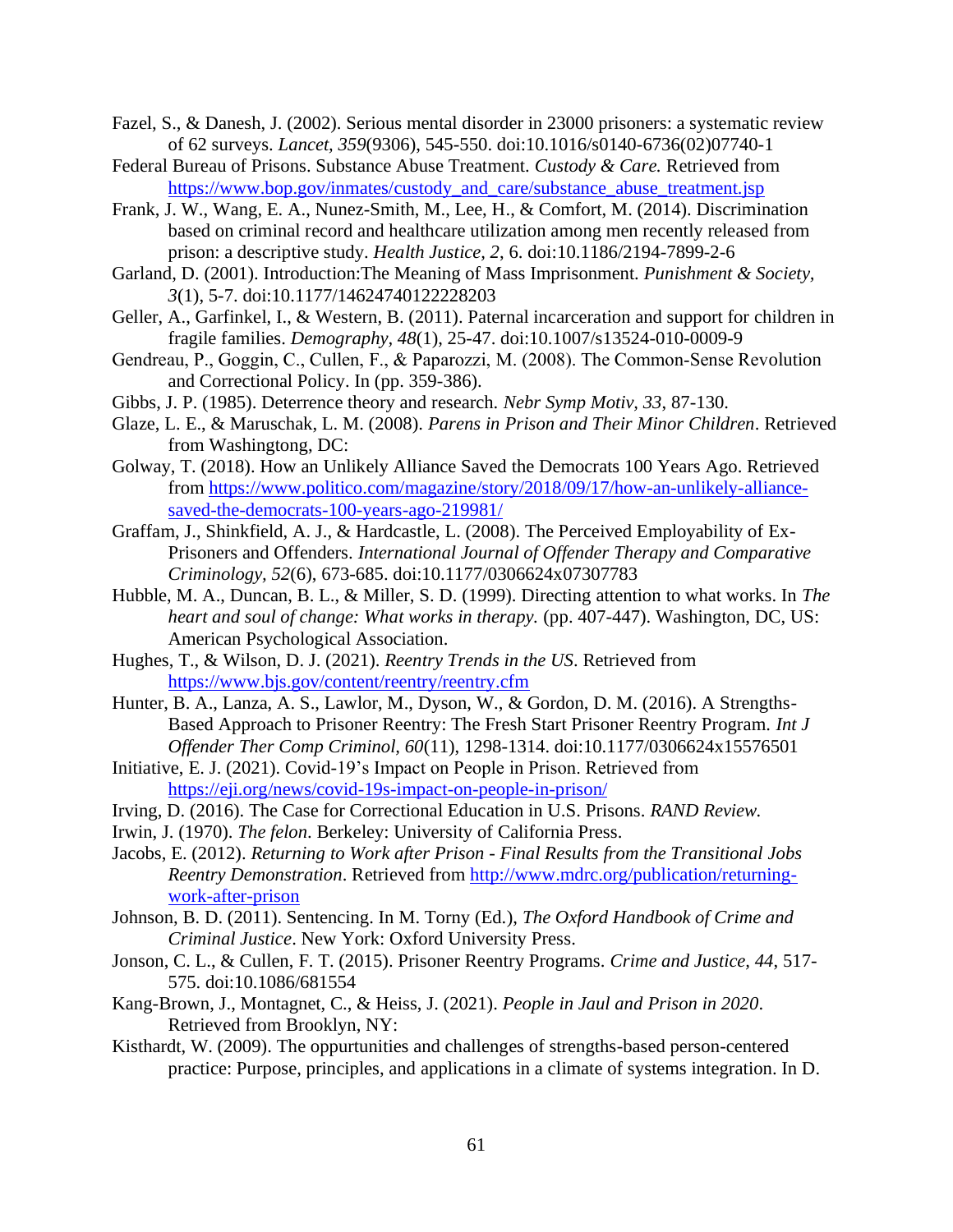Fazel, S., & Danesh, J. (2002). Serious mental disorder in 23000 prisoners: a systematic review of 62 surveys. *Lancet, 359*(9306), 545-550. doi:10.1016/s0140-6736(02)07740-1

Federal Bureau of Prisons. Substance Abuse Treatment. *Custody & Care.* Retrieved from https://www.bop.gov/inmates/custody_and_care/substance_abuse_treatment.jsp

Frank, J. W., Wang, E. A., Nunez-Smith, M., Lee, H., & Comfort, M. (2014). Discrimination based on criminal record and healthcare utilization among men recently released from prison: a descriptive study. *Health Justice, 2*, 6. doi:10.1186/2194-7899-2-6

Garland, D. (2001). Introduction:The Meaning of Mass Imprisonment. *Punishment & Society, 3*(1), 5-7. doi:10.1177/14624740122228203

Geller, A., Garfinkel, I., & Western, B. (2011). Paternal incarceration and support for children in fragile families. *Demography, 48*(1), 25-47. doi:10.1007/s13524-010-0009-9

Gendreau, P., Goggin, C., Cullen, F., & Paparozzi, M. (2008). The Common-Sense Revolution and Correctional Policy. In (pp. 359-386).

Gibbs, J. P. (1985). Deterrence theory and research. *Nebr Symp Motiv, 33*, 87-130.

Glaze, L. E., & Maruschak, L. M. (2008). *Parens in Prison and Their Minor Children*. Retrieved from Washingtong, DC:

Golway, T. (2018). How an Unlikely Alliance Saved the Democrats 100 Years Ago. Retrieved from https://www.politico.com/magazine/story/2018/09/17/how-an-unlikely-alliance-saved-the-democrats-100-years-ago-219981/

Graffam, J., Shinkfield, A. J., & Hardcastle, L. (2008). The Perceived Employability of Ex-Prisoners and Offenders. *International Journal of Offender Therapy and Comparative Criminology, 52*(6), 673-685. doi:10.1177/0306624x07307783

Hubble, M. A., Duncan, B. L., & Miller, S. D. (1999). Directing attention to what works. In *The heart and soul of change: What works in therapy.* (pp. 407-447). Washington, DC, US: American Psychological Association.

Hughes, T., & Wilson, D. J. (2021). *Reentry Trends in the US*. Retrieved from https://www.bjs.gov/content/reentry/reentry.cfm

Hunter, B. A., Lanza, A. S., Lawlor, M., Dyson, W., & Gordon, D. M. (2016). A Strengths-Based Approach to Prisoner Reentry: The Fresh Start Prisoner Reentry Program. *Int J Offender Ther Comp Criminol, 60*(11), 1298-1314. doi:10.1177/0306624x15576501

Initiative, E. J. (2021). Covid-19's Impact on People in Prison. Retrieved from https://eji.org/news/covid-19s-impact-on-people-in-prison/

Irving, D. (2016). The Case for Correctional Education in U.S. Prisons. *RAND Review.*

Irwin, J. (1970). *The felon*. Berkeley: University of California Press.

Jacobs, E. (2012). *Returning to Work after Prison - Final Results from the Transitional Jobs Reentry Demonstration*. Retrieved from http://www.mdrc.org/publication/returning-work-after-prison

Johnson, B. D. (2011). Sentencing. In M. Torny (Ed.), *The Oxford Handbook of Crime and Criminal Justice*. New York: Oxford University Press.

Jonson, C. L., & Cullen, F. T. (2015). Prisoner Reentry Programs. *Crime and Justice, 44*, 517-575. doi:10.1086/681554

Kang-Brown, J., Montagnet, C., & Heiss, J. (2021). *People in Jaul and Prison in 2020*. Retrieved from Brooklyn, NY:

Kisthardt, W. (2009). The oppurtunities and challenges of strengths-based person-centered practice: Purpose, principles, and applications in a climate of systems integration. In D.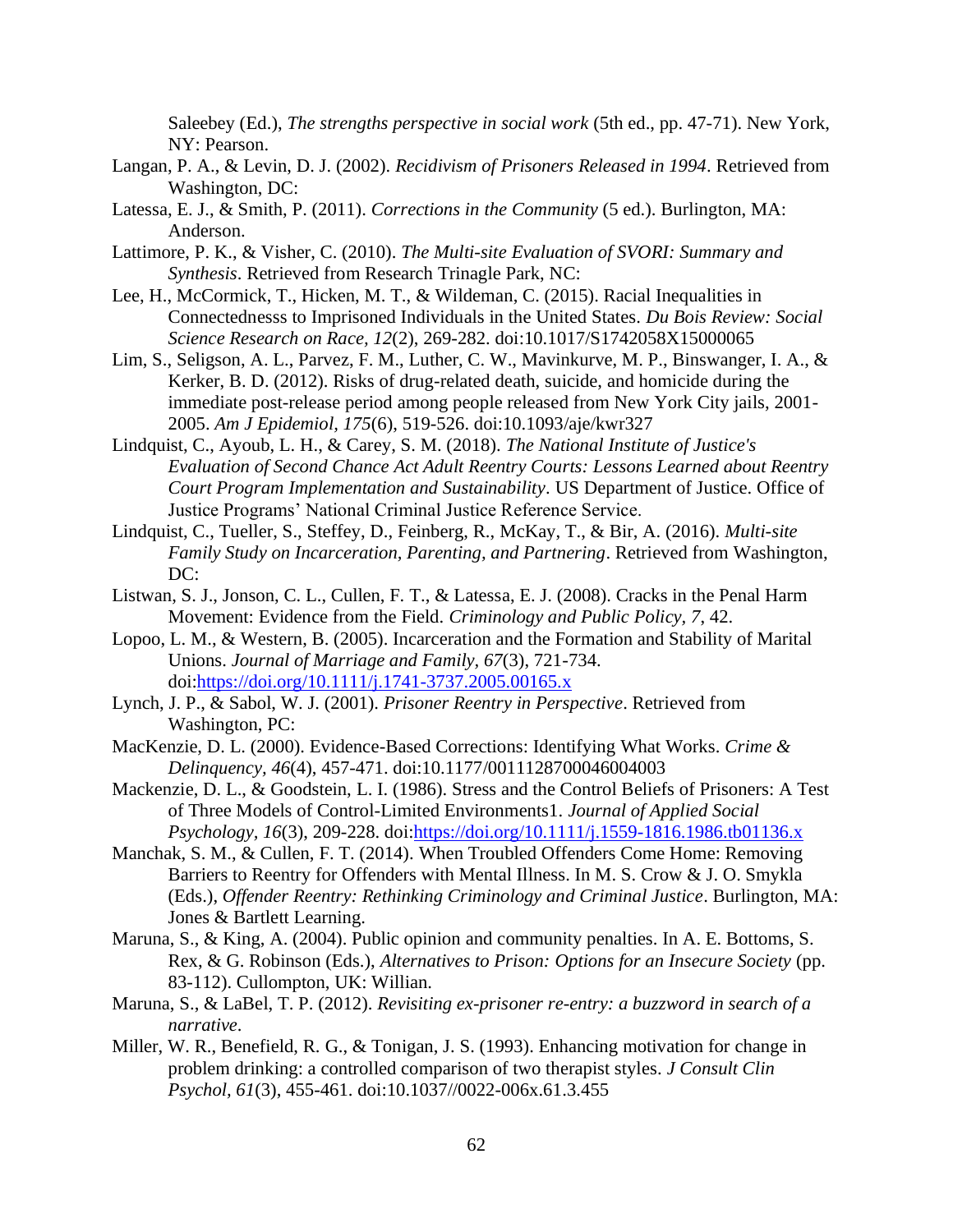Saleebey (Ed.), *The strengths perspective in social work* (5th ed., pp. 47-71). New York, NY: Pearson.

Langan, P. A., & Levin, D. J. (2002). *Recidivism of Prisoners Released in 1994*. Retrieved from Washington, DC:

Latessa, E. J., & Smith, P. (2011). *Corrections in the Community* (5 ed.). Burlington, MA: Anderson.

Lattimore, P. K., & Visher, C. (2010). *The Multi-site Evaluation of SVORI: Summary and Synthesis*. Retrieved from Research Trinagle Park, NC:

Lee, H., McCormick, T., Hicken, M. T., & Wildeman, C. (2015). Racial Inequalities in Connectednesss to Imprisoned Individuals in the United States. *Du Bois Review: Social Science Research on Race, 12*(2), 269-282. doi:10.1017/S1742058X15000065

Lim, S., Seligson, A. L., Parvez, F. M., Luther, C. W., Mavinkurve, M. P., Binswanger, I. A., & Kerker, B. D. (2012). Risks of drug-related death, suicide, and homicide during the immediate post-release period among people released from New York City jails, 2001-2005. *Am J Epidemiol, 175*(6), 519-526. doi:10.1093/aje/kwr327

Lindquist, C., Ayoub, L. H., & Carey, S. M. (2018). *The National Institute of Justice's Evaluation of Second Chance Act Adult Reentry Courts: Lessons Learned about Reentry Court Program Implementation and Sustainability*. US Department of Justice. Office of Justice Programs' National Criminal Justice Reference Service.

Lindquist, C., Tueller, S., Steffey, D., Feinberg, R., McKay, T., & Bir, A. (2016). *Multi-site Family Study on Incarceration, Parenting, and Partnering*. Retrieved from Washington, DC:

Listwan, S. J., Jonson, C. L., Cullen, F. T., & Latessa, E. J. (2008). Cracks in the Penal Harm Movement: Evidence from the Field. *Criminology and Public Policy, 7*, 42.

Lopoo, L. M., & Western, B. (2005). Incarceration and the Formation and Stability of Marital Unions. *Journal of Marriage and Family, 67*(3), 721-734. doi:https://doi.org/10.1111/j.1741-3737.2005.00165.x

Lynch, J. P., & Sabol, W. J. (2001). *Prisoner Reentry in Perspective*. Retrieved from Washington, PC:

MacKenzie, D. L. (2000). Evidence-Based Corrections: Identifying What Works. *Crime & Delinquency, 46*(4), 457-471. doi:10.1177/0011128700046004003

Mackenzie, D. L., & Goodstein, L. I. (1986). Stress and the Control Beliefs of Prisoners: A Test of Three Models of Control-Limited Environments1. *Journal of Applied Social Psychology, 16*(3), 209-228. doi:https://doi.org/10.1111/j.1559-1816.1986.tb01136.x

Manchak, S. M., & Cullen, F. T. (2014). When Troubled Offenders Come Home: Removing Barriers to Reentry for Offenders with Mental Illness. In M. S. Crow & J. O. Smykla (Eds.), *Offender Reentry: Rethinking Criminology and Criminal Justice*. Burlington, MA: Jones & Bartlett Learning.

Maruna, S., & King, A. (2004). Public opinion and community penalties. In A. E. Bottoms, S. Rex, & G. Robinson (Eds.), *Alternatives to Prison: Options for an Insecure Society* (pp. 83-112). Cullompton, UK: Willian.

Maruna, S., & LaBel, T. P. (2012). *Revisiting ex-prisoner re-entry: a buzzword in search of a narrative*.

Miller, W. R., Benefield, R. G., & Tonigan, J. S. (1993). Enhancing motivation for change in problem drinking: a controlled comparison of two therapist styles. *J Consult Clin Psychol, 61*(3), 455-461. doi:10.1037//0022-006x.61.3.455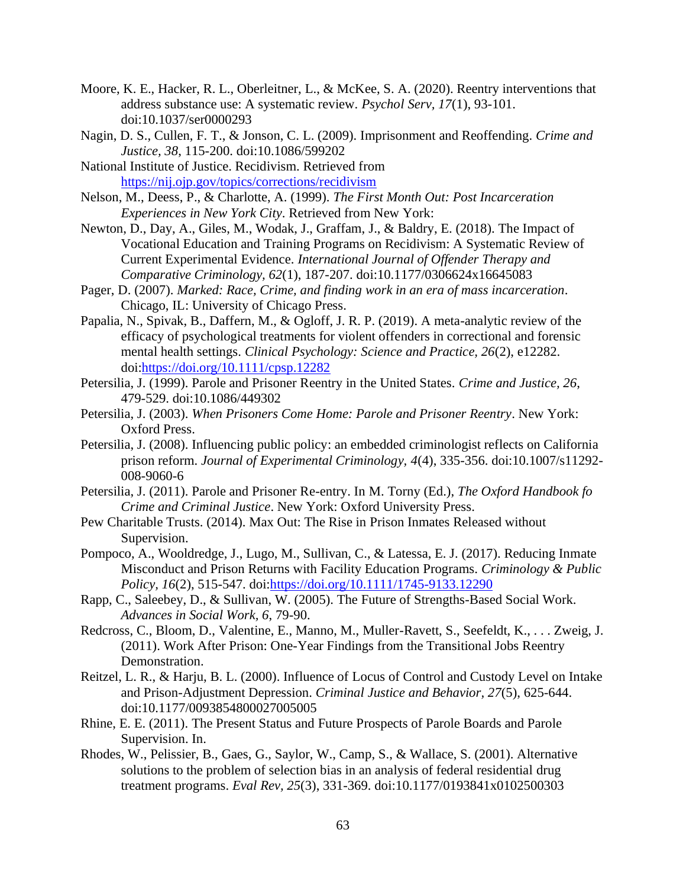Moore, K. E., Hacker, R. L., Oberleitner, L., & McKee, S. A. (2020). Reentry interventions that address substance use: A systematic review. *Psychol Serv, 17*(1), 93-101. doi:10.1037/ser0000293

Nagin, D. S., Cullen, F. T., & Jonson, C. L. (2009). Imprisonment and Reoffending. *Crime and Justice, 38*, 115-200. doi:10.1086/599202

National Institute of Justice. Recidivism. Retrieved from https://nij.ojp.gov/topics/corrections/recidivism

Nelson, M., Deess, P., & Charlotte, A. (1999). *The First Month Out: Post Incarceration Experiences in New York City*. Retrieved from New York:

Newton, D., Day, A., Giles, M., Wodak, J., Graffam, J., & Baldry, E. (2018). The Impact of Vocational Education and Training Programs on Recidivism: A Systematic Review of Current Experimental Evidence. *International Journal of Offender Therapy and Comparative Criminology, 62*(1), 187-207. doi:10.1177/0306624x16645083

Pager, D. (2007). *Marked: Race, Crime, and finding work in an era of mass incarceration*. Chicago, IL: University of Chicago Press.

Papalia, N., Spivak, B., Daffern, M., & Ogloff, J. R. P. (2019). A meta-analytic review of the efficacy of psychological treatments for violent offenders in correctional and forensic mental health settings. *Clinical Psychology: Science and Practice, 26*(2), e12282. doi:https://doi.org/10.1111/cpsp.12282

Petersilia, J. (1999). Parole and Prisoner Reentry in the United States. *Crime and Justice, 26*, 479-529. doi:10.1086/449302

Petersilia, J. (2003). *When Prisoners Come Home: Parole and Prisoner Reentry*. New York: Oxford Press.

Petersilia, J. (2008). Influencing public policy: an embedded criminologist reflects on California prison reform. *Journal of Experimental Criminology, 4*(4), 335-356. doi:10.1007/s11292-008-9060-6

Petersilia, J. (2011). Parole and Prisoner Re-entry. In M. Torny (Ed.), *The Oxford Handbook fo Crime and Criminal Justice*. New York: Oxford University Press.

Pew Charitable Trusts. (2014). Max Out: The Rise in Prison Inmates Released without Supervision.

Pompoco, A., Wooldredge, J., Lugo, M., Sullivan, C., & Latessa, E. J. (2017). Reducing Inmate Misconduct and Prison Returns with Facility Education Programs. *Criminology & Public Policy, 16*(2), 515-547. doi:https://doi.org/10.1111/1745-9133.12290

Rapp, C., Saleebey, D., & Sullivan, W. (2005). The Future of Strengths-Based Social Work. *Advances in Social Work, 6*, 79-90.

Redcross, C., Bloom, D., Valentine, E., Manno, M., Muller-Ravett, S., Seefeldt, K., . . . Zweig, J. (2011). Work After Prison: One-Year Findings from the Transitional Jobs Reentry Demonstration.

Reitzel, L. R., & Harju, B. L. (2000). Influence of Locus of Control and Custody Level on Intake and Prison-Adjustment Depression. *Criminal Justice and Behavior, 27*(5), 625-644. doi:10.1177/0093854800027005005

Rhine, E. E. (2011). The Present Status and Future Prospects of Parole Boards and Parole Supervision. In.

Rhodes, W., Pelissier, B., Gaes, G., Saylor, W., Camp, S., & Wallace, S. (2001). Alternative solutions to the problem of selection bias in an analysis of federal residential drug treatment programs. *Eval Rev, 25*(3), 331-369. doi:10.1177/0193841x0102500303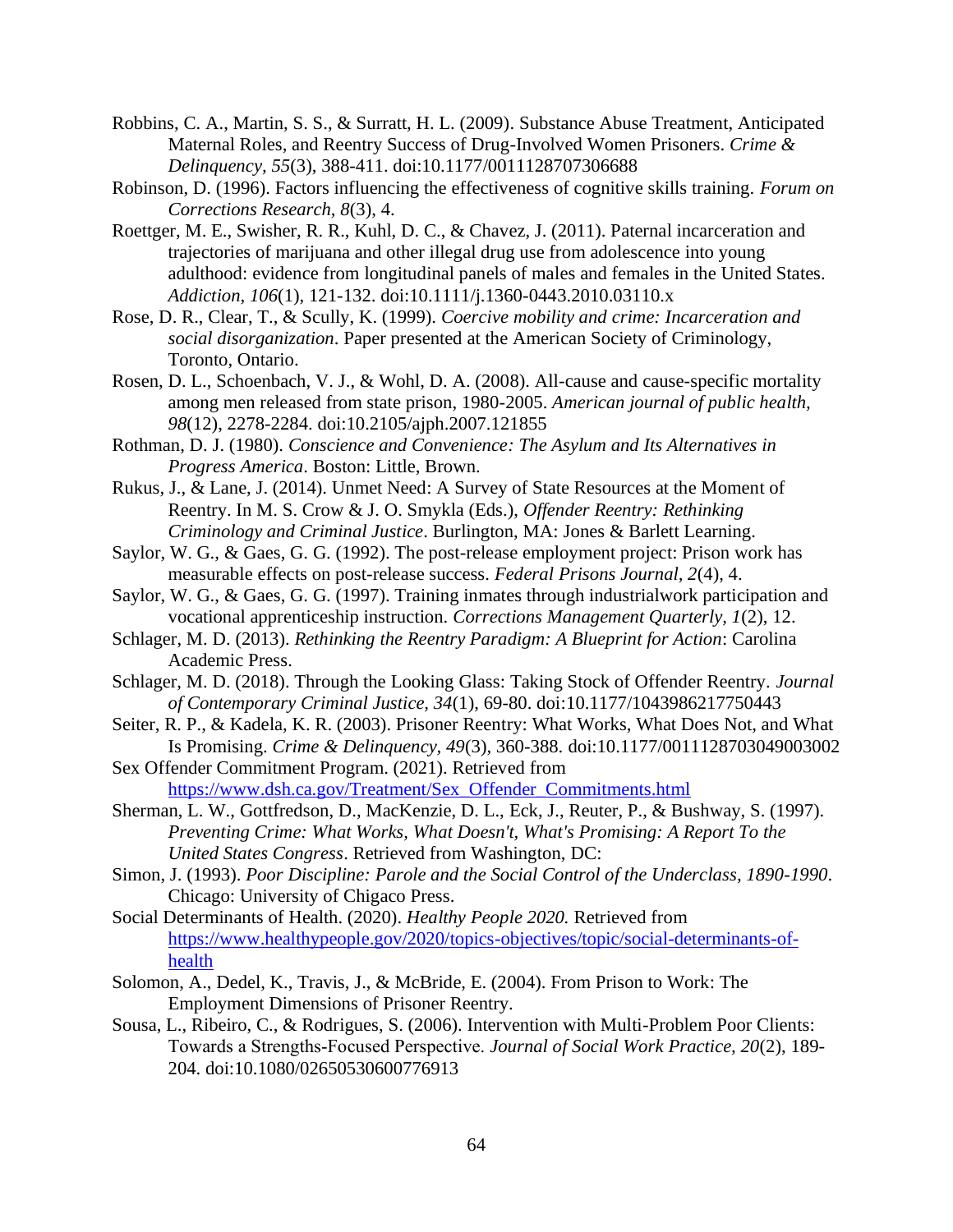Robbins, C. A., Martin, S. S., & Surratt, H. L. (2009). Substance Abuse Treatment, Anticipated Maternal Roles, and Reentry Success of Drug-Involved Women Prisoners. *Crime & Delinquency, 55*(3), 388-411. doi:10.1177/0011128707306688

Robinson, D. (1996). Factors influencing the effectiveness of cognitive skills training. *Forum on Corrections Research, 8*(3), 4.

Roettger, M. E., Swisher, R. R., Kuhl, D. C., & Chavez, J. (2011). Paternal incarceration and trajectories of marijuana and other illegal drug use from adolescence into young adulthood: evidence from longitudinal panels of males and females in the United States. *Addiction, 106*(1), 121-132. doi:10.1111/j.1360-0443.2010.03110.x

Rose, D. R., Clear, T., & Scully, K. (1999). *Coercive mobility and crime: Incarceration and social disorganization*. Paper presented at the American Society of Criminology, Toronto, Ontario.

Rosen, D. L., Schoenbach, V. J., & Wohl, D. A. (2008). All-cause and cause-specific mortality among men released from state prison, 1980-2005. *American journal of public health, 98*(12), 2278-2284. doi:10.2105/ajph.2007.121855

Rothman, D. J. (1980). *Conscience and Convenience: The Asylum and Its Alternatives in Progress America*. Boston: Little, Brown.

Rukus, J., & Lane, J. (2014). Unmet Need: A Survey of State Resources at the Moment of Reentry. In M. S. Crow & J. O. Smykla (Eds.), *Offender Reentry: Rethinking Criminology and Criminal Justice*. Burlington, MA: Jones & Barlett Learning.

Saylor, W. G., & Gaes, G. G. (1992). The post-release employment project: Prison work has measurable effects on post-release success. *Federal Prisons Journal, 2*(4), 4.

Saylor, W. G., & Gaes, G. G. (1997). Training inmates through industrialwork participation and vocational apprenticeship instruction. *Corrections Management Quarterly, 1*(2), 12.

Schlager, M. D. (2013). *Rethinking the Reentry Paradigm: A Blueprint for Action*: Carolina Academic Press.

Schlager, M. D. (2018). Through the Looking Glass: Taking Stock of Offender Reentry. *Journal of Contemporary Criminal Justice, 34*(1), 69-80. doi:10.1177/1043986217750443

Seiter, R. P., & Kadela, K. R. (2003). Prisoner Reentry: What Works, What Does Not, and What Is Promising. *Crime & Delinquency, 49*(3), 360-388. doi:10.1177/0011128703049003002

Sex Offender Commitment Program. (2021). Retrieved from https://www.dsh.ca.gov/Treatment/Sex_Offender_Commitments.html

Sherman, L. W., Gottfredson, D., MacKenzie, D. L., Eck, J., Reuter, P., & Bushway, S. (1997). *Preventing Crime: What Works, What Doesn't, What's Promising: A Report To the United States Congress*. Retrieved from Washington, DC:

Simon, J. (1993). *Poor Discipline: Parole and the Social Control of the Underclass, 1890-1990*. Chicago: University of Chigaco Press.

Social Determinants of Health. (2020). *Healthy People 2020.* Retrieved from https://www.healthypeople.gov/2020/topics-objectives/topic/social-determinants-of-health

Solomon, A., Dedel, K., Travis, J., & McBride, E. (2004). From Prison to Work: The Employment Dimensions of Prisoner Reentry.

Sousa, L., Ribeiro, C., & Rodrigues, S. (2006). Intervention with Multi-Problem Poor Clients: Towards a Strengths-Focused Perspective. *Journal of Social Work Practice, 20*(2), 189-204. doi:10.1080/02650530600776913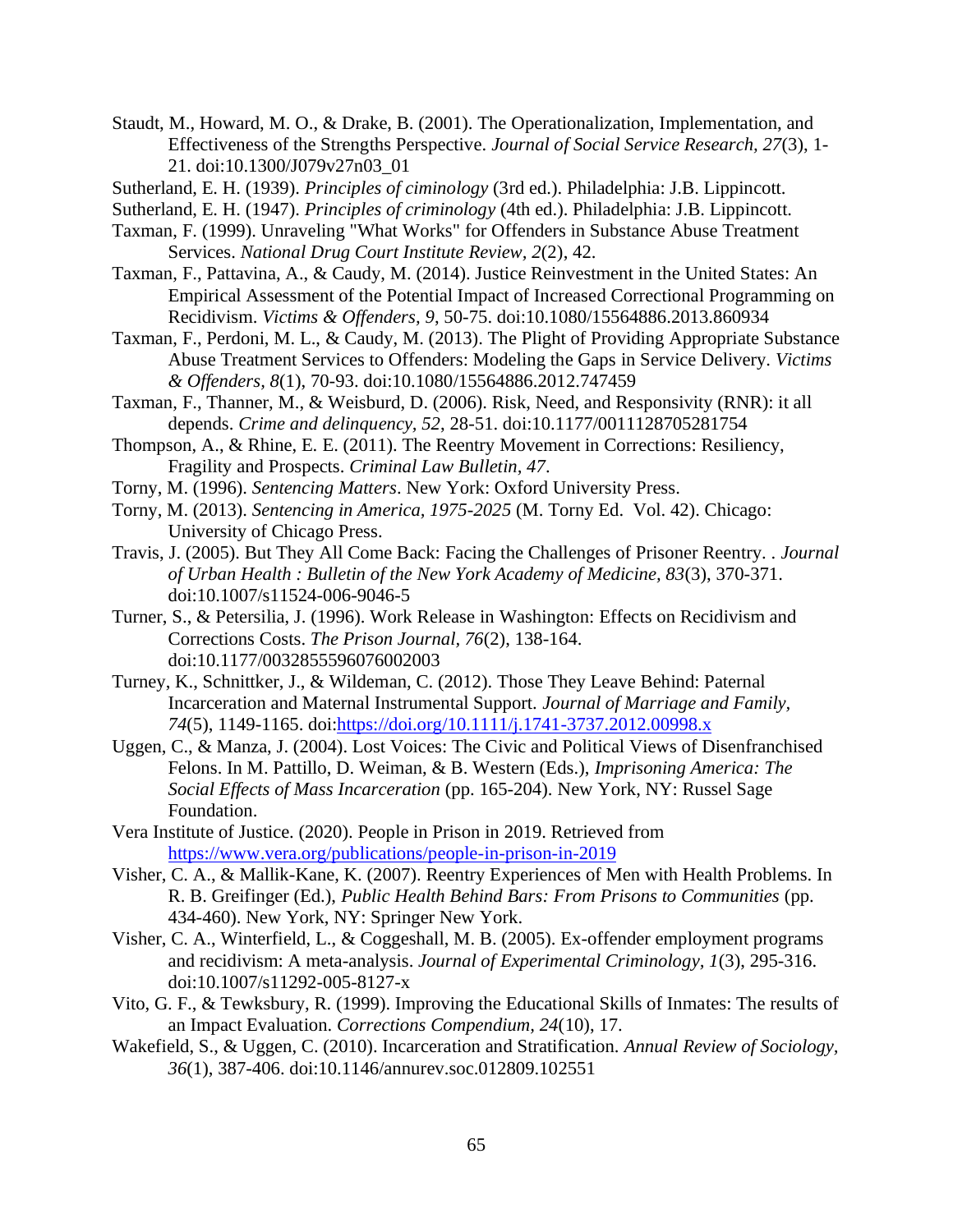Staudt, M., Howard, M. O., & Drake, B. (2001). The Operationalization, Implementation, and Effectiveness of the Strengths Perspective. *Journal of Social Service Research, 27*(3), 1-21. doi:10.1300/J079v27n03_01

Sutherland, E. H. (1939). *Principles of ciminology* (3rd ed.). Philadelphia: J.B. Lippincott.

Sutherland, E. H. (1947). *Principles of criminology* (4th ed.). Philadelphia: J.B. Lippincott.

Taxman, F. (1999). Unraveling "What Works" for Offenders in Substance Abuse Treatment Services. *National Drug Court Institute Review, 2*(2), 42.

Taxman, F., Pattavina, A., & Caudy, M. (2014). Justice Reinvestment in the United States: An Empirical Assessment of the Potential Impact of Increased Correctional Programming on Recidivism. *Victims & Offenders, 9*, 50-75. doi:10.1080/15564886.2013.860934

Taxman, F., Perdoni, M. L., & Caudy, M. (2013). The Plight of Providing Appropriate Substance Abuse Treatment Services to Offenders: Modeling the Gaps in Service Delivery. *Victims & Offenders, 8*(1), 70-93. doi:10.1080/15564886.2012.747459

Taxman, F., Thanner, M., & Weisburd, D. (2006). Risk, Need, and Responsivity (RNR): it all depends. *Crime and delinquency, 52*, 28-51. doi:10.1177/0011128705281754

Thompson, A., & Rhine, E. E. (2011). The Reentry Movement in Corrections: Resiliency, Fragility and Prospects. *Criminal Law Bulletin, 47*.

Torny, M. (1996). *Sentencing Matters*. New York: Oxford University Press.

Torny, M. (2013). *Sentencing in America, 1975-2025* (M. Torny Ed. Vol. 42). Chicago: University of Chicago Press.

Travis, J. (2005). But They All Come Back: Facing the Challenges of Prisoner Reentry. . *Journal of Urban Health : Bulletin of the New York Academy of Medicine, 83*(3), 370-371. doi:10.1007/s11524-006-9046-5

Turner, S., & Petersilia, J. (1996). Work Release in Washington: Effects on Recidivism and Corrections Costs. *The Prison Journal, 76*(2), 138-164. doi:10.1177/0032855596076002003

Turney, K., Schnittker, J., & Wildeman, C. (2012). Those They Leave Behind: Paternal Incarceration and Maternal Instrumental Support. *Journal of Marriage and Family, 74*(5), 1149-1165. doi:https://doi.org/10.1111/j.1741-3737.2012.00998.x

Uggen, C., & Manza, J. (2004). Lost Voices: The Civic and Political Views of Disenfranchised Felons. In M. Pattillo, D. Weiman, & B. Western (Eds.), *Imprisoning America: The Social Effects of Mass Incarceration* (pp. 165-204). New York, NY: Russel Sage Foundation.

Vera Institute of Justice. (2020). People in Prison in 2019. Retrieved from https://www.vera.org/publications/people-in-prison-in-2019

Visher, C. A., & Mallik-Kane, K. (2007). Reentry Experiences of Men with Health Problems. In R. B. Greifinger (Ed.), *Public Health Behind Bars: From Prisons to Communities* (pp. 434-460). New York, NY: Springer New York.

Visher, C. A., Winterfield, L., & Coggeshall, M. B. (2005). Ex-offender employment programs and recidivism: A meta-analysis. *Journal of Experimental Criminology, 1*(3), 295-316. doi:10.1007/s11292-005-8127-x

Vito, G. F., & Tewksbury, R. (1999). Improving the Educational Skills of Inmates: The results of an Impact Evaluation. *Corrections Compendium, 24*(10), 17.

Wakefield, S., & Uggen, C. (2010). Incarceration and Stratification. *Annual Review of Sociology, 36*(1), 387-406. doi:10.1146/annurev.soc.012809.102551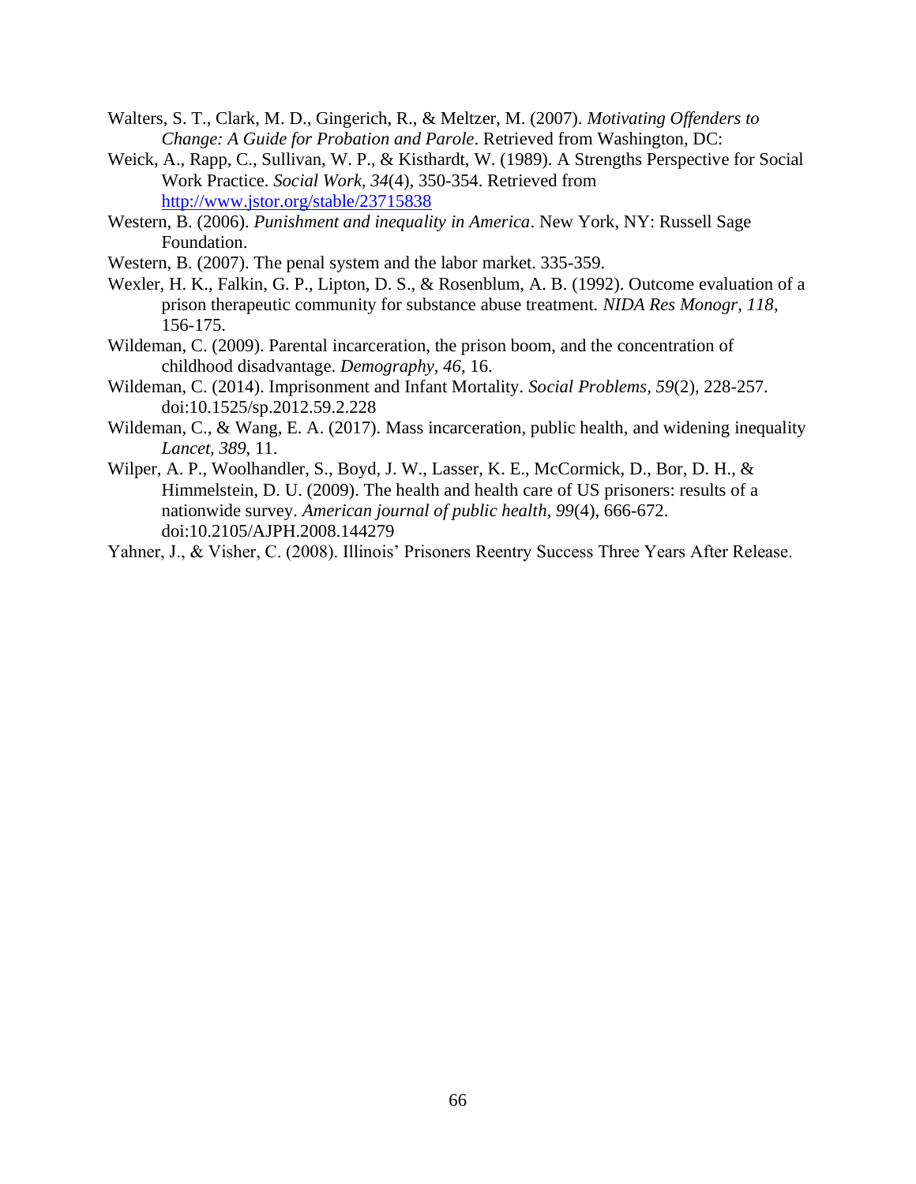Walters, S. T., Clark, M. D., Gingerich, R., & Meltzer, M. (2007). *Motivating Offenders to Change: A Guide for Probation and Parole*. Retrieved from Washington, DC:

Weick, A., Rapp, C., Sullivan, W. P., & Kisthardt, W. (1989). A Strengths Perspective for Social Work Practice. *Social Work, 34*(4), 350-354. Retrieved from http://www.jstor.org/stable/23715838

Western, B. (2006). *Punishment and inequality in America*. New York, NY: Russell Sage Foundation.

Western, B. (2007). The penal system and the labor market. 335-359.

Wexler, H. K., Falkin, G. P., Lipton, D. S., & Rosenblum, A. B. (1992). Outcome evaluation of a prison therapeutic community for substance abuse treatment. *NIDA Res Monogr, 118*, 156-175.

Wildeman, C. (2009). Parental incarceration, the prison boom, and the concentration of childhood disadvantage. *Demography, 46*, 16.

Wildeman, C. (2014). Imprisonment and Infant Mortality. *Social Problems, 59*(2), 228-257. doi:10.1525/sp.2012.59.2.228

Wildeman, C., & Wang, E. A. (2017). Mass incarceration, public health, and widening inequality *Lancet, 389*, 11.

Wilper, A. P., Woolhandler, S., Boyd, J. W., Lasser, K. E., McCormick, D., Bor, D. H., & Himmelstein, D. U. (2009). The health and health care of US prisoners: results of a nationwide survey. *American journal of public health, 99*(4), 666-672. doi:10.2105/AJPH.2008.144279

Yahner, J., & Visher, C. (2008). Illinois' Prisoners Reentry Success Three Years After Release.